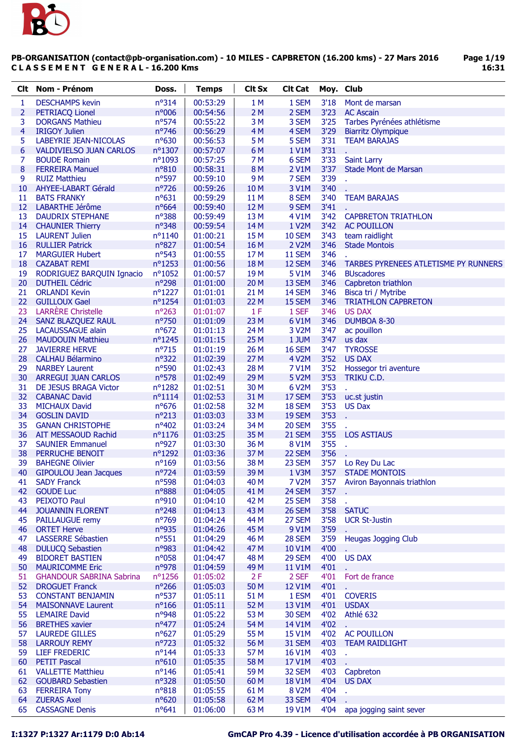**PB-ORGANISATION (contact@pb-organisation.com) - 10 MILES - CAPBRETON (16.200 kms) - 27 Mars 2016**
**C L A S S E M E N T   G E N E R A L - 16.200 Kms**

16:31

| Clt | Nom - Prénom | Doss. | Temps | Clt Sx | Clt Cat | Moy. | Club |
|---|---|---|---|---|---|---|---|
| 1 | DESCHAMPS kevin | n°314 | 00:53:29 | 1 M | 1 SEM | 3'18 | Mont de marsan |
| 2 | PETRIACQ Lionel | n°006 | 00:54:56 | 2 M | 2 SEM | 3'23 | AC Ascain |
| 3 | DORGANS Mathieu | n°574 | 00:55:22 | 3 M | 3 SEM | 3'25 | Tarbes Pyrénées athlétisme |
| 4 | IRIGOY Julien | n°746 | 00:56:29 | 4 M | 4 SEM | 3'29 | Biarritz Olympique |
| 5 | LABEYRIE JEAN-NICOLAS | n°630 | 00:56:53 | 5 M | 5 SEM | 3'31 | TEAM BARAJAS |
| 6 | VALDIVIELSO JUAN CARLOS | n°1307 | 00:57:07 | 6 M | 1 V1M | 3'31 | . |
| 7 | BOUDE Romain | n°1093 | 00:57:25 | 7 M | 6 SEM | 3'33 | Saint Larry |
| 8 | FERREIRA Manuel | n°810 | 00:58:31 | 8 M | 2 V1M | 3'37 | Stade Mont de Marsan |
| 9 | RUIZ Matthieu | n°597 | 00:59:10 | 9 M | 7 SEM | 3'39 | . |
| 10 | AHYEE-LABART Gérald | n°726 | 00:59:26 | 10 M | 3 V1M | 3'40 | . |
| 11 | BATS FRANKY | n°631 | 00:59:29 | 11 M | 8 SEM | 3'40 | TEAM BARAJAS |
| 12 | LABARTHE Jérôme | n°664 | 00:59:40 | 12 M | 9 SEM | 3'41 | . |
| 13 | DAUDRIX STEPHANE | n°388 | 00:59:49 | 13 M | 4 V1M | 3'42 | CAPBRETON TRIATHLON |
| 14 | CHAUNIER Thierry | n°348 | 00:59:54 | 14 M | 1 V2M | 3'42 | AC POUILLON |
| 15 | LAURENT Julien | n°1140 | 01:00:21 | 15 M | 10 SEM | 3'43 | team raidlight |
| 16 | RULLIER Patrick | n°827 | 01:00:54 | 16 M | 2 V2M | 3'46 | Stade Montois |
| 17 | MARGUIER Hubert | n°543 | 01:00:55 | 17 M | 11 SEM | 3'46 | . |
| 18 | CAZABAT REMI | n°1253 | 01:00:56 | 18 M | 12 SEM | 3'46 | TARBES PYRENEES ATLETISME PY RUNNERS |
| 19 | RODRIGUEZ BARQUIN Ignacio | n°1052 | 01:00:57 | 19 M | 5 V1M | 3'46 | BUscadores |
| 20 | DUTHEIL Cédric | n°298 | 01:01:00 | 20 M | 13 SEM | 3'46 | Capbreton triathlon |
| 21 | ORLANDI Kevin | n°1227 | 01:01:01 | 21 M | 14 SEM | 3'46 | Bisca tri / Mytribe |
| 22 | GUILLOUX Gael | n°1254 | 01:01:03 | 22 M | 15 SEM | 3'46 | TRIATHLON CAPBRETON |
| 23 | LARRÈRE Christelle | n°263 | 01:01:07 | 1 F | 1 SEF | 3'46 | US DAX |
| 24 | SANZ BLAZQUEZ RAUL | n°750 | 01:01:09 | 23 M | 6 V1M | 3'46 | DUMBOA 8-30 |
| 25 | LACAUSSAGUE alain | n°672 | 01:01:13 | 24 M | 3 V2M | 3'47 | ac pouillon |
| 26 | MAUDOUIN Matthieu | n°1245 | 01:01:15 | 25 M | 1 JUM | 3'47 | us dax |
| 27 | JAVIERRE HERVE | n°715 | 01:01:19 | 26 M | 16 SEM | 3'47 | TYROSSE |
| 28 | CALHAU Bélarmino | n°322 | 01:02:39 | 27 M | 4 V2M | 3'52 | US DAX |
| 29 | NARBEY Laurent | n°590 | 01:02:43 | 28 M | 7 V1M | 3'52 | Hossegor tri aventure |
| 30 | ARREGUI JUAN CARLOS | n°578 | 01:02:49 | 29 M | 5 V2M | 3'53 | TRIKU C.D. |
| 31 | DE JESUS BRAGA Victor | n°1282 | 01:02:51 | 30 M | 6 V2M | 3'53 | . |
| 32 | CABANAC David | n°1114 | 01:02:53 | 31 M | 17 SEM | 3'53 | uc.st justin |
| 33 | MICHAUX David | n°676 | 01:02:58 | 32 M | 18 SEM | 3'53 | US Dax |
| 34 | GOSLIN DAVID | n°213 | 01:03:03 | 33 M | 19 SEM | 3'53 | . |
| 35 | GANAN CHRISTOPHE | n°402 | 01:03:24 | 34 M | 20 SEM | 3'55 | . |
| 36 | AIT MESSAOUD Rachid | n°1176 | 01:03:25 | 35 M | 21 SEM | 3'55 | LOS ASTIAUS |
| 37 | SAUNIER Emmanuel | n°927 | 01:03:30 | 36 M | 8 V1M | 3'55 | . |
| 38 | PERRUCHE BENOIT | n°1292 | 01:03:36 | 37 M | 22 SEM | 3'56 | . |
| 39 | BAHEGNE Olivier | n°169 | 01:03:56 | 38 M | 23 SEM | 3'57 | Lo Rey Du Lac |
| 40 | GIPOULOU Jean Jacques | n°724 | 01:03:59 | 39 M | 1 V3M | 3'57 | STADE MONTOIS |
| 41 | SADY Franck | n°598 | 01:04:03 | 40 M | 7 V2M | 3'57 | Aviron Bayonnais triathlon |
| 42 | GOUDE Luc | n°888 | 01:04:05 | 41 M | 24 SEM | 3'57 | . |
| 43 | PEIXOTO Paul | n°910 | 01:04:10 | 42 M | 25 SEM | 3'58 | . |
| 44 | JOUANNIN FLORENT | n°248 | 01:04:13 | 43 M | 26 SEM | 3'58 | SATUC |
| 45 | PAILLAUGUE remy | n°769 | 01:04:24 | 44 M | 27 SEM | 3'58 | UCR St-Justin |
| 46 | ORTET Herve | n°935 | 01:04:26 | 45 M | 9 V1M | 3'59 | . |
| 47 | LASSERRE Sébastien | n°551 | 01:04:29 | 46 M | 28 SEM | 3'59 | Heugas Jogging Club |
| 48 | DULUCQ Sebastien | n°983 | 01:04:42 | 47 M | 10 V1M | 4'00 | . |
| 49 | BIDORET BASTIEN | n°058 | 01:04:47 | 48 M | 29 SEM | 4'00 | US DAX |
| 50 | MAURICOMME Eric | n°978 | 01:04:59 | 49 M | 11 V1M | 4'01 | . |
| 51 | GHANDOUR SABRINA Sabrina | n°1256 | 01:05:02 | 2 F | 2 SEF | 4'01 | Fort de france |
| 52 | DROGUET Franck | n°266 | 01:05:03 | 50 M | 12 V1M | 4'01 | . |
| 53 | CONSTANT BENJAMIN | n°537 | 01:05:11 | 51 M | 1 ESM | 4'01 | COVERIS |
| 54 | MAISONNAVE Laurent | n°166 | 01:05:11 | 52 M | 13 V1M | 4'01 | USDAX |
| 55 | LEMAIRE David | n°948 | 01:05:22 | 53 M | 30 SEM | 4'02 | Athlé 632 |
| 56 | BRETHES xavier | n°477 | 01:05:24 | 54 M | 14 V1M | 4'02 | . |
| 57 | LAUREDE GILLES | n°627 | 01:05:29 | 55 M | 15 V1M | 4'02 | AC POUILLON |
| 58 | LARROUY REMY | n°723 | 01:05:32 | 56 M | 31 SEM | 4'03 | TEAM RAIDLIGHT |
| 59 | LIEF FREDERIC | n°144 | 01:05:33 | 57 M | 16 V1M | 4'03 | . |
| 60 | PETIT Pascal | n°610 | 01:05:35 | 58 M | 17 V1M | 4'03 | . |
| 61 | VALLETTE Matthieu | n°146 | 01:05:41 | 59 M | 32 SEM | 4'03 | Capbreton |
| 62 | GOUBARD Sebastien | n°328 | 01:05:50 | 60 M | 18 V1M | 4'04 | US DAX |
| 63 | FERREIRA Tony | n°818 | 01:05:55 | 61 M | 8 V2M | 4'04 | . |
| 64 | ZUERAS Axel | n°620 | 01:05:58 | 62 M | 33 SEM | 4'04 | . |
| 65 | CASSAGNE Denis | n°641 | 01:06:00 | 63 M | 19 V1M | 4'04 | apa jogging saint sever |

I:1327 P:1327 Ar:1179 D:0 Ab:14

GmCAP Pro 4.39 - Licence d'utilisation accordée à PB ORGANISATION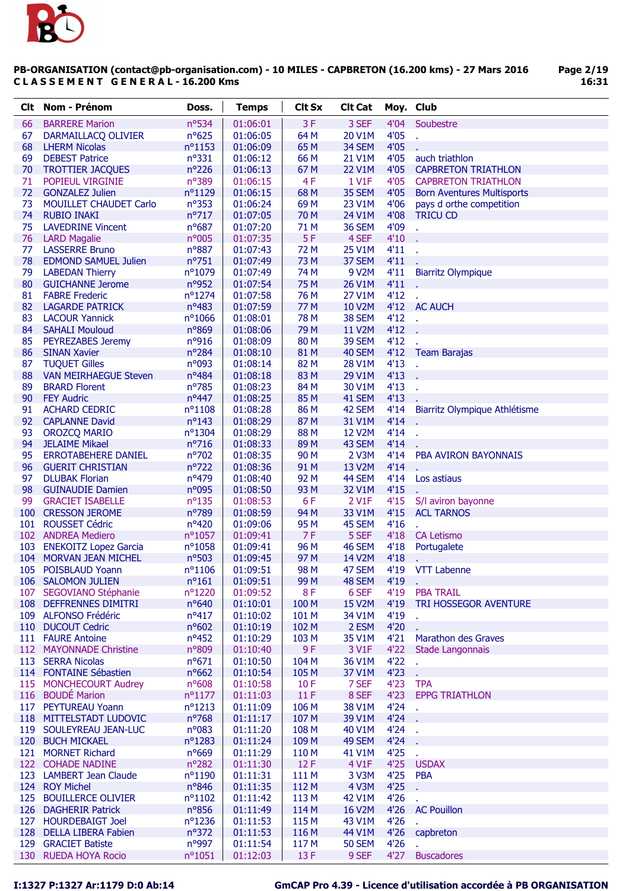**PB-ORGANISATION (contact@pb-organisation.com) - 10 MILES - CAPBRETON (16.200 kms) - 27 Mars 2016**
**C L A S S E M E N T G E N E R A L - 16.200 Kms**

| Clt | Nom - Prénom | Doss. | Temps | Clt Sx | Clt Cat | Moy. | Club |
|---|---|---|---|---|---|---|---|
| 66 | BARRERE Marion | n°534 | 01:06:01 | 3 F | 3 SEF | 4'04 | Soubestre |
| 67 | DARMAILLACQ OLIVIER | n°625 | 01:06:05 | 64 M | 20 V1M | 4'05 | . |
| 68 | LHERM Nicolas | n°1153 | 01:06:09 | 65 M | 34 SEM | 4'05 | . |
| 69 | DEBEST Patrice | n°331 | 01:06:12 | 66 M | 21 V1M | 4'05 | auch triathlon |
| 70 | TROTTIER JACQUES | n°226 | 01:06:13 | 67 M | 22 V1M | 4'05 | CAPBRETON TRIATHLON |
| 71 | POPIEUL VIRGINIE | n°389 | 01:06:15 | 4 F | 1 V1F | 4'05 | CAPBRETON TRIATHLON |
| 72 | GONZALEZ Julien | n°1129 | 01:06:15 | 68 M | 35 SEM | 4'05 | Born Aventures Multisports |
| 73 | MOUILLET CHAUDET Carlo | n°353 | 01:06:24 | 69 M | 23 V1M | 4'06 | pays d orthe competition |
| 74 | RUBIO INAKI | n°717 | 01:07:05 | 70 M | 24 V1M | 4'08 | TRICU CD |
| 75 | LAVEDRINE Vincent | n°687 | 01:07:20 | 71 M | 36 SEM | 4'09 | . |
| 76 | LARD Magalie | n°005 | 01:07:35 | 5 F | 4 SEF | 4'10 | . |
| 77 | LASSERRE Bruno | n°887 | 01:07:43 | 72 M | 25 V1M | 4'11 | . |
| 78 | EDMOND SAMUEL Julien | n°751 | 01:07:49 | 73 M | 37 SEM | 4'11 | . |
| 79 | LABEDAN Thierry | n°1079 | 01:07:49 | 74 M | 9 V2M | 4'11 | Biarritz Olympique |
| 80 | GUICHANNE Jerome | n°952 | 01:07:54 | 75 M | 26 V1M | 4'11 | . |
| 81 | FABRE Frederic | n°1274 | 01:07:58 | 76 M | 27 V1M | 4'12 | . |
| 82 | LAGARDE PATRICK | n°483 | 01:07:59 | 77 M | 10 V2M | 4'12 | AC AUCH |
| 83 | LACOUR Yannick | n°1066 | 01:08:01 | 78 M | 38 SEM | 4'12 | . |
| 84 | SAHALI Mouloud | n°869 | 01:08:06 | 79 M | 11 V2M | 4'12 | . |
| 85 | PEYREZABES Jeremy | n°916 | 01:08:09 | 80 M | 39 SEM | 4'12 | . |
| 86 | SINAN Xavier | n°284 | 01:08:10 | 81 M | 40 SEM | 4'12 | Team Barajas |
| 87 | TUQUET Gilles | n°093 | 01:08:14 | 82 M | 28 V1M | 4'13 | . |
| 88 | VAN MEIRHAEGUE Steven | n°484 | 01:08:18 | 83 M | 29 V1M | 4'13 | . |
| 89 | BRARD Florent | n°785 | 01:08:23 | 84 M | 30 V1M | 4'13 | . |
| 90 | FEY Audric | n°447 | 01:08:25 | 85 M | 41 SEM | 4'13 | . |
| 91 | ACHARD CEDRIC | n°1108 | 01:08:28 | 86 M | 42 SEM | 4'14 | Biarritz Olympique Athlétisme |
| 92 | CAPLANNE David | n°143 | 01:08:29 | 87 M | 31 V1M | 4'14 | . |
| 93 | OROZCQ MARIO | n°1304 | 01:08:29 | 88 M | 12 V2M | 4'14 | . |
| 94 | JELAIME Mikael | n°716 | 01:08:33 | 89 M | 43 SEM | 4'14 | . |
| 95 | ERROTABEHERE DANIEL | n°702 | 01:08:35 | 90 M | 2 V3M | 4'14 | PBA AVIRON BAYONNAIS |
| 96 | GUERIT CHRISTIAN | n°722 | 01:08:36 | 91 M | 13 V2M | 4'14 | . |
| 97 | DLUBAK Florian | n°479 | 01:08:40 | 92 M | 44 SEM | 4'14 | Los astiaus |
| 98 | GUINAUDIE Damien | n°095 | 01:08:50 | 93 M | 32 V1M | 4'15 | . |
| 99 | GRACIET ISABELLE | n°135 | 01:08:53 | 6 F | 2 V1F | 4'15 | S/l aviron bayonne |
| 100 | CRESSON JEROME | n°789 | 01:08:59 | 94 M | 33 V1M | 4'15 | ACL TARNOS |
| 101 | ROUSSET Cédric | n°420 | 01:09:06 | 95 M | 45 SEM | 4'16 | . |
| 102 | ANDREA Mediero | n°1057 | 01:09:41 | 7 F | 5 SEF | 4'18 | CA Letismo |
| 103 | ENEKOITZ Lopez Garcia | n°1058 | 01:09:41 | 96 M | 46 SEM | 4'18 | Portugalete |
| 104 | MORVAN JEAN MICHEL | n°503 | 01:09:45 | 97 M | 14 V2M | 4'18 | . |
| 105 | POISBLAUD Yoann | n°1106 | 01:09:51 | 98 M | 47 SEM | 4'19 | VTT Labenne |
| 106 | SALOMON JULIEN | n°161 | 01:09:51 | 99 M | 48 SEM | 4'19 | . |
| 107 | SEGOVIANO Stéphanie | n°1220 | 01:09:52 | 8 F | 6 SEF | 4'19 | PBA TRAIL |
| 108 | DEFFRENNES DIMITRI | n°640 | 01:10:01 | 100 M | 15 V2M | 4'19 | TRI HOSSEGOR AVENTURE |
| 109 | ALFONSO Frédéric | n°417 | 01:10:02 | 101 M | 34 V1M | 4'19 | . |
| 110 | DUCOUT Cedric | n°602 | 01:10:19 | 102 M | 2 ESM | 4'20 | . |
| 111 | FAURE Antoine | n°452 | 01:10:29 | 103 M | 35 V1M | 4'21 | Marathon des Graves |
| 112 | MAYONNADE Christine | n°809 | 01:10:40 | 9 F | 3 V1F | 4'22 | Stade Langonnais |
| 113 | SERRA Nicolas | n°671 | 01:10:50 | 104 M | 36 V1M | 4'22 | . |
| 114 | FONTAINE Sébastien | n°662 | 01:10:54 | 105 M | 37 V1M | 4'23 | . |
| 115 | MONCHECOURT Audrey | n°608 | 01:10:58 | 10 F | 7 SEF | 4'23 | TPA |
| 116 | BOUDÉ Marion | n°1177 | 01:11:03 | 11 F | 8 SEF | 4'23 | EPPG TRIATHLON |
| 117 | PEYTUREAU Yoann | n°1213 | 01:11:09 | 106 M | 38 V1M | 4'24 | . |
| 118 | MITTELSTADT LUDOVIC | n°768 | 01:11:17 | 107 M | 39 V1M | 4'24 | . |
| 119 | SOULEYREAU JEAN-LUC | n°083 | 01:11:20 | 108 M | 40 V1M | 4'24 | . |
| 120 | BUCH MICKAEL | n°1283 | 01:11:24 | 109 M | 49 SEM | 4'24 | . |
| 121 | MORNET Richard | n°669 | 01:11:29 | 110 M | 41 V1M | 4'25 | . |
| 122 | COHADE NADINE | n°282 | 01:11:30 | 12 F | 4 V1F | 4'25 | USDAX |
| 123 | LAMBERT Jean Claude | n°1190 | 01:11:31 | 111 M | 3 V3M | 4'25 | PBA |
| 124 | ROY Michel | n°846 | 01:11:35 | 112 M | 4 V3M | 4'25 | . |
| 125 | BOUILLERCE OLIVIER | n°1102 | 01:11:42 | 113 M | 42 V1M | 4'26 | . |
| 126 | DAGHERIR Patrick | n°856 | 01:11:49 | 114 M | 16 V2M | 4'26 | AC Pouillon |
| 127 | HOURDEBAIGT Joel | n°1236 | 01:11:53 | 115 M | 43 V1M | 4'26 | . |
| 128 | DELLA LIBERA Fabien | n°372 | 01:11:53 | 116 M | 44 V1M | 4'26 | capbreton |
| 129 | GRACIET Batiste | n°997 | 01:11:54 | 117 M | 50 SEM | 4'26 | . |
| 130 | RUEDA HOYA Rocio | n°1051 | 01:12:03 | 13 F | 9 SEF | 4'27 | Buscadores |

I:1327 P:1327 Ar:1179 D:0 Ab:14 — GmCAP Pro 4.39 - Licence d'utilisation accordée à PB ORGANISATION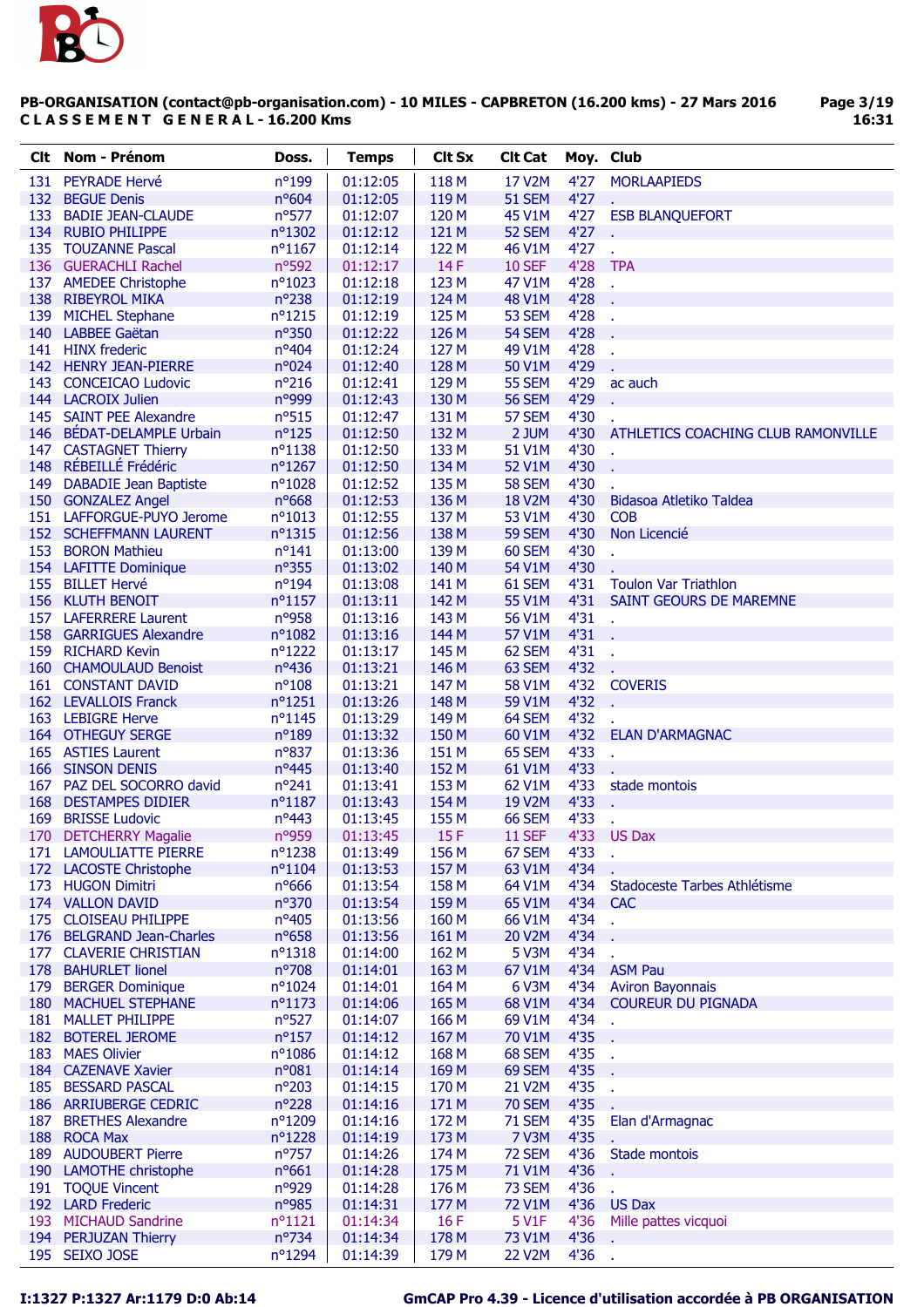**PB-ORGANISATION (contact@pb-organisation.com) - 10 MILES - CAPBRETON (16.200 kms) - 27 Mars 2016**
**CLASSEMENT GENERAL - 16.200 Kms**

| Clt | Nom - Prénom | Doss. | Temps | Clt Sx | Clt Cat | Moy. | Club |
|---|---|---|---|---|---|---|---|
| 131 | PEYRADE Hervé | n°199 | 01:12:05 | 118 M | 17 V2M | 4'27 | MORLAAPIEDS |
| 132 | BEGUE Denis | n°604 | 01:12:05 | 119 M | 51 SEM | 4'27 | . |
| 133 | BADIE JEAN-CLAUDE | n°577 | 01:12:07 | 120 M | 45 V1M | 4'27 | ESB BLANQUEFORT |
| 134 | RUBIO PHILIPPE | n°1302 | 01:12:12 | 121 M | 52 SEM | 4'27 | . |
| 135 | TOUZANNE Pascal | n°1167 | 01:12:14 | 122 M | 46 V1M | 4'27 | . |
| 136 | GUERACHLI Rachel | n°592 | 01:12:17 | 14 F | 10 SEF | 4'28 | TPA |
| 137 | AMEDEE Christophe | n°1023 | 01:12:18 | 123 M | 47 V1M | 4'28 | . |
| 138 | RIBEYROL MIKA | n°238 | 01:12:19 | 124 M | 48 V1M | 4'28 | . |
| 139 | MICHEL Stephane | n°1215 | 01:12:19 | 125 M | 53 SEM | 4'28 | . |
| 140 | LABBEE Gaëtan | n°350 | 01:12:22 | 126 M | 54 SEM | 4'28 | . |
| 141 | HINX frederic | n°404 | 01:12:24 | 127 M | 49 V1M | 4'28 | . |
| 142 | HENRY JEAN-PIERRE | n°024 | 01:12:40 | 128 M | 50 V1M | 4'29 | . |
| 143 | CONCEICAO Ludovic | n°216 | 01:12:41 | 129 M | 55 SEM | 4'29 | ac auch |
| 144 | LACROIX Julien | n°999 | 01:12:43 | 130 M | 56 SEM | 4'29 | . |
| 145 | SAINT PEE Alexandre | n°515 | 01:12:47 | 131 M | 57 SEM | 4'30 | . |
| 146 | BÉDAT-DELAMPLE Urbain | n°125 | 01:12:50 | 132 M | 2 JUM | 4'30 | ATHLETICS COACHING CLUB RAMONVILLE |
| 147 | CASTAGNET Thierry | n°1138 | 01:12:50 | 133 M | 51 V1M | 4'30 | . |
| 148 | RÉBEILLÉ Frédéric | n°1267 | 01:12:50 | 134 M | 52 V1M | 4'30 | . |
| 149 | DABADIE Jean Baptiste | n°1028 | 01:12:52 | 135 M | 58 SEM | 4'30 | . |
| 150 | GONZALEZ Angel | n°668 | 01:12:53 | 136 M | 18 V2M | 4'30 | Bidasoa Atletiko Taldea |
| 151 | LAFFORGUE-PUYO Jerome | n°1013 | 01:12:55 | 137 M | 53 V1M | 4'30 | COB |
| 152 | SCHEFFMANN LAURENT | n°1315 | 01:12:56 | 138 M | 59 SEM | 4'30 | Non Licencié |
| 153 | BORON Mathieu | n°141 | 01:13:00 | 139 M | 60 SEM | 4'30 | . |
| 154 | LAFITTE Dominique | n°355 | 01:13:02 | 140 M | 54 V1M | 4'30 | . |
| 155 | BILLET Hervé | n°194 | 01:13:08 | 141 M | 61 SEM | 4'31 | Toulon Var Triathlon |
| 156 | KLUTH BENOIT | n°1157 | 01:13:11 | 142 M | 55 V1M | 4'31 | SAINT GEOURS DE MAREMNE |
| 157 | LAFERRERE Laurent | n°958 | 01:13:16 | 143 M | 56 V1M | 4'31 | . |
| 158 | GARRIGUES Alexandre | n°1082 | 01:13:16 | 144 M | 57 V1M | 4'31 | . |
| 159 | RICHARD Kevin | n°1222 | 01:13:17 | 145 M | 62 SEM | 4'31 | . |
| 160 | CHAMOULAUD Benoist | n°436 | 01:13:21 | 146 M | 63 SEM | 4'32 | . |
| 161 | CONSTANT DAVID | n°108 | 01:13:21 | 147 M | 58 V1M | 4'32 | COVERIS |
| 162 | LEVALLOIS Franck | n°1251 | 01:13:26 | 148 M | 59 V1M | 4'32 | . |
| 163 | LEBIGRE Herve | n°1145 | 01:13:29 | 149 M | 64 SEM | 4'32 | . |
| 164 | OTHEGUY SERGE | n°189 | 01:13:32 | 150 M | 60 V1M | 4'32 | ELAN D'ARMAGNAC |
| 165 | ASTIES Laurent | n°837 | 01:13:36 | 151 M | 65 SEM | 4'33 | . |
| 166 | SINSON DENIS | n°445 | 01:13:40 | 152 M | 61 V1M | 4'33 | . |
| 167 | PAZ DEL SOCORRO david | n°241 | 01:13:41 | 153 M | 62 V1M | 4'33 | stade montois |
| 168 | DESTAMPES DIDIER | n°1187 | 01:13:43 | 154 M | 19 V2M | 4'33 | . |
| 169 | BRISSE Ludovic | n°443 | 01:13:45 | 155 M | 66 SEM | 4'33 | . |
| 170 | DETCHERRY Magalie | n°959 | 01:13:45 | 15 F | 11 SEF | 4'33 | US Dax |
| 171 | LAMOULIATTE PIERRE | n°1238 | 01:13:49 | 156 M | 67 SEM | 4'33 | . |
| 172 | LACOSTE Christophe | n°1104 | 01:13:53 | 157 M | 63 V1M | 4'34 | . |
| 173 | HUGON Dimitri | n°666 | 01:13:54 | 158 M | 64 V1M | 4'34 | Stadoceste Tarbes Athlétisme |
| 174 | VALLON DAVID | n°370 | 01:13:54 | 159 M | 65 V1M | 4'34 | CAC |
| 175 | CLOISEAU PHILIPPE | n°405 | 01:13:56 | 160 M | 66 V1M | 4'34 | . |
| 176 | BELGRAND Jean-Charles | n°658 | 01:13:56 | 161 M | 20 V2M | 4'34 | . |
| 177 | CLAVERIE CHRISTIAN | n°1318 | 01:14:00 | 162 M | 5 V3M | 4'34 | . |
| 178 | BAHURLET lionel | n°708 | 01:14:01 | 163 M | 67 V1M | 4'34 | ASM Pau |
| 179 | BERGER Dominique | n°1024 | 01:14:01 | 164 M | 6 V3M | 4'34 | Aviron Bayonnais |
| 180 | MACHUEL STEPHANE | n°1173 | 01:14:06 | 165 M | 68 V1M | 4'34 | COUREUR DU PIGNADA |
| 181 | MALLET PHILIPPE | n°527 | 01:14:07 | 166 M | 69 V1M | 4'34 | . |
| 182 | BOTEREL JEROME | n°157 | 01:14:12 | 167 M | 70 V1M | 4'35 | . |
| 183 | MAES Olivier | n°1086 | 01:14:12 | 168 M | 68 SEM | 4'35 | . |
| 184 | CAZENAVE Xavier | n°081 | 01:14:14 | 169 M | 69 SEM | 4'35 | . |
| 185 | BESSARD PASCAL | n°203 | 01:14:15 | 170 M | 21 V2M | 4'35 | . |
| 186 | ARRIUBERGE CEDRIC | n°228 | 01:14:16 | 171 M | 70 SEM | 4'35 | . |
| 187 | BRETHES Alexandre | n°1209 | 01:14:16 | 172 M | 71 SEM | 4'35 | Elan d'Armagnac |
| 188 | ROCA Max | n°1228 | 01:14:19 | 173 M | 7 V3M | 4'35 | . |
| 189 | AUDOUBERT Pierre | n°757 | 01:14:26 | 174 M | 72 SEM | 4'36 | Stade montois |
| 190 | LAMOTHE christophe | n°661 | 01:14:28 | 175 M | 71 V1M | 4'36 | . |
| 191 | TOQUE Vincent | n°929 | 01:14:28 | 176 M | 73 SEM | 4'36 | . |
| 192 | LARD Frederic | n°985 | 01:14:31 | 177 M | 72 V1M | 4'36 | US Dax |
| 193 | MICHAUD Sandrine | n°1121 | 01:14:34 | 16 F | 5 V1F | 4'36 | Mille pattes vicquoi |
| 194 | PERJUZAN Thierry | n°734 | 01:14:34 | 178 M | 73 V1M | 4'36 | . |
| 195 | SEIXO JOSE | n°1294 | 01:14:39 | 179 M | 22 V2M | 4'36 | . |

I:1327 P:1327 Ar:1179 D:0 Ab:14 — GmCAP Pro 4.39 - Licence d'utilisation accordée à PB ORGANISATION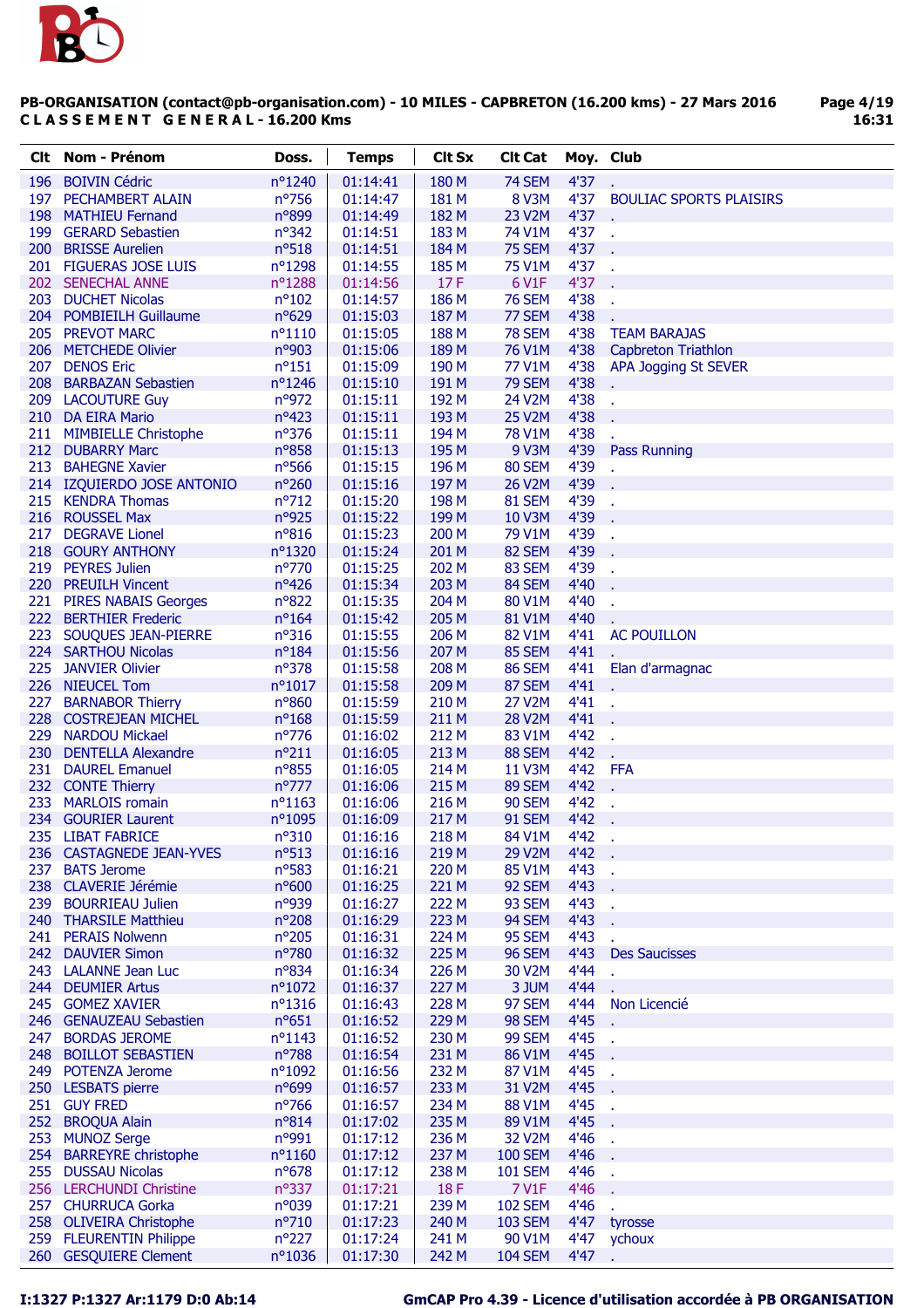**PB-ORGANISATION (contact@pb-organisation.com) - 10 MILES - CAPBRETON (16.200 kms) - 27 Mars 2016**
**CLASSEMENT GENERAL - 16.200 Kms**

| Clt | Nom - Prénom | Doss. | Temps | Clt Sx | Clt Cat | Moy. | Club |
|---|---|---|---|---|---|---|---|
| 196 | BOIVIN Cédric | n°1240 | 01:14:41 | 180 M | 74 SEM | 4'37 | . |
| 197 | PECHAMBERT ALAIN | n°756 | 01:14:47 | 181 M | 8 V3M | 4'37 | BOULIAC SPORTS PLAISIRS |
| 198 | MATHIEU Fernand | n°899 | 01:14:49 | 182 M | 23 V2M | 4'37 | . |
| 199 | GERARD Sebastien | n°342 | 01:14:51 | 183 M | 74 V1M | 4'37 | . |
| 200 | BRISSE Aurelien | n°518 | 01:14:51 | 184 M | 75 SEM | 4'37 | . |
| 201 | FIGUERAS JOSE LUIS | n°1298 | 01:14:55 | 185 M | 75 V1M | 4'37 | . |
| 202 | SENECHAL ANNE | n°1288 | 01:14:56 | 17 F | 6 V1F | 4'37 | . |
| 203 | DUCHET Nicolas | n°102 | 01:14:57 | 186 M | 76 SEM | 4'38 | . |
| 204 | POMBIEILH Guillaume | n°629 | 01:15:03 | 187 M | 77 SEM | 4'38 | . |
| 205 | PREVOT MARC | n°1110 | 01:15:05 | 188 M | 78 SEM | 4'38 | TEAM BARAJAS |
| 206 | METCHEDE Olivier | n°903 | 01:15:06 | 189 M | 76 V1M | 4'38 | Capbreton Triathlon |
| 207 | DENOS Eric | n°151 | 01:15:09 | 190 M | 77 V1M | 4'38 | APA Jogging St SEVER |
| 208 | BARBAZAN Sebastien | n°1246 | 01:15:10 | 191 M | 79 SEM | 4'38 | . |
| 209 | LACOUTURE Guy | n°972 | 01:15:11 | 192 M | 24 V2M | 4'38 | . |
| 210 | DA EIRA Mario | n°423 | 01:15:11 | 193 M | 25 V2M | 4'38 | . |
| 211 | MIMBIELLE Christophe | n°376 | 01:15:11 | 194 M | 78 V1M | 4'38 | . |
| 212 | DUBARRY Marc | n°858 | 01:15:13 | 195 M | 9 V3M | 4'39 | Pass Running |
| 213 | BAHEGNE Xavier | n°566 | 01:15:15 | 196 M | 80 SEM | 4'39 | . |
| 214 | IZQUIERDO JOSE ANTONIO | n°260 | 01:15:16 | 197 M | 26 V2M | 4'39 | . |
| 215 | KENDRA Thomas | n°712 | 01:15:20 | 198 M | 81 SEM | 4'39 | . |
| 216 | ROUSSEL Max | n°925 | 01:15:22 | 199 M | 10 V3M | 4'39 | . |
| 217 | DEGRAVE Lionel | n°816 | 01:15:23 | 200 M | 79 V1M | 4'39 | . |
| 218 | GOURY ANTHONY | n°1320 | 01:15:24 | 201 M | 82 SEM | 4'39 | . |
| 219 | PEYRES Julien | n°770 | 01:15:25 | 202 M | 83 SEM | 4'39 | . |
| 220 | PREUILH Vincent | n°426 | 01:15:34 | 203 M | 84 SEM | 4'40 | . |
| 221 | PIRES NABAIS Georges | n°822 | 01:15:35 | 204 M | 80 V1M | 4'40 | . |
| 222 | BERTHIER Frederic | n°164 | 01:15:42 | 205 M | 81 V1M | 4'40 | . |
| 223 | SOUQUES JEAN-PIERRE | n°316 | 01:15:55 | 206 M | 82 V1M | 4'41 | AC POUILLON |
| 224 | SARTHOU Nicolas | n°184 | 01:15:56 | 207 M | 85 SEM | 4'41 | . |
| 225 | JANVIER Olivier | n°378 | 01:15:58 | 208 M | 86 SEM | 4'41 | Elan d'armagnac |
| 226 | NIEUCEL Tom | n°1017 | 01:15:58 | 209 M | 87 SEM | 4'41 | . |
| 227 | BARNABOR Thierry | n°860 | 01:15:59 | 210 M | 27 V2M | 4'41 | . |
| 228 | COSTREJEAN MICHEL | n°168 | 01:15:59 | 211 M | 28 V2M | 4'41 | . |
| 229 | NARDOU Mickael | n°776 | 01:16:02 | 212 M | 83 V1M | 4'42 | . |
| 230 | DENTELLA Alexandre | n°211 | 01:16:05 | 213 M | 88 SEM | 4'42 | . |
| 231 | DAUREL Emanuel | n°855 | 01:16:05 | 214 M | 11 V3M | 4'42 | FFA |
| 232 | CONTE Thierry | n°777 | 01:16:06 | 215 M | 89 SEM | 4'42 | . |
| 233 | MARLOIS romain | n°1163 | 01:16:06 | 216 M | 90 SEM | 4'42 | . |
| 234 | GOURIER Laurent | n°1095 | 01:16:09 | 217 M | 91 SEM | 4'42 | . |
| 235 | LIBAT FABRICE | n°310 | 01:16:16 | 218 M | 84 V1M | 4'42 | . |
| 236 | CASTAGNEDE JEAN-YVES | n°513 | 01:16:16 | 219 M | 29 V2M | 4'42 | . |
| 237 | BATS Jerome | n°583 | 01:16:21 | 220 M | 85 V1M | 4'43 | . |
| 238 | CLAVERIE Jérémie | n°600 | 01:16:25 | 221 M | 92 SEM | 4'43 | . |
| 239 | BOURRIEAU Julien | n°939 | 01:16:27 | 222 M | 93 SEM | 4'43 | . |
| 240 | THARSILE Matthieu | n°208 | 01:16:29 | 223 M | 94 SEM | 4'43 | . |
| 241 | PERAIS Nolwenn | n°205 | 01:16:31 | 224 M | 95 SEM | 4'43 | . |
| 242 | DAUVIER Simon | n°780 | 01:16:32 | 225 M | 96 SEM | 4'43 | Des Saucisses |
| 243 | LALANNE Jean Luc | n°834 | 01:16:34 | 226 M | 30 V2M | 4'44 | . |
| 244 | DEUMIER Artus | n°1072 | 01:16:37 | 227 M | 3 JUM | 4'44 | . |
| 245 | GOMEZ XAVIER | n°1316 | 01:16:43 | 228 M | 97 SEM | 4'44 | Non Licencié |
| 246 | GENAUZEAU Sebastien | n°651 | 01:16:52 | 229 M | 98 SEM | 4'45 | . |
| 247 | BORDAS JEROME | n°1143 | 01:16:52 | 230 M | 99 SEM | 4'45 | . |
| 248 | BOILLOT SEBASTIEN | n°788 | 01:16:54 | 231 M | 86 V1M | 4'45 | . |
| 249 | POTENZA Jerome | n°1092 | 01:16:56 | 232 M | 87 V1M | 4'45 | . |
| 250 | LESBATS pierre | n°699 | 01:16:57 | 233 M | 31 V2M | 4'45 | . |
| 251 | GUY FRED | n°766 | 01:16:57 | 234 M | 88 V1M | 4'45 | . |
| 252 | BROQUA Alain | n°814 | 01:17:02 | 235 M | 89 V1M | 4'45 | . |
| 253 | MUNOZ Serge | n°991 | 01:17:12 | 236 M | 32 V2M | 4'46 | . |
| 254 | BARREYRE christophe | n°1160 | 01:17:12 | 237 M | 100 SEM | 4'46 | . |
| 255 | DUSSAU Nicolas | n°678 | 01:17:12 | 238 M | 101 SEM | 4'46 | . |
| 256 | LERCHUNDI Christine | n°337 | 01:17:21 | 18 F | 7 V1F | 4'46 | . |
| 257 | CHURRUCA Gorka | n°039 | 01:17:21 | 239 M | 102 SEM | 4'46 | . |
| 258 | OLIVEIRA Christophe | n°710 | 01:17:23 | 240 M | 103 SEM | 4'47 | tyrosse |
| 259 | FLEURENTIN Philippe | n°227 | 01:17:24 | 241 M | 90 V1M | 4'47 | ychoux |
| 260 | GESQUIERE Clement | n°1036 | 01:17:30 | 242 M | 104 SEM | 4'47 | . |

I:1327 P:1327 Ar:1179 D:0 Ab:14

GmCAP Pro 4.39 - Licence d'utilisation accordée à PB ORGANISATION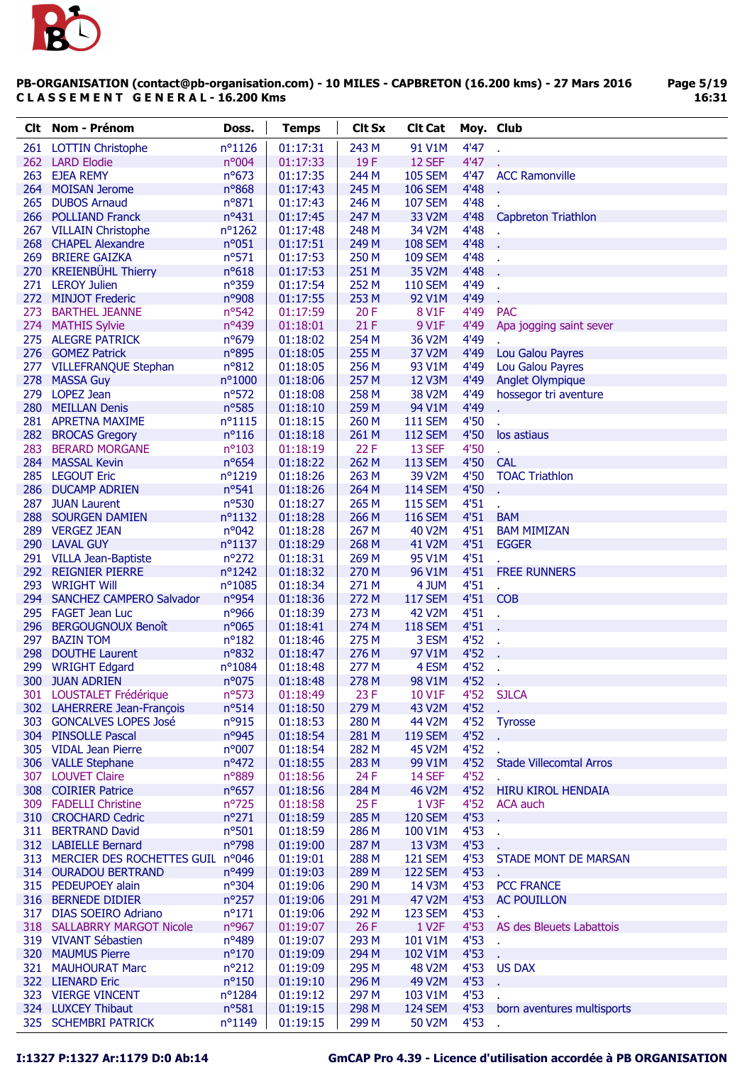**PB-ORGANISATION (contact@pb-organisation.com) - 10 MILES - CAPBRETON (16.200 kms) - 27 Mars 2016**
**C L A S S E M E N T   G E N E R A L - 16.200 Kms**

| Clt | Nom - Prénom | Doss. | Temps | Clt Sx | Clt Cat | Moy. | Club |
|---|---|---|---|---|---|---|---|
| 261 | LOTTIN Christophe | n°1126 | 01:17:31 | 243 M | 91 V1M | 4'47 | . |
| 262 | LARD Elodie | n°004 | 01:17:33 | 19 F | 12 SEF | 4'47 | . |
| 263 | EJEA REMY | n°673 | 01:17:35 | 244 M | 105 SEM | 4'47 | ACC Ramonville |
| 264 | MOISAN Jerome | n°868 | 01:17:43 | 245 M | 106 SEM | 4'48 | . |
| 265 | DUBOS Arnaud | n°871 | 01:17:43 | 246 M | 107 SEM | 4'48 | . |
| 266 | POLLIAND Franck | n°431 | 01:17:45 | 247 M | 33 V2M | 4'48 | Capbreton Triathlon |
| 267 | VILLAIN Christophe | n°1262 | 01:17:48 | 248 M | 34 V2M | 4'48 | . |
| 268 | CHAPEL Alexandre | n°051 | 01:17:51 | 249 M | 108 SEM | 4'48 | . |
| 269 | BRIERE GAIZKA | n°571 | 01:17:53 | 250 M | 109 SEM | 4'48 | . |
| 270 | KREIENBÜHL Thierry | n°618 | 01:17:53 | 251 M | 35 V2M | 4'48 | . |
| 271 | LEROY Julien | n°359 | 01:17:54 | 252 M | 110 SEM | 4'49 | . |
| 272 | MINJOT Frederic | n°908 | 01:17:55 | 253 M | 92 V1M | 4'49 | . |
| 273 | BARTHEL JEANNE | n°542 | 01:17:59 | 20 F | 8 V1F | 4'49 | PAC |
| 274 | MATHIS Sylvie | n°439 | 01:18:01 | 21 F | 9 V1F | 4'49 | Apa jogging saint sever |
| 275 | ALEGRE PATRICK | n°679 | 01:18:02 | 254 M | 36 V2M | 4'49 | . |
| 276 | GOMEZ Patrick | n°895 | 01:18:05 | 255 M | 37 V2M | 4'49 | Lou Galou Payres |
| 277 | VILLEFRANQUE Stephan | n°812 | 01:18:05 | 256 M | 93 V1M | 4'49 | Lou Galou Payres |
| 278 | MASSA Guy | n°1000 | 01:18:06 | 257 M | 12 V3M | 4'49 | Anglet Olympique |
| 279 | LOPEZ Jean | n°572 | 01:18:08 | 258 M | 38 V2M | 4'49 | hossegor tri aventure |
| 280 | MEILLAN Denis | n°585 | 01:18:10 | 259 M | 94 V1M | 4'49 | . |
| 281 | APRETNA MAXIME | n°1115 | 01:18:15 | 260 M | 111 SEM | 4'50 | . |
| 282 | BROCAS Gregory | n°116 | 01:18:18 | 261 M | 112 SEM | 4'50 | los astiaus |
| 283 | BERARD MORGANE | n°103 | 01:18:19 | 22 F | 13 SEF | 4'50 | . |
| 284 | MASSAL Kevin | n°654 | 01:18:22 | 262 M | 113 SEM | 4'50 | CAL |
| 285 | LEGOUT Eric | n°1219 | 01:18:26 | 263 M | 39 V2M | 4'50 | TOAC Triathlon |
| 286 | DUCAMP ADRIEN | n°541 | 01:18:26 | 264 M | 114 SEM | 4'50 | . |
| 287 | JUAN Laurent | n°530 | 01:18:27 | 265 M | 115 SEM | 4'51 | . |
| 288 | SOURGEN DAMIEN | n°1132 | 01:18:28 | 266 M | 116 SEM | 4'51 | BAM |
| 289 | VERGEZ JEAN | n°042 | 01:18:28 | 267 M | 40 V2M | 4'51 | BAM MIMIZAN |
| 290 | LAVAL GUY | n°1137 | 01:18:29 | 268 M | 41 V2M | 4'51 | EGGER |
| 291 | VILLA Jean-Baptiste | n°272 | 01:18:31 | 269 M | 95 V1M | 4'51 | . |
| 292 | REIGNIER PIERRE | n°1242 | 01:18:32 | 270 M | 96 V1M | 4'51 | FREE RUNNERS |
| 293 | WRIGHT Will | n°1085 | 01:18:34 | 271 M | 4 JUM | 4'51 | . |
| 294 | SANCHEZ CAMPERO Salvador | n°954 | 01:18:36 | 272 M | 117 SEM | 4'51 | COB |
| 295 | FAGET Jean Luc | n°966 | 01:18:39 | 273 M | 42 V2M | 4'51 | . |
| 296 | BERGOUGNOUX Benoît | n°065 | 01:18:41 | 274 M | 118 SEM | 4'51 | . |
| 297 | BAZIN TOM | n°182 | 01:18:46 | 275 M | 3 ESM | 4'52 | . |
| 298 | DOUTHE Laurent | n°832 | 01:18:47 | 276 M | 97 V1M | 4'52 | . |
| 299 | WRIGHT Edgard | n°1084 | 01:18:48 | 277 M | 4 ESM | 4'52 | . |
| 300 | JUAN ADRIEN | n°075 | 01:18:48 | 278 M | 98 V1M | 4'52 | . |
| 301 | LOUSTALET Frédérique | n°573 | 01:18:49 | 23 F | 10 V1F | 4'52 | SJLCA |
| 302 | LAHERRERE Jean-François | n°514 | 01:18:50 | 279 M | 43 V2M | 4'52 | . |
| 303 | GONCALVES LOPES José | n°915 | 01:18:53 | 280 M | 44 V2M | 4'52 | Tyrosse |
| 304 | PINSOLLE Pascal | n°945 | 01:18:54 | 281 M | 119 SEM | 4'52 | . |
| 305 | VIDAL Jean Pierre | n°007 | 01:18:54 | 282 M | 45 V2M | 4'52 | . |
| 306 | VALLE Stephane | n°472 | 01:18:55 | 283 M | 99 V1M | 4'52 | Stade Villecomtal Arros |
| 307 | LOUVET Claire | n°889 | 01:18:56 | 24 F | 14 SEF | 4'52 | . |
| 308 | COIRIER Patrice | n°657 | 01:18:56 | 284 M | 46 V2M | 4'52 | HIRU KIROL HENDAIA |
| 309 | FADELLI Christine | n°725 | 01:18:58 | 25 F | 1 V3F | 4'52 | ACA auch |
| 310 | CROCHARD Cedric | n°271 | 01:18:59 | 285 M | 120 SEM | 4'53 | . |
| 311 | BERTRAND David | n°501 | 01:18:59 | 286 M | 100 V1M | 4'53 | . |
| 312 | LABIELLE Bernard | n°798 | 01:19:00 | 287 M | 13 V3M | 4'53 | . |
| 313 | MERCIER DES ROCHETTES GUIL | n°046 | 01:19:01 | 288 M | 121 SEM | 4'53 | STADE MONT DE MARSAN |
| 314 | OURADOU BERTRAND | n°499 | 01:19:03 | 289 M | 122 SEM | 4'53 | . |
| 315 | PEDEUPOEY alain | n°304 | 01:19:06 | 290 M | 14 V3M | 4'53 | PCC FRANCE |
| 316 | BERNEDE DIDIER | n°257 | 01:19:06 | 291 M | 47 V2M | 4'53 | AC POUILLON |
| 317 | DIAS SOEIRO Adriano | n°171 | 01:19:06 | 292 M | 123 SEM | 4'53 | . |
| 318 | SALLABRRY MARGOT Nicole | n°967 | 01:19:07 | 26 F | 1 V2F | 4'53 | AS des Bleuets Labattois |
| 319 | VIVANT Sébastien | n°489 | 01:19:07 | 293 M | 101 V1M | 4'53 | . |
| 320 | MAUMUS Pierre | n°170 | 01:19:09 | 294 M | 102 V1M | 4'53 | . |
| 321 | MAUHOURAT Marc | n°212 | 01:19:09 | 295 M | 48 V2M | 4'53 | US DAX |
| 322 | LIENARD Eric | n°150 | 01:19:10 | 296 M | 49 V2M | 4'53 | . |
| 323 | VIERGE VINCENT | n°1284 | 01:19:12 | 297 M | 103 V1M | 4'53 | . |
| 324 | LUXCEY Thibaut | n°581 | 01:19:15 | 298 M | 124 SEM | 4'53 | born aventures multisports |
| 325 | SCHEMBRI PATRICK | n°1149 | 01:19:15 | 299 M | 50 V2M | 4'53 | . |

I:1327 P:1327 Ar:1179 D:0 Ab:14 — GmCAP Pro 4.39 - Licence d'utilisation accordée à PB ORGANISATION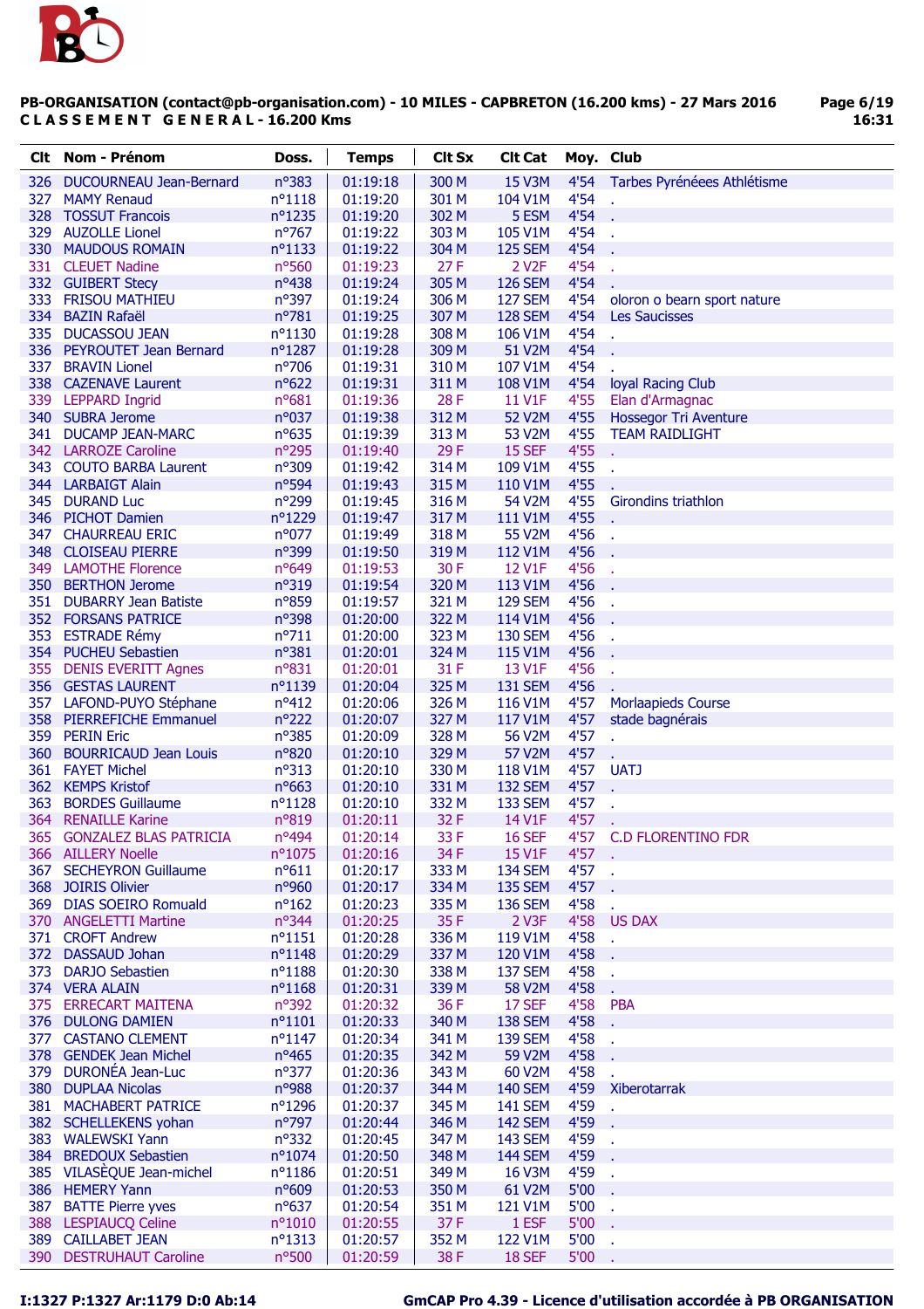**PB-ORGANISATION (contact@pb-organisation.com) - 10 MILES - CAPBRETON (16.200 kms) - 27 Mars 2016**
**CLASSEMENT GENERAL - 16.200 Kms**

| Clt | Nom - Prénom | Doss. | Temps | Clt Sx | Clt Cat | Moy. | Club |
|---|---|---|---|---|---|---|---|
| 326 | DUCOURNEAU Jean-Bernard | n°383 | 01:19:18 | 300 M | 15 V3M | 4'54 | Tarbes Pyrénéees Athlétisme |
| 327 | MAMY Renaud | n°1118 | 01:19:20 | 301 M | 104 V1M | 4'54 | . |
| 328 | TOSSUT Francois | n°1235 | 01:19:20 | 302 M | 5 ESM | 4'54 | . |
| 329 | AUZOLLE Lionel | n°767 | 01:19:22 | 303 M | 105 V1M | 4'54 | . |
| 330 | MAUDOUS ROMAIN | n°1133 | 01:19:22 | 304 M | 125 SEM | 4'54 | . |
| 331 | CLEUET Nadine | n°560 | 01:19:23 | 27 F | 2 V2F | 4'54 | . |
| 332 | GUIBERT Stecy | n°438 | 01:19:24 | 305 M | 126 SEM | 4'54 | . |
| 333 | FRISOU MATHIEU | n°397 | 01:19:24 | 306 M | 127 SEM | 4'54 | oloron o bearn sport nature |
| 334 | BAZIN Rafaël | n°781 | 01:19:25 | 307 M | 128 SEM | 4'54 | Les Saucisses |
| 335 | DUCASSOU JEAN | n°1130 | 01:19:28 | 308 M | 106 V1M | 4'54 | . |
| 336 | PEYROUTET Jean Bernard | n°1287 | 01:19:28 | 309 M | 51 V2M | 4'54 | . |
| 337 | BRAVIN Lionel | n°706 | 01:19:31 | 310 M | 107 V1M | 4'54 | . |
| 338 | CAZENAVE Laurent | n°622 | 01:19:31 | 311 M | 108 V1M | 4'54 | loyal Racing Club |
| 339 | LEPPARD Ingrid | n°681 | 01:19:36 | 28 F | 11 V1F | 4'55 | Elan d'Armagnac |
| 340 | SUBRA Jerome | n°037 | 01:19:38 | 312 M | 52 V2M | 4'55 | Hossegor Tri Aventure |
| 341 | DUCAMP JEAN-MARC | n°635 | 01:19:39 | 313 M | 53 V2M | 4'55 | TEAM RAIDLIGHT |
| 342 | LARROZE Caroline | n°295 | 01:19:40 | 29 F | 15 SEF | 4'55 | . |
| 343 | COUTO BARBA Laurent | n°309 | 01:19:42 | 314 M | 109 V1M | 4'55 | . |
| 344 | LARBAIGT Alain | n°594 | 01:19:43 | 315 M | 110 V1M | 4'55 | . |
| 345 | DURAND Luc | n°299 | 01:19:45 | 316 M | 54 V2M | 4'55 | Girondins triathlon |
| 346 | PICHOT Damien | n°1229 | 01:19:47 | 317 M | 111 V1M | 4'55 | . |
| 347 | CHAURREAU ERIC | n°077 | 01:19:49 | 318 M | 55 V2M | 4'56 | . |
| 348 | CLOISEAU PIERRE | n°399 | 01:19:50 | 319 M | 112 V1M | 4'56 | . |
| 349 | LAMOTHE Florence | n°649 | 01:19:53 | 30 F | 12 V1F | 4'56 | . |
| 350 | BERTHON Jerome | n°319 | 01:19:54 | 320 M | 113 V1M | 4'56 | . |
| 351 | DUBARRY Jean Batiste | n°859 | 01:19:57 | 321 M | 129 SEM | 4'56 | . |
| 352 | FORSANS PATRICE | n°398 | 01:20:00 | 322 M | 114 V1M | 4'56 | . |
| 353 | ESTRADE Rémy | n°711 | 01:20:00 | 323 M | 130 SEM | 4'56 | . |
| 354 | PUCHEU Sebastien | n°381 | 01:20:01 | 324 M | 115 V1M | 4'56 | . |
| 355 | DENIS EVERITT Agnes | n°831 | 01:20:01 | 31 F | 13 V1F | 4'56 | . |
| 356 | GESTAS LAURENT | n°1139 | 01:20:04 | 325 M | 131 SEM | 4'56 | . |
| 357 | LAFOND-PUYO Stéphane | n°412 | 01:20:06 | 326 M | 116 V1M | 4'57 | Morlaapieds Course |
| 358 | PIERREFICHE Emmanuel | n°222 | 01:20:07 | 327 M | 117 V1M | 4'57 | stade bagnérais |
| 359 | PERIN Eric | n°385 | 01:20:09 | 328 M | 56 V2M | 4'57 | . |
| 360 | BOURRICAUD Jean Louis | n°820 | 01:20:10 | 329 M | 57 V2M | 4'57 | . |
| 361 | FAYET Michel | n°313 | 01:20:10 | 330 M | 118 V1M | 4'57 | UATJ |
| 362 | KEMPS Kristof | n°663 | 01:20:10 | 331 M | 132 SEM | 4'57 | . |
| 363 | BORDES Guillaume | n°1128 | 01:20:10 | 332 M | 133 SEM | 4'57 | . |
| 364 | RENAILLE Karine | n°819 | 01:20:11 | 32 F | 14 V1F | 4'57 | . |
| 365 | GONZALEZ BLAS PATRICIA | n°494 | 01:20:14 | 33 F | 16 SEF | 4'57 | C.D FLORENTINO FDR |
| 366 | AILLERY Noelle | n°1075 | 01:20:16 | 34 F | 15 V1F | 4'57 | . |
| 367 | SECHEYRON Guillaume | n°611 | 01:20:17 | 333 M | 134 SEM | 4'57 | . |
| 368 | JOIRIS Olivier | n°960 | 01:20:17 | 334 M | 135 SEM | 4'57 | . |
| 369 | DIAS SOEIRO Romuald | n°162 | 01:20:23 | 335 M | 136 SEM | 4'58 | . |
| 370 | ANGELETTI Martine | n°344 | 01:20:25 | 35 F | 2 V3F | 4'58 | US DAX |
| 371 | CROFT Andrew | n°1151 | 01:20:28 | 336 M | 119 V1M | 4'58 | . |
| 372 | DASSAUD Johan | n°1148 | 01:20:29 | 337 M | 120 V1M | 4'58 | . |
| 373 | DARJO Sebastien | n°1188 | 01:20:30 | 338 M | 137 SEM | 4'58 | . |
| 374 | VERA ALAIN | n°1168 | 01:20:31 | 339 M | 58 V2M | 4'58 | . |
| 375 | ERRECART MAITENA | n°392 | 01:20:32 | 36 F | 17 SEF | 4'58 | PBA |
| 376 | DULONG DAMIEN | n°1101 | 01:20:33 | 340 M | 138 SEM | 4'58 | . |
| 377 | CASTANO CLEMENT | n°1147 | 01:20:34 | 341 M | 139 SEM | 4'58 | . |
| 378 | GENDEK Jean Michel | n°465 | 01:20:35 | 342 M | 59 V2M | 4'58 | . |
| 379 | DURONÉA Jean-Luc | n°377 | 01:20:36 | 343 M | 60 V2M | 4'58 | . |
| 380 | DUPLAA Nicolas | n°988 | 01:20:37 | 344 M | 140 SEM | 4'59 | Xiberotarrak |
| 381 | MACHABERT PATRICE | n°1296 | 01:20:37 | 345 M | 141 SEM | 4'59 | . |
| 382 | SCHELLEKENS yohan | n°797 | 01:20:44 | 346 M | 142 SEM | 4'59 | . |
| 383 | WALEWSKI Yann | n°332 | 01:20:45 | 347 M | 143 SEM | 4'59 | . |
| 384 | BREDOUX Sebastien | n°1074 | 01:20:50 | 348 M | 144 SEM | 4'59 | . |
| 385 | VILASÈQUE Jean-michel | n°1186 | 01:20:51 | 349 M | 16 V3M | 4'59 | . |
| 386 | HEMERY Yann | n°609 | 01:20:53 | 350 M | 61 V2M | 5'00 | . |
| 387 | BATTE Pierre yves | n°637 | 01:20:54 | 351 M | 121 V1M | 5'00 | . |
| 388 | LESPIAUCQ Celine | n°1010 | 01:20:55 | 37 F | 1 ESF | 5'00 | . |
| 389 | CAILLABET JEAN | n°1313 | 01:20:57 | 352 M | 122 V1M | 5'00 | . |
| 390 | DESTRUHAUT Caroline | n°500 | 01:20:59 | 38 F | 18 SEF | 5'00 | . |

I:1327 P:1327 Ar:1179 D:0 Ab:14 GmCAP Pro 4.39 - Licence d'utilisation accordée à PB ORGANISATION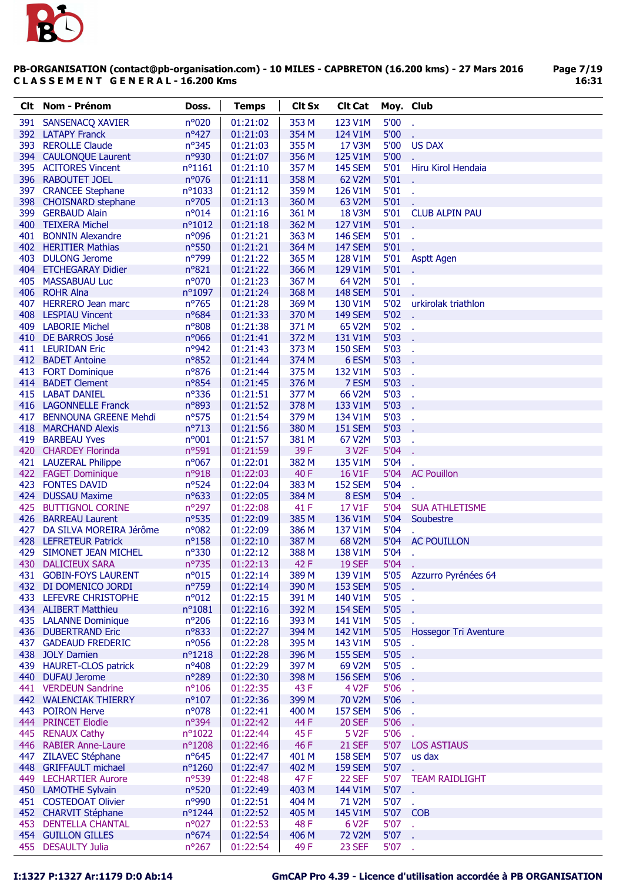**PB-ORGANISATION (contact@pb-organisation.com) - 10 MILES - CAPBRETON (16.200 kms) - 27 Mars 2016**
**CLASSEMENT GENERAL - 16.200 Kms**

| Clt | Nom - Prénom | Doss. | Temps | Clt Sx | Clt Cat | Moy. | Club |
|---|---|---|---|---|---|---|---|
| 391 | SANSENACQ XAVIER | n°020 | 01:21:02 | 353 M | 123 V1M | 5'00 | . |
| 392 | LATAPY Franck | n°427 | 01:21:03 | 354 M | 124 V1M | 5'00 | . |
| 393 | REROLLE Claude | n°345 | 01:21:03 | 355 M | 17 V3M | 5'00 | US DAX |
| 394 | CAULONQUE Laurent | n°930 | 01:21:07 | 356 M | 125 V1M | 5'00 | . |
| 395 | ACITORES Vincent | n°1161 | 01:21:10 | 357 M | 145 SEM | 5'01 | Hiru Kirol Hendaia |
| 396 | RABOUTET JOEL | n°076 | 01:21:11 | 358 M | 62 V2M | 5'01 | . |
| 397 | CRANCEE Stephane | n°1033 | 01:21:12 | 359 M | 126 V1M | 5'01 | . |
| 398 | CHOISNARD stephane | n°705 | 01:21:13 | 360 M | 63 V2M | 5'01 | . |
| 399 | GERBAUD Alain | n°014 | 01:21:16 | 361 M | 18 V3M | 5'01 | CLUB ALPIN PAU |
| 400 | TEIXERA Michel | n°1012 | 01:21:18 | 362 M | 127 V1M | 5'01 | . |
| 401 | BONNIN Alexandre | n°096 | 01:21:21 | 363 M | 146 SEM | 5'01 | . |
| 402 | HERITIER Mathias | n°550 | 01:21:21 | 364 M | 147 SEM | 5'01 | . |
| 403 | DULONG Jerome | n°799 | 01:21:22 | 365 M | 128 V1M | 5'01 | Asptt Agen |
| 404 | ETCHEGARAY Didier | n°821 | 01:21:22 | 366 M | 129 V1M | 5'01 | . |
| 405 | MASSABUAU Luc | n°070 | 01:21:23 | 367 M | 64 V2M | 5'01 | . |
| 406 | ROHR Alna | n°1097 | 01:21:24 | 368 M | 148 SEM | 5'01 | . |
| 407 | HERRERO Jean marc | n°765 | 01:21:28 | 369 M | 130 V1M | 5'02 | urkirolak triathlon |
| 408 | LESPIAU Vincent | n°684 | 01:21:33 | 370 M | 149 SEM | 5'02 | . |
| 409 | LABORIE Michel | n°808 | 01:21:38 | 371 M | 65 V2M | 5'02 | . |
| 410 | DE BARROS José | n°066 | 01:21:41 | 372 M | 131 V1M | 5'03 | . |
| 411 | LEURIDAN Eric | n°942 | 01:21:43 | 373 M | 150 SEM | 5'03 | . |
| 412 | BADET Antoine | n°852 | 01:21:44 | 374 M | 6 ESM | 5'03 | . |
| 413 | FORT Dominique | n°876 | 01:21:44 | 375 M | 132 V1M | 5'03 | . |
| 414 | BADET Clement | n°854 | 01:21:45 | 376 M | 7 ESM | 5'03 | . |
| 415 | LABAT DANIEL | n°336 | 01:21:51 | 377 M | 66 V2M | 5'03 | . |
| 416 | LAGONNELLE Franck | n°893 | 01:21:52 | 378 M | 133 V1M | 5'03 | . |
| 417 | BENNOUNA GREENE Mehdi | n°575 | 01:21:54 | 379 M | 134 V1M | 5'03 | . |
| 418 | MARCHAND Alexis | n°713 | 01:21:56 | 380 M | 151 SEM | 5'03 | . |
| 419 | BARBEAU Yves | n°001 | 01:21:57 | 381 M | 67 V2M | 5'03 | . |
| 420 | CHARDEY Florinda | n°591 | 01:21:59 | 39 F | 3 V2F | 5'04 | . |
| 421 | LAUZERAL Philippe | n°067 | 01:22:01 | 382 M | 135 V1M | 5'04 | . |
| 422 | FAGET Dominique | n°918 | 01:22:03 | 40 F | 16 V1F | 5'04 | AC Pouillon |
| 423 | FONTES DAVID | n°524 | 01:22:04 | 383 M | 152 SEM | 5'04 | . |
| 424 | DUSSAU Maxime | n°633 | 01:22:05 | 384 M | 8 ESM | 5'04 | . |
| 425 | BUTTIGNOL CORINE | n°297 | 01:22:08 | 41 F | 17 V1F | 5'04 | SUA ATHLETISME |
| 426 | BARREAU Laurent | n°535 | 01:22:09 | 385 M | 136 V1M | 5'04 | Soubestre |
| 427 | DA SILVA MOREIRA Jérôme | n°082 | 01:22:09 | 386 M | 137 V1M | 5'04 | . |
| 428 | LEFRETEUR Patrick | n°158 | 01:22:10 | 387 M | 68 V2M | 5'04 | AC POUILLON |
| 429 | SIMONET JEAN MICHEL | n°330 | 01:22:12 | 388 M | 138 V1M | 5'04 | . |
| 430 | DALICIEUX SARA | n°735 | 01:22:13 | 42 F | 19 SEF | 5'04 | . |
| 431 | GOBIN-FOYS LAURENT | n°015 | 01:22:14 | 389 M | 139 V1M | 5'05 | Azzurro Pyrénées 64 |
| 432 | DI DOMENICO JORDI | n°759 | 01:22:14 | 390 M | 153 SEM | 5'05 | . |
| 433 | LEFEVRE CHRISTOPHE | n°012 | 01:22:15 | 391 M | 140 V1M | 5'05 | . |
| 434 | ALIBERT Matthieu | n°1081 | 01:22:16 | 392 M | 154 SEM | 5'05 | . |
| 435 | LALANNE Dominique | n°206 | 01:22:16 | 393 M | 141 V1M | 5'05 | . |
| 436 | DUBERTRAND Eric | n°833 | 01:22:27 | 394 M | 142 V1M | 5'05 | Hossegor Tri Aventure |
| 437 | GADEAUD FREDERIC | n°056 | 01:22:28 | 395 M | 143 V1M | 5'05 | . |
| 438 | JOLY Damien | n°1218 | 01:22:28 | 396 M | 155 SEM | 5'05 | . |
| 439 | HAURET-CLOS patrick | n°408 | 01:22:29 | 397 M | 69 V2M | 5'05 | . |
| 440 | DUFAU Jerome | n°289 | 01:22:30 | 398 M | 156 SEM | 5'06 | . |
| 441 | VERDEUN Sandrine | n°106 | 01:22:35 | 43 F | 4 V2F | 5'06 | . |
| 442 | WALENCIAK THIERRY | n°107 | 01:22:36 | 399 M | 70 V2M | 5'06 | . |
| 443 | POIRON Herve | n°078 | 01:22:41 | 400 M | 157 SEM | 5'06 | . |
| 444 | PRINCET Elodie | n°394 | 01:22:42 | 44 F | 20 SEF | 5'06 | . |
| 445 | RENAUX Cathy | n°1022 | 01:22:44 | 45 F | 5 V2F | 5'06 | . |
| 446 | RABIER Anne-Laure | n°1208 | 01:22:46 | 46 F | 21 SEF | 5'07 | LOS ASTIAUS |
| 447 | ZILAVEC Stéphane | n°645 | 01:22:47 | 401 M | 158 SEM | 5'07 | us dax |
| 448 | GRIFFAULT michael | n°1260 | 01:22:47 | 402 M | 159 SEM | 5'07 | . |
| 449 | LECHARTIER Aurore | n°539 | 01:22:48 | 47 F | 22 SEF | 5'07 | TEAM RAIDLIGHT |
| 450 | LAMOTHE Sylvain | n°520 | 01:22:49 | 403 M | 144 V1M | 5'07 | . |
| 451 | COSTEDOAT Olivier | n°990 | 01:22:51 | 404 M | 71 V2M | 5'07 | . |
| 452 | CHARVIT Stéphane | n°1244 | 01:22:52 | 405 M | 145 V1M | 5'07 | COB |
| 453 | DENTELLA CHANTAL | n°027 | 01:22:53 | 48 F | 6 V2F | 5'07 | . |
| 454 | GUILLON GILLES | n°674 | 01:22:54 | 406 M | 72 V2M | 5'07 | . |
| 455 | DESAULTY Julia | n°267 | 01:22:54 | 49 F | 23 SEF | 5'07 | . |

I:1327 P:1327 Ar:1179 D:0 Ab:14 — GmCAP Pro 4.39 - Licence d'utilisation accordée à PB ORGANISATION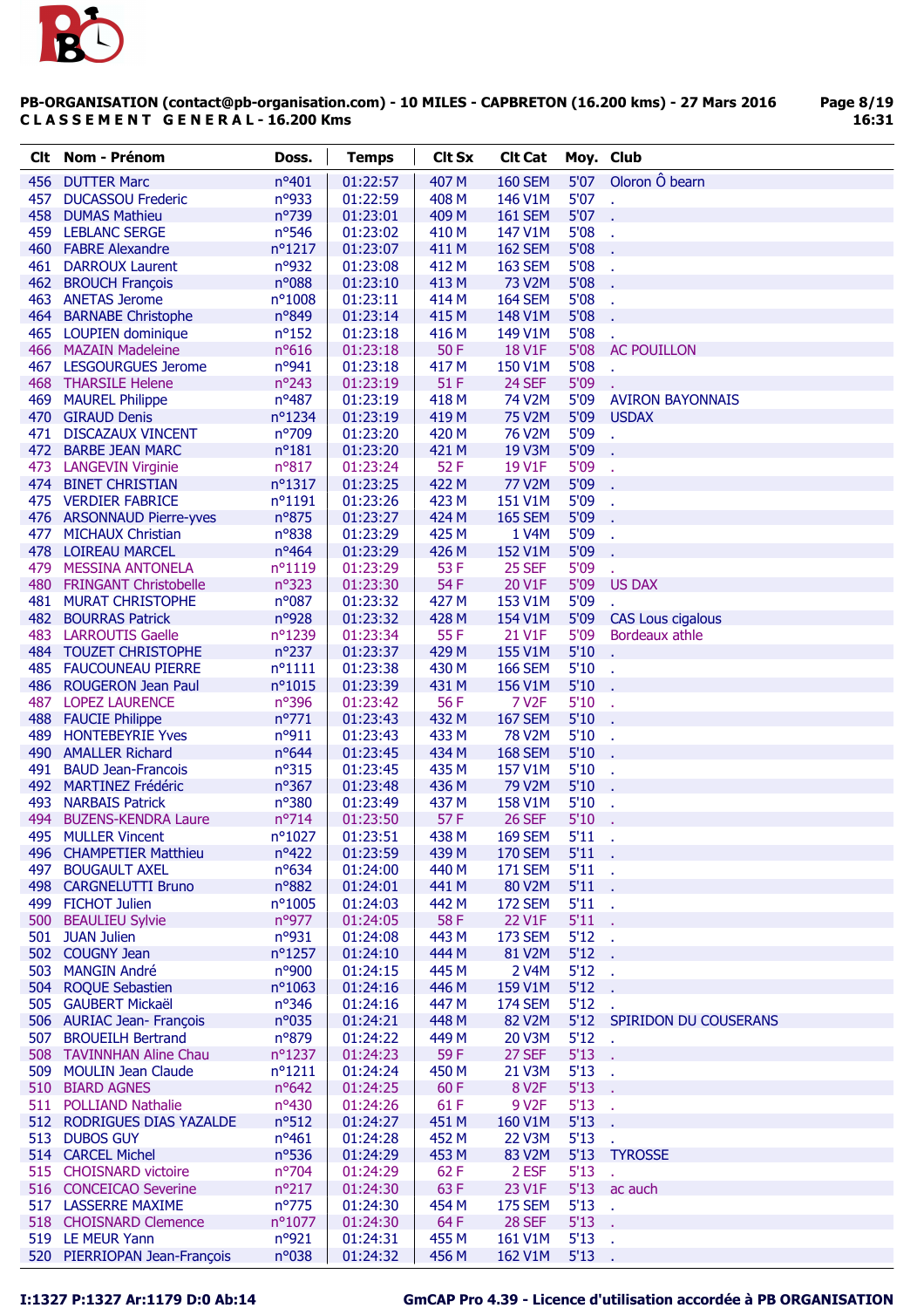**PB-ORGANISATION (contact@pb-organisation.com) - 10 MILES - CAPBRETON (16.200 kms) - 27 Mars 2016**
**C L A S S E M E N T   G E N E R A L - 16.200 Kms**

| Clt | Nom - Prénom | Doss. | Temps | Clt Sx | Clt Cat | Moy. | Club |
|---|---|---|---|---|---|---|---|
| 456 | DUTTER Marc | n°401 | 01:22:57 | 407 M | 160 SEM | 5'07 | Oloron Ô bearn |
| 457 | DUCASSOU Frederic | n°933 | 01:22:59 | 408 M | 146 V1M | 5'07 | . |
| 458 | DUMAS Mathieu | n°739 | 01:23:01 | 409 M | 161 SEM | 5'07 | . |
| 459 | LEBLANC SERGE | n°546 | 01:23:02 | 410 M | 147 V1M | 5'08 | . |
| 460 | FABRE Alexandre | n°1217 | 01:23:07 | 411 M | 162 SEM | 5'08 | . |
| 461 | DARROUX Laurent | n°932 | 01:23:08 | 412 M | 163 SEM | 5'08 | . |
| 462 | BROUCH François | n°088 | 01:23:10 | 413 M | 73 V2M | 5'08 | . |
| 463 | ANETAS Jerome | n°1008 | 01:23:11 | 414 M | 164 SEM | 5'08 | . |
| 464 | BARNABE Christophe | n°849 | 01:23:14 | 415 M | 148 V1M | 5'08 | . |
| 465 | LOUPIEN dominique | n°152 | 01:23:18 | 416 M | 149 V1M | 5'08 | . |
| 466 | MAZAIN Madeleine | n°616 | 01:23:18 | 50 F | 18 V1F | 5'08 | AC POUILLON |
| 467 | LESGOURGUES Jerome | n°941 | 01:23:18 | 417 M | 150 V1M | 5'08 | . |
| 468 | THARSILE Helene | n°243 | 01:23:19 | 51 F | 24 SEF | 5'09 | . |
| 469 | MAUREL Philippe | n°487 | 01:23:19 | 418 M | 74 V2M | 5'09 | AVIRON BAYONNAIS |
| 470 | GIRAUD Denis | n°1234 | 01:23:19 | 419 M | 75 V2M | 5'09 | USDAX |
| 471 | DISCAZAUX VINCENT | n°709 | 01:23:20 | 420 M | 76 V2M | 5'09 | . |
| 472 | BARBE JEAN MARC | n°181 | 01:23:20 | 421 M | 19 V3M | 5'09 | . |
| 473 | LANGEVIN Virginie | n°817 | 01:23:24 | 52 F | 19 V1F | 5'09 | . |
| 474 | BINET CHRISTIAN | n°1317 | 01:23:25 | 422 M | 77 V2M | 5'09 | . |
| 475 | VERDIER FABRICE | n°1191 | 01:23:26 | 423 M | 151 V1M | 5'09 | . |
| 476 | ARSONNAUD Pierre-yves | n°875 | 01:23:27 | 424 M | 165 SEM | 5'09 | . |
| 477 | MICHAUX Christian | n°838 | 01:23:29 | 425 M | 1 V4M | 5'09 | . |
| 478 | LOIREAU MARCEL | n°464 | 01:23:29 | 426 M | 152 V1M | 5'09 | . |
| 479 | MESSINA ANTONELA | n°1119 | 01:23:29 | 53 F | 25 SEF | 5'09 | . |
| 480 | FRINGANT Christobelle | n°323 | 01:23:30 | 54 F | 20 V1F | 5'09 | US DAX |
| 481 | MURAT CHRISTOPHE | n°087 | 01:23:32 | 427 M | 153 V1M | 5'09 | . |
| 482 | BOURRAS Patrick | n°928 | 01:23:32 | 428 M | 154 V1M | 5'09 | CAS Lous cigalous |
| 483 | LARROUTIS Gaelle | n°1239 | 01:23:34 | 55 F | 21 V1F | 5'09 | Bordeaux athle |
| 484 | TOUZET CHRISTOPHE | n°237 | 01:23:37 | 429 M | 155 V1M | 5'10 | . |
| 485 | FAUCOUNEAU PIERRE | n°1111 | 01:23:38 | 430 M | 166 SEM | 5'10 | . |
| 486 | ROUGERON Jean Paul | n°1015 | 01:23:39 | 431 M | 156 V1M | 5'10 | . |
| 487 | LOPEZ LAURENCE | n°396 | 01:23:42 | 56 F | 7 V2F | 5'10 | . |
| 488 | FAUCIE Philippe | n°771 | 01:23:43 | 432 M | 167 SEM | 5'10 | . |
| 489 | HONTEBEYRIE Yves | n°911 | 01:23:43 | 433 M | 78 V2M | 5'10 | . |
| 490 | AMALLER Richard | n°644 | 01:23:45 | 434 M | 168 SEM | 5'10 | . |
| 491 | BAUD Jean-Francois | n°315 | 01:23:45 | 435 M | 157 V1M | 5'10 | . |
| 492 | MARTINEZ Frédéric | n°367 | 01:23:48 | 436 M | 79 V2M | 5'10 | . |
| 493 | NARBAIS Patrick | n°380 | 01:23:49 | 437 M | 158 V1M | 5'10 | . |
| 494 | BUZENS-KENDRA Laure | n°714 | 01:23:50 | 57 F | 26 SEF | 5'10 | . |
| 495 | MULLER Vincent | n°1027 | 01:23:51 | 438 M | 169 SEM | 5'11 | . |
| 496 | CHAMPETIER Matthieu | n°422 | 01:23:59 | 439 M | 170 SEM | 5'11 | . |
| 497 | BOUGAULT AXEL | n°634 | 01:24:00 | 440 M | 171 SEM | 5'11 | . |
| 498 | CARGNELUTTI Bruno | n°882 | 01:24:01 | 441 M | 80 V2M | 5'11 | . |
| 499 | FICHOT Julien | n°1005 | 01:24:03 | 442 M | 172 SEM | 5'11 | . |
| 500 | BEAULIEU Sylvie | n°977 | 01:24:05 | 58 F | 22 V1F | 5'11 | . |
| 501 | JUAN Julien | n°931 | 01:24:08 | 443 M | 173 SEM | 5'12 | . |
| 502 | COUGNY Jean | n°1257 | 01:24:10 | 444 M | 81 V2M | 5'12 | . |
| 503 | MANGIN André | n°900 | 01:24:15 | 445 M | 2 V4M | 5'12 | . |
| 504 | ROQUE Sebastien | n°1063 | 01:24:16 | 446 M | 159 V1M | 5'12 | . |
| 505 | GAUBERT Mickaël | n°346 | 01:24:16 | 447 M | 174 SEM | 5'12 | . |
| 506 | AURIAC Jean- François | n°035 | 01:24:21 | 448 M | 82 V2M | 5'12 | SPIRIDON DU COUSERANS |
| 507 | BROUEILH Bertrand | n°879 | 01:24:22 | 449 M | 20 V3M | 5'12 | . |
| 508 | TAVINNHAN Aline Chau | n°1237 | 01:24:23 | 59 F | 27 SEF | 5'13 | . |
| 509 | MOULIN Jean Claude | n°1211 | 01:24:24 | 450 M | 21 V3M | 5'13 | . |
| 510 | BIARD AGNES | n°642 | 01:24:25 | 60 F | 8 V2F | 5'13 | . |
| 511 | POLLIAND Nathalie | n°430 | 01:24:26 | 61 F | 9 V2F | 5'13 | . |
| 512 | RODRIGUES DIAS YAZALDE | n°512 | 01:24:27 | 451 M | 160 V1M | 5'13 | . |
| 513 | DUBOS GUY | n°461 | 01:24:28 | 452 M | 22 V3M | 5'13 | . |
| 514 | CARCEL Michel | n°536 | 01:24:29 | 453 M | 83 V2M | 5'13 | TYROSSE |
| 515 | CHOISNARD victoire | n°704 | 01:24:29 | 62 F | 2 ESF | 5'13 | . |
| 516 | CONCEICAO Severine | n°217 | 01:24:30 | 63 F | 23 V1F | 5'13 | ac auch |
| 517 | LASSERRE MAXIME | n°775 | 01:24:30 | 454 M | 175 SEM | 5'13 | . |
| 518 | CHOISNARD Clemence | n°1077 | 01:24:30 | 64 F | 28 SEF | 5'13 | . |
| 519 | LE MEUR Yann | n°921 | 01:24:31 | 455 M | 161 V1M | 5'13 | . |
| 520 | PIERRIOPAN Jean-François | n°038 | 01:24:32 | 456 M | 162 V1M | 5'13 | . |

I:1327 P:1327 Ar:1179 D:0 Ab:14 — GmCAP Pro 4.39 - Licence d'utilisation accordée à PB ORGANISATION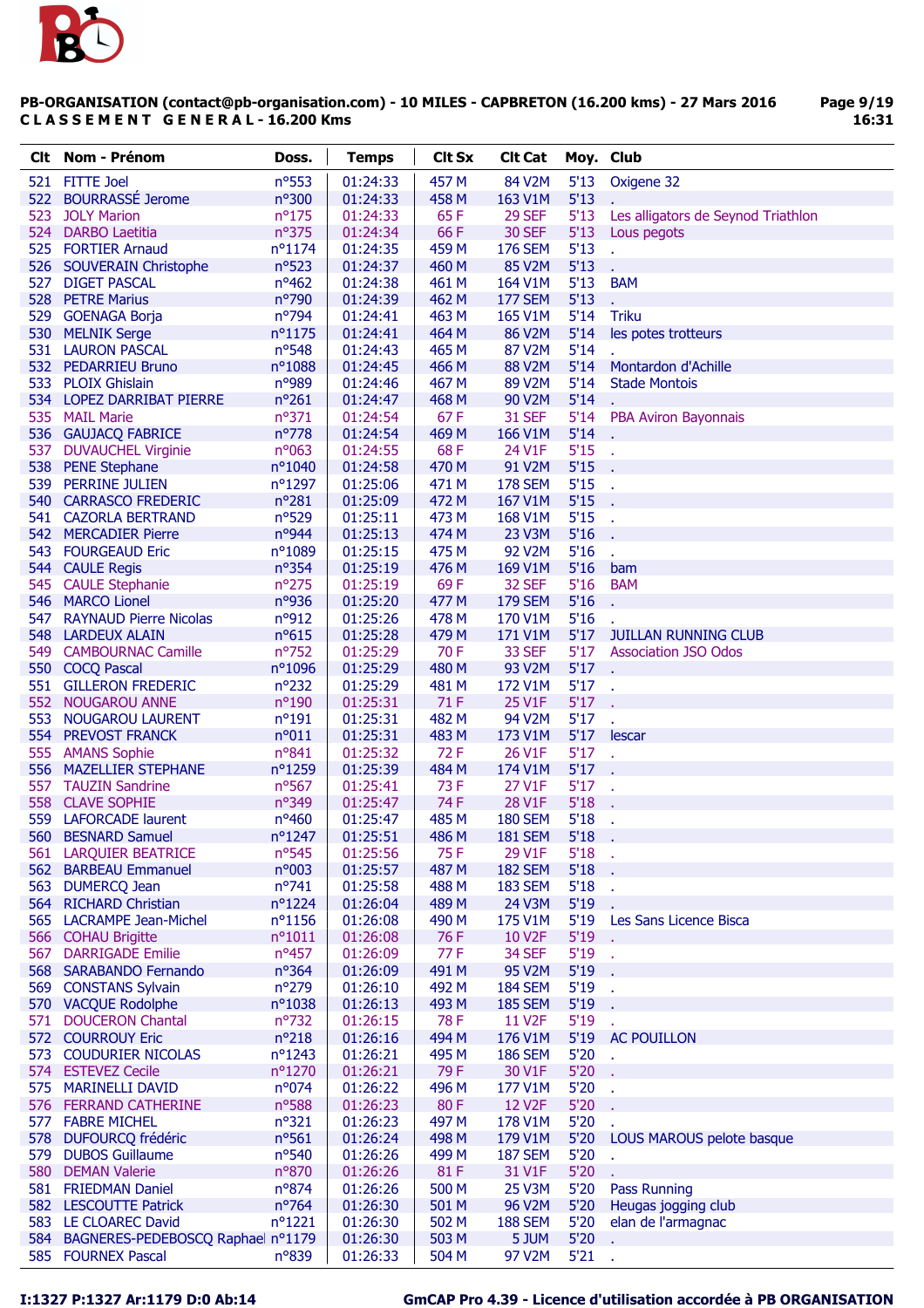**PB-ORGANISATION (contact@pb-organisation.com) - 10 MILES - CAPBRETON (16.200 kms) - 27 Mars 2016**
**C L A S S E M E N T   G E N E R A L - 16.200 Kms**

| Clt | Nom - Prénom | Doss. | Temps | Clt Sx | Clt Cat | Moy. | Club |
|---|---|---|---|---|---|---|---|
| 521 | FITTE Joel | n°553 | 01:24:33 | 457 M | 84 V2M | 5'13 | Oxigene 32 |
| 522 | BOURRASSÉ Jerome | n°300 | 01:24:33 | 458 M | 163 V1M | 5'13 | . |
| 523 | JOLY Marion | n°175 | 01:24:33 | 65 F | 29 SEF | 5'13 | Les alligators de Seynod Triathlon |
| 524 | DARBO Laetitia | n°375 | 01:24:34 | 66 F | 30 SEF | 5'13 | Lous pegots |
| 525 | FORTIER Arnaud | n°1174 | 01:24:35 | 459 M | 176 SEM | 5'13 | . |
| 526 | SOUVERAIN Christophe | n°523 | 01:24:37 | 460 M | 85 V2M | 5'13 | . |
| 527 | DIGET PASCAL | n°462 | 01:24:38 | 461 M | 164 V1M | 5'13 | BAM |
| 528 | PETRE Marius | n°790 | 01:24:39 | 462 M | 177 SEM | 5'13 | . |
| 529 | GOENAGA Borja | n°794 | 01:24:41 | 463 M | 165 V1M | 5'14 | Triku |
| 530 | MELNIK Serge | n°1175 | 01:24:41 | 464 M | 86 V2M | 5'14 | les potes trotteurs |
| 531 | LAURON PASCAL | n°548 | 01:24:43 | 465 M | 87 V2M | 5'14 | . |
| 532 | PEDARRIEU Bruno | n°1088 | 01:24:45 | 466 M | 88 V2M | 5'14 | Montardon d'Achille |
| 533 | PLOIX Ghislain | n°989 | 01:24:46 | 467 M | 89 V2M | 5'14 | Stade Montois |
| 534 | LOPEZ DARRIBAT PIERRE | n°261 | 01:24:47 | 468 M | 90 V2M | 5'14 | . |
| 535 | MAIL Marie | n°371 | 01:24:54 | 67 F | 31 SEF | 5'14 | PBA Aviron Bayonnais |
| 536 | GAUJACQ FABRICE | n°778 | 01:24:54 | 469 M | 166 V1M | 5'14 | . |
| 537 | DUVAUCHEL Virginie | n°063 | 01:24:55 | 68 F | 24 V1F | 5'15 | . |
| 538 | PENE Stephane | n°1040 | 01:24:58 | 470 M | 91 V2M | 5'15 | . |
| 539 | PERRINE JULIEN | n°1297 | 01:25:06 | 471 M | 178 SEM | 5'15 | . |
| 540 | CARRASCO FREDERIC | n°281 | 01:25:09 | 472 M | 167 V1M | 5'15 | . |
| 541 | CAZORLA BERTRAND | n°529 | 01:25:11 | 473 M | 168 V1M | 5'15 | . |
| 542 | MERCADIER Pierre | n°944 | 01:25:13 | 474 M | 23 V3M | 5'16 | . |
| 543 | FOURGEAUD Eric | n°1089 | 01:25:15 | 475 M | 92 V2M | 5'16 | . |
| 544 | CAULE Regis | n°354 | 01:25:19 | 476 M | 169 V1M | 5'16 | bam |
| 545 | CAULE Stephanie | n°275 | 01:25:19 | 69 F | 32 SEF | 5'16 | BAM |
| 546 | MARCO Lionel | n°936 | 01:25:20 | 477 M | 179 SEM | 5'16 | . |
| 547 | RAYNAUD Pierre Nicolas | n°912 | 01:25:26 | 478 M | 170 V1M | 5'16 | . |
| 548 | LARDEUX ALAIN | n°615 | 01:25:28 | 479 M | 171 V1M | 5'17 | JUILLAN RUNNING CLUB |
| 549 | CAMBOURNAC Camille | n°752 | 01:25:29 | 70 F | 33 SEF | 5'17 | Association JSO Odos |
| 550 | COCQ Pascal | n°1096 | 01:25:29 | 480 M | 93 V2M | 5'17 | . |
| 551 | GILLERON FREDERIC | n°232 | 01:25:29 | 481 M | 172 V1M | 5'17 | . |
| 552 | NOUGAROU ANNE | n°190 | 01:25:31 | 71 F | 25 V1F | 5'17 | . |
| 553 | NOUGAROU LAURENT | n°191 | 01:25:31 | 482 M | 94 V2M | 5'17 | . |
| 554 | PREVOST FRANCK | n°011 | 01:25:31 | 483 M | 173 V1M | 5'17 | lescar |
| 555 | AMANS Sophie | n°841 | 01:25:32 | 72 F | 26 V1F | 5'17 | . |
| 556 | MAZELLIER STEPHANE | n°1259 | 01:25:39 | 484 M | 174 V1M | 5'17 | . |
| 557 | TAUZIN Sandrine | n°567 | 01:25:41 | 73 F | 27 V1F | 5'17 | . |
| 558 | CLAVE SOPHIE | n°349 | 01:25:47 | 74 F | 28 V1F | 5'18 | . |
| 559 | LAFORCADE laurent | n°460 | 01:25:47 | 485 M | 180 SEM | 5'18 | . |
| 560 | BESNARD Samuel | n°1247 | 01:25:51 | 486 M | 181 SEM | 5'18 | . |
| 561 | LARQUIER BEATRICE | n°545 | 01:25:56 | 75 F | 29 V1F | 5'18 | . |
| 562 | BARBEAU Emmanuel | n°003 | 01:25:57 | 487 M | 182 SEM | 5'18 | . |
| 563 | DUMERCQ Jean | n°741 | 01:25:58 | 488 M | 183 SEM | 5'18 | . |
| 564 | RICHARD Christian | n°1224 | 01:26:04 | 489 M | 24 V3M | 5'19 | . |
| 565 | LACRAMPE Jean-Michel | n°1156 | 01:26:08 | 490 M | 175 V1M | 5'19 | Les Sans Licence Bisca |
| 566 | COHAU Brigitte | n°1011 | 01:26:08 | 76 F | 10 V2F | 5'19 | . |
| 567 | DARRIGADE Emilie | n°457 | 01:26:09 | 77 F | 34 SEF | 5'19 | . |
| 568 | SARABANDO Fernando | n°364 | 01:26:09 | 491 M | 95 V2M | 5'19 | . |
| 569 | CONSTANS Sylvain | n°279 | 01:26:10 | 492 M | 184 SEM | 5'19 | . |
| 570 | VACQUE Rodolphe | n°1038 | 01:26:13 | 493 M | 185 SEM | 5'19 | . |
| 571 | DOUCERON Chantal | n°732 | 01:26:15 | 78 F | 11 V2F | 5'19 | . |
| 572 | COURROUY Eric | n°218 | 01:26:16 | 494 M | 176 V1M | 5'19 | AC POUILLON |
| 573 | COUDURIER NICOLAS | n°1243 | 01:26:21 | 495 M | 186 SEM | 5'20 | . |
| 574 | ESTEVEZ Cecile | n°1270 | 01:26:21 | 79 F | 30 V1F | 5'20 | . |
| 575 | MARINELLI DAVID | n°074 | 01:26:22 | 496 M | 177 V1M | 5'20 | . |
| 576 | FERRAND CATHERINE | n°588 | 01:26:23 | 80 F | 12 V2F | 5'20 | . |
| 577 | FABRE MICHEL | n°321 | 01:26:23 | 497 M | 178 V1M | 5'20 | . |
| 578 | DUFOURCQ frédéric | n°561 | 01:26:24 | 498 M | 179 V1M | 5'20 | LOUS MAROUS pelote basque |
| 579 | DUBOS Guillaume | n°540 | 01:26:26 | 499 M | 187 SEM | 5'20 | . |
| 580 | DEMAN Valerie | n°870 | 01:26:26 | 81 F | 31 V1F | 5'20 | . |
| 581 | FRIEDMAN Daniel | n°874 | 01:26:26 | 500 M | 25 V3M | 5'20 | Pass Running |
| 582 | LESCOUTTE Patrick | n°764 | 01:26:30 | 501 M | 96 V2M | 5'20 | Heugas jogging club |
| 583 | LE CLOAREC David | n°1221 | 01:26:30 | 502 M | 188 SEM | 5'20 | elan de l'armagnac |
| 584 | BAGNERES-PEDEBOSCQ Raphael | n°1179 | 01:26:30 | 503 M | 5 JUM | 5'20 | . |
| 585 | FOURNEX Pascal | n°839 | 01:26:33 | 504 M | 97 V2M | 5'21 | . |

I:1327 P:1327 Ar:1179 D:0 Ab:14 — GmCAP Pro 4.39 - Licence d'utilisation accordée à PB ORGANISATION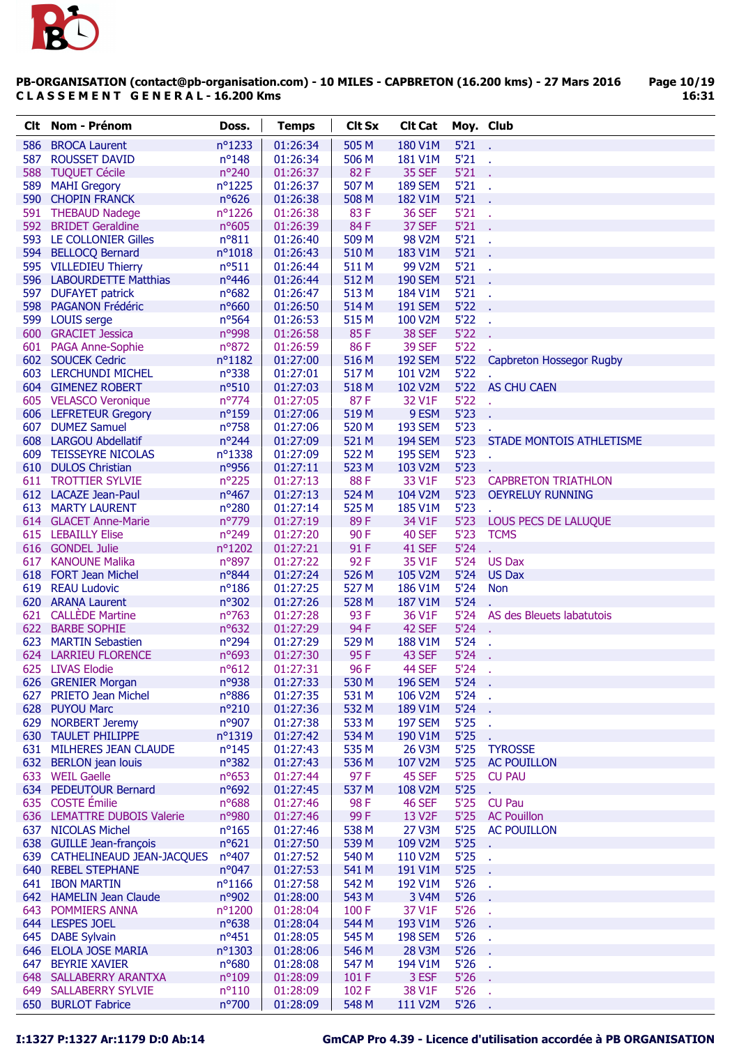**PB-ORGANISATION (contact@pb-organisation.com) - 10 MILES - CAPBRETON (16.200 kms) - 27 Mars 2016**
**C L A S S E M E N T   G E N E R A L - 16.200 Kms**

| Clt | Nom - Prénom | Doss. | Temps | Clt Sx | Clt Cat | Moy. | Club |
|---|---|---|---|---|---|---|---|
| 586 | BROCA Laurent | n°1233 | 01:26:34 | 505 M | 180 V1M | 5'21 | . |
| 587 | ROUSSET DAVID | n°148 | 01:26:34 | 506 M | 181 V1M | 5'21 | . |
| 588 | TUQUET Cécile | n°240 | 01:26:37 | 82 F | 35 SEF | 5'21 | . |
| 589 | MAHI Gregory | n°1225 | 01:26:37 | 507 M | 189 SEM | 5'21 | . |
| 590 | CHOPIN FRANCK | n°626 | 01:26:38 | 508 M | 182 V1M | 5'21 | . |
| 591 | THEBAUD Nadege | n°1226 | 01:26:38 | 83 F | 36 SEF | 5'21 | . |
| 592 | BRIDET Geraldine | n°605 | 01:26:39 | 84 F | 37 SEF | 5'21 | . |
| 593 | LE COLLONIER Gilles | n°811 | 01:26:40 | 509 M | 98 V2M | 5'21 | . |
| 594 | BELLOCQ Bernard | n°1018 | 01:26:43 | 510 M | 183 V1M | 5'21 | . |
| 595 | VILLEDIEU Thierry | n°511 | 01:26:44 | 511 M | 99 V2M | 5'21 | . |
| 596 | LABOURDETTE Matthias | n°446 | 01:26:44 | 512 M | 190 SEM | 5'21 | . |
| 597 | DUFAYET patrick | n°682 | 01:26:47 | 513 M | 184 V1M | 5'21 | . |
| 598 | PAGANON Frédéric | n°660 | 01:26:50 | 514 M | 191 SEM | 5'22 | . |
| 599 | LOUIS serge | n°564 | 01:26:53 | 515 M | 100 V2M | 5'22 | . |
| 600 | GRACIET Jessica | n°998 | 01:26:58 | 85 F | 38 SEF | 5'22 | . |
| 601 | PAGA Anne-Sophie | n°872 | 01:26:59 | 86 F | 39 SEF | 5'22 | . |
| 602 | SOUCEK Cedric | n°1182 | 01:27:00 | 516 M | 192 SEM | 5'22 | Capbreton Hossegor Rugby |
| 603 | LERCHUNDI MICHEL | n°338 | 01:27:01 | 517 M | 101 V2M | 5'22 | . |
| 604 | GIMENEZ ROBERT | n°510 | 01:27:03 | 518 M | 102 V2M | 5'22 | AS CHU CAEN |
| 605 | VELASCO Veronique | n°774 | 01:27:05 | 87 F | 32 V1F | 5'22 | . |
| 606 | LEFRETEUR Gregory | n°159 | 01:27:06 | 519 M | 9 ESM | 5'23 | . |
| 607 | DUMEZ Samuel | n°758 | 01:27:06 | 520 M | 193 SEM | 5'23 | . |
| 608 | LARGOU Abdellatif | n°244 | 01:27:09 | 521 M | 194 SEM | 5'23 | STADE MONTOIS ATHLETISME |
| 609 | TEISSEYRE NICOLAS | n°1338 | 01:27:09 | 522 M | 195 SEM | 5'23 | . |
| 610 | DULOS Christian | n°956 | 01:27:11 | 523 M | 103 V2M | 5'23 | . |
| 611 | TROTTIER SYLVIE | n°225 | 01:27:13 | 88 F | 33 V1F | 5'23 | CAPBRETON TRIATHLON |
| 612 | LACAZE Jean-Paul | n°467 | 01:27:13 | 524 M | 104 V2M | 5'23 | OEYRELUY RUNNING |
| 613 | MARTY LAURENT | n°280 | 01:27:14 | 525 M | 185 V1M | 5'23 | . |
| 614 | GLACET Anne-Marie | n°779 | 01:27:19 | 89 F | 34 V1F | 5'23 | LOUS PECS DE LALUQUE |
| 615 | LEBAILLY Elise | n°249 | 01:27:20 | 90 F | 40 SEF | 5'23 | TCMS |
| 616 | GONDEL Julie | n°1202 | 01:27:21 | 91 F | 41 SEF | 5'24 | . |
| 617 | KANOUNE Malika | n°897 | 01:27:22 | 92 F | 35 V1F | 5'24 | US Dax |
| 618 | FORT Jean Michel | n°844 | 01:27:24 | 526 M | 105 V2M | 5'24 | US Dax |
| 619 | REAU Ludovic | n°186 | 01:27:25 | 527 M | 186 V1M | 5'24 | Non |
| 620 | ARANA Laurent | n°302 | 01:27:26 | 528 M | 187 V1M | 5'24 | . |
| 621 | CALLÈDE Martine | n°763 | 01:27:28 | 93 F | 36 V1F | 5'24 | AS des Bleuets labatutois |
| 622 | BARBE SOPHIE | n°632 | 01:27:29 | 94 F | 42 SEF | 5'24 | . |
| 623 | MARTIN Sebastien | n°294 | 01:27:29 | 529 M | 188 V1M | 5'24 | . |
| 624 | LARRIEU FLORENCE | n°693 | 01:27:30 | 95 F | 43 SEF | 5'24 | . |
| 625 | LIVAS Elodie | n°612 | 01:27:31 | 96 F | 44 SEF | 5'24 | . |
| 626 | GRENIER Morgan | n°938 | 01:27:33 | 530 M | 196 SEM | 5'24 | . |
| 627 | PRIETO Jean Michel | n°886 | 01:27:35 | 531 M | 106 V2M | 5'24 | . |
| 628 | PUYOU Marc | n°210 | 01:27:36 | 532 M | 189 V1M | 5'24 | . |
| 629 | NORBERT Jeremy | n°907 | 01:27:38 | 533 M | 197 SEM | 5'25 | . |
| 630 | TAULET PHILIPPE | n°1319 | 01:27:42 | 534 M | 190 V1M | 5'25 | . |
| 631 | MILHERES JEAN CLAUDE | n°145 | 01:27:43 | 535 M | 26 V3M | 5'25 | TYROSSE |
| 632 | BERLON jean louis | n°382 | 01:27:43 | 536 M | 107 V2M | 5'25 | AC POUILLON |
| 633 | WEIL Gaelle | n°653 | 01:27:44 | 97 F | 45 SEF | 5'25 | CU PAU |
| 634 | PEDEUTOUR Bernard | n°692 | 01:27:45 | 537 M | 108 V2M | 5'25 | . |
| 635 | COSTE Émilie | n°688 | 01:27:46 | 98 F | 46 SEF | 5'25 | CU Pau |
| 636 | LEMATTRE DUBOIS Valerie | n°980 | 01:27:46 | 99 F | 13 V2F | 5'25 | AC Pouillon |
| 637 | NICOLAS Michel | n°165 | 01:27:46 | 538 M | 27 V3M | 5'25 | AC POUILLON |
| 638 | GUILLE Jean-françois | n°621 | 01:27:50 | 539 M | 109 V2M | 5'25 | . |
| 639 | CATHELINEAUD JEAN-JACQUES | n°407 | 01:27:52 | 540 M | 110 V2M | 5'25 | . |
| 640 | REBEL STEPHANE | n°047 | 01:27:53 | 541 M | 191 V1M | 5'25 | . |
| 641 | IBON MARTIN | n°1166 | 01:27:58 | 542 M | 192 V1M | 5'26 | . |
| 642 | HAMELIN Jean Claude | n°902 | 01:28:00 | 543 M | 3 V4M | 5'26 | . |
| 643 | POMMIERS ANNA | n°1200 | 01:28:04 | 100 F | 37 V1F | 5'26 | . |
| 644 | LESPES JOEL | n°638 | 01:28:04 | 544 M | 193 V1M | 5'26 | . |
| 645 | DABE Sylvain | n°451 | 01:28:05 | 545 M | 198 SEM | 5'26 | . |
| 646 | ELOLA JOSE MARIA | n°1303 | 01:28:06 | 546 M | 28 V3M | 5'26 | . |
| 647 | BEYRIE XAVIER | n°680 | 01:28:08 | 547 M | 194 V1M | 5'26 | . |
| 648 | SALLABERRY ARANTXA | n°109 | 01:28:09 | 101 F | 3 ESF | 5'26 | . |
| 649 | SALLABERRY SYLVIE | n°110 | 01:28:09 | 102 F | 38 V1F | 5'26 | . |
| 650 | BURLOT Fabrice | n°700 | 01:28:09 | 548 M | 111 V2M | 5'26 | . |

I:1327 P:1327 Ar:1179 D:0 Ab:14 — GmCAP Pro 4.39 - Licence d'utilisation accordée à PB ORGANISATION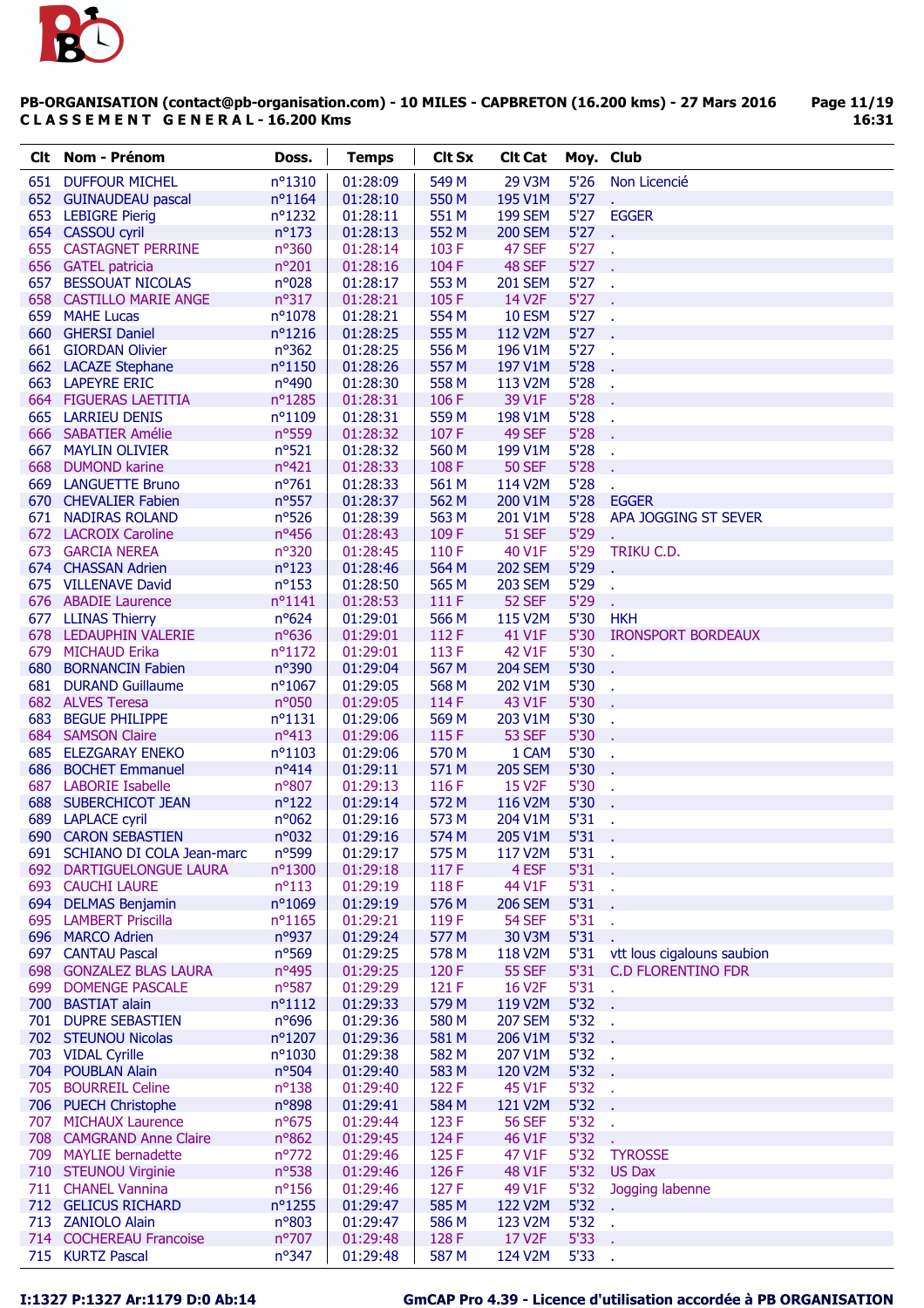PB-ORGANISATION (contact@pb-organisation.com) - 10 MILES - CAPBRETON (16.200 kms) - 27 Mars 2016

**C L A S S E M E N T   G E N E R A L - 16.200 Kms**

| Clt | Nom - Prénom | Doss. | Temps | Clt Sx | Clt Cat | Moy. | Club |
|---|---|---|---|---|---|---|---|
| 651 | DUFFOUR MICHEL | n°1310 | 01:28:09 | 549 M | 29 V3M | 5'26 | Non Licencié |
| 652 | GUINAUDEAU pascal | n°1164 | 01:28:10 | 550 M | 195 V1M | 5'27 | . |
| 653 | LEBIGRE Pierig | n°1232 | 01:28:11 | 551 M | 199 SEM | 5'27 | EGGER |
| 654 | CASSOU cyril | n°173 | 01:28:13 | 552 M | 200 SEM | 5'27 | . |
| 655 | CASTAGNET PERRINE | n°360 | 01:28:14 | 103 F | 47 SEF | 5'27 | . |
| 656 | GATEL patricia | n°201 | 01:28:16 | 104 F | 48 SEF | 5'27 | . |
| 657 | BESSOUAT NICOLAS | n°028 | 01:28:17 | 553 M | 201 SEM | 5'27 | . |
| 658 | CASTILLO MARIE ANGE | n°317 | 01:28:21 | 105 F | 14 V2F | 5'27 | . |
| 659 | MAHE Lucas | n°1078 | 01:28:21 | 554 M | 10 ESM | 5'27 | . |
| 660 | GHERSI Daniel | n°1216 | 01:28:25 | 555 M | 112 V2M | 5'27 | . |
| 661 | GIORDAN Olivier | n°362 | 01:28:25 | 556 M | 196 V1M | 5'27 | . |
| 662 | LACAZE Stephane | n°1150 | 01:28:26 | 557 M | 197 V1M | 5'28 | . |
| 663 | LAPEYRE ERIC | n°490 | 01:28:30 | 558 M | 113 V2M | 5'28 | . |
| 664 | FIGUERAS LAETITIA | n°1285 | 01:28:31 | 106 F | 39 V1F | 5'28 | . |
| 665 | LARRIEU DENIS | n°1109 | 01:28:31 | 559 M | 198 V1M | 5'28 | . |
| 666 | SABATIER Amélie | n°559 | 01:28:32 | 107 F | 49 SEF | 5'28 | . |
| 667 | MAYLIN OLIVIER | n°521 | 01:28:32 | 560 M | 199 V1M | 5'28 | . |
| 668 | DUMOND karine | n°421 | 01:28:33 | 108 F | 50 SEF | 5'28 | . |
| 669 | LANGUETTE Bruno | n°761 | 01:28:33 | 561 M | 114 V2M | 5'28 | . |
| 670 | CHEVALIER Fabien | n°557 | 01:28:37 | 562 M | 200 V1M | 5'28 | EGGER |
| 671 | NADIRAS ROLAND | n°526 | 01:28:39 | 563 M | 201 V1M | 5'28 | APA JOGGING ST SEVER |
| 672 | LACROIX Caroline | n°456 | 01:28:43 | 109 F | 51 SEF | 5'29 | . |
| 673 | GARCIA NEREA | n°320 | 01:28:45 | 110 F | 40 V1F | 5'29 | TRIKU C.D. |
| 674 | CHASSAN Adrien | n°123 | 01:28:46 | 564 M | 202 SEM | 5'29 | . |
| 675 | VILLENAVE David | n°153 | 01:28:50 | 565 M | 203 SEM | 5'29 | . |
| 676 | ABADIE Laurence | n°1141 | 01:28:53 | 111 F | 52 SEF | 5'29 | . |
| 677 | LLINAS Thierry | n°624 | 01:29:01 | 566 M | 115 V2M | 5'30 | HKH |
| 678 | LEDAUPHIN VALERIE | n°636 | 01:29:01 | 112 F | 41 V1F | 5'30 | IRONSPORT BORDEAUX |
| 679 | MICHAUD Erika | n°1172 | 01:29:01 | 113 F | 42 V1F | 5'30 | . |
| 680 | BORNANCIN Fabien | n°390 | 01:29:04 | 567 M | 204 SEM | 5'30 | . |
| 681 | DURAND Guillaume | n°1067 | 01:29:05 | 568 M | 202 V1M | 5'30 | . |
| 682 | ALVES Teresa | n°050 | 01:29:05 | 114 F | 43 V1F | 5'30 | . |
| 683 | BEGUE PHILIPPE | n°1131 | 01:29:06 | 569 M | 203 V1M | 5'30 | . |
| 684 | SAMSON Claire | n°413 | 01:29:06 | 115 F | 53 SEF | 5'30 | . |
| 685 | ELEZGARAY ENEKO | n°1103 | 01:29:06 | 570 M | 1 CAM | 5'30 | . |
| 686 | BOCHET Emmanuel | n°414 | 01:29:11 | 571 M | 205 SEM | 5'30 | . |
| 687 | LABORIE Isabelle | n°807 | 01:29:13 | 116 F | 15 V2F | 5'30 | . |
| 688 | SUBERCHICOT JEAN | n°122 | 01:29:14 | 572 M | 116 V2M | 5'30 | . |
| 689 | LAPLACE cyril | n°062 | 01:29:16 | 573 M | 204 V1M | 5'31 | . |
| 690 | CARON SEBASTIEN | n°032 | 01:29:16 | 574 M | 205 V1M | 5'31 | . |
| 691 | SCHIANO DI COLA Jean-marc | n°599 | 01:29:17 | 575 M | 117 V2M | 5'31 | . |
| 692 | DARTIGUELONGUE LAURA | n°1300 | 01:29:18 | 117 F | 4 ESF | 5'31 | . |
| 693 | CAUCHI LAURE | n°113 | 01:29:19 | 118 F | 44 V1F | 5'31 | . |
| 694 | DELMAS Benjamin | n°1069 | 01:29:19 | 576 M | 206 SEM | 5'31 | . |
| 695 | LAMBERT Priscilla | n°1165 | 01:29:21 | 119 F | 54 SEF | 5'31 | . |
| 696 | MARCO Adrien | n°937 | 01:29:24 | 577 M | 30 V3M | 5'31 | . |
| 697 | CANTAU Pascal | n°569 | 01:29:25 | 578 M | 118 V2M | 5'31 | vtt lous cigalouns saubion |
| 698 | GONZALEZ BLAS LAURA | n°495 | 01:29:25 | 120 F | 55 SEF | 5'31 | C.D FLORENTINO FDR |
| 699 | DOMENGE PASCALE | n°587 | 01:29:29 | 121 F | 16 V2F | 5'31 | . |
| 700 | BASTIAT alain | n°1112 | 01:29:33 | 579 M | 119 V2M | 5'32 | . |
| 701 | DUPRE SEBASTIEN | n°696 | 01:29:36 | 580 M | 207 SEM | 5'32 | . |
| 702 | STEUNOU Nicolas | n°1207 | 01:29:36 | 581 M | 206 V1M | 5'32 | . |
| 703 | VIDAL Cyrille | n°1030 | 01:29:38 | 582 M | 207 V1M | 5'32 | . |
| 704 | POUBLAN Alain | n°504 | 01:29:40 | 583 M | 120 V2M | 5'32 | . |
| 705 | BOURREIL Celine | n°138 | 01:29:40 | 122 F | 45 V1F | 5'32 | . |
| 706 | PUECH Christophe | n°898 | 01:29:41 | 584 M | 121 V2M | 5'32 | . |
| 707 | MICHAUX Laurence | n°675 | 01:29:44 | 123 F | 56 SEF | 5'32 | . |
| 708 | CAMGRAND Anne Claire | n°862 | 01:29:45 | 124 F | 46 V1F | 5'32 | . |
| 709 | MAYLIE bernadette | n°772 | 01:29:46 | 125 F | 47 V1F | 5'32 | TYROSSE |
| 710 | STEUNOU Virginie | n°538 | 01:29:46 | 126 F | 48 V1F | 5'32 | US Dax |
| 711 | CHANEL Vannina | n°156 | 01:29:46 | 127 F | 49 V1F | 5'32 | Jogging labenne |
| 712 | GELICUS RICHARD | n°1255 | 01:29:47 | 585 M | 122 V2M | 5'32 | . |
| 713 | ZANIOLO Alain | n°803 | 01:29:47 | 586 M | 123 V2M | 5'32 | . |
| 714 | COCHEREAU Francoise | n°707 | 01:29:48 | 128 F | 17 V2F | 5'33 | . |
| 715 | KURTZ Pascal | n°347 | 01:29:48 | 587 M | 124 V2M | 5'33 | . |

I:1327 P:1327 Ar:1179 D:0 Ab:14

GmCAP Pro 4.39 - Licence d'utilisation accordée à PB ORGANISATION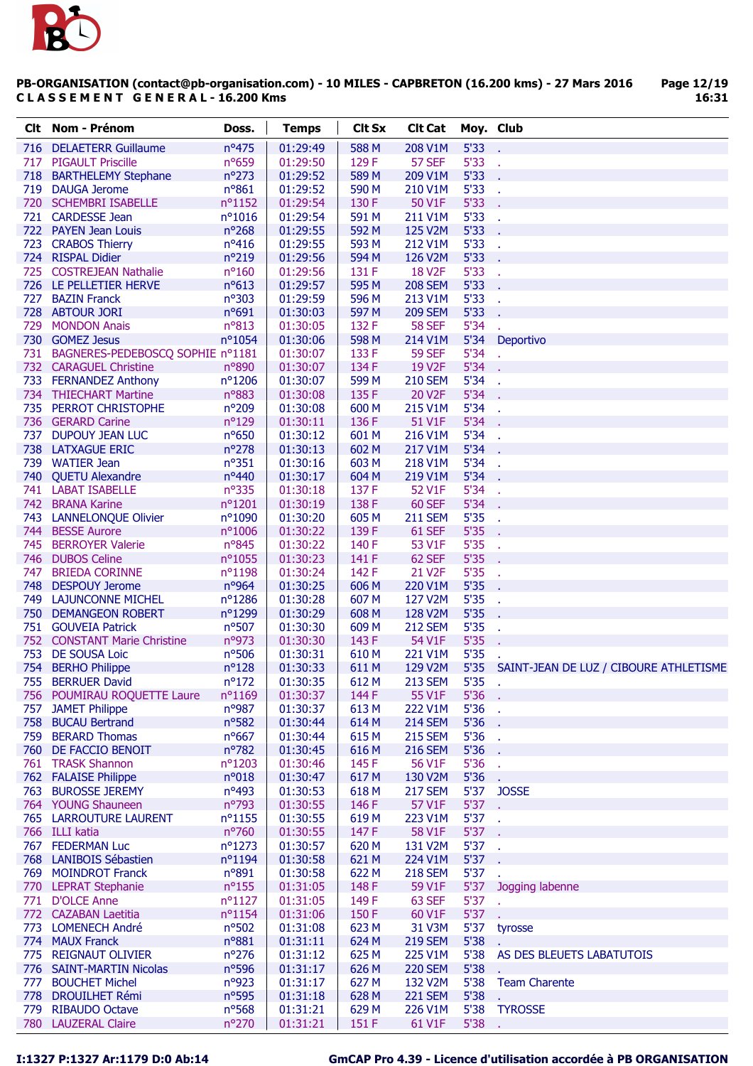PB-ORGANISATION (contact@pb-organisation.com) - 10 MILES - CAPBRETON (16.200 kms) - 27 Mars 2016

**C L A S S E M E N T G E N E R A L - 16.200 Kms**

| Clt | Nom - Prénom | Doss. | Temps | Clt Sx | Clt Cat | Moy. | Club |
|---|---|---|---|---|---|---|---|
| 716 | DELAETERR Guillaume | n°475 | 01:29:49 | 588 M | 208 V1M | 5'33 | . |
| 717 | PIGAULT Priscille | n°659 | 01:29:50 | 129 F | 57 SEF | 5'33 | . |
| 718 | BARTHELEMY Stephane | n°273 | 01:29:52 | 589 M | 209 V1M | 5'33 | . |
| 719 | DAUGA Jerome | n°861 | 01:29:52 | 590 M | 210 V1M | 5'33 | . |
| 720 | SCHEMBRI ISABELLE | n°1152 | 01:29:54 | 130 F | 50 V1F | 5'33 | . |
| 721 | CARDESSE Jean | n°1016 | 01:29:54 | 591 M | 211 V1M | 5'33 | . |
| 722 | PAYEN Jean Louis | n°268 | 01:29:55 | 592 M | 125 V2M | 5'33 | . |
| 723 | CRABOS Thierry | n°416 | 01:29:55 | 593 M | 212 V1M | 5'33 | . |
| 724 | RISPAL Didier | n°219 | 01:29:56 | 594 M | 126 V2M | 5'33 | . |
| 725 | COSTREJEAN Nathalie | n°160 | 01:29:56 | 131 F | 18 V2F | 5'33 | . |
| 726 | LE PELLETIER HERVE | n°613 | 01:29:57 | 595 M | 208 SEM | 5'33 | . |
| 727 | BAZIN Franck | n°303 | 01:29:59 | 596 M | 213 V1M | 5'33 | . |
| 728 | ABTOUR JORI | n°691 | 01:30:03 | 597 M | 209 SEM | 5'33 | . |
| 729 | MONDON Anais | n°813 | 01:30:05 | 132 F | 58 SEF | 5'34 | . |
| 730 | GOMEZ Jesus | n°1054 | 01:30:06 | 598 M | 214 V1M | 5'34 | Deportivo |
| 731 | BAGNERES-PEDEBOSCQ SOPHIE | n°1181 | 01:30:07 | 133 F | 59 SEF | 5'34 | . |
| 732 | CARAGUEL Christine | n°890 | 01:30:07 | 134 F | 19 V2F | 5'34 | . |
| 733 | FERNANDEZ Anthony | n°1206 | 01:30:07 | 599 M | 210 SEM | 5'34 | . |
| 734 | THIECHART Martine | n°883 | 01:30:08 | 135 F | 20 V2F | 5'34 | . |
| 735 | PERROT CHRISTOPHE | n°209 | 01:30:08 | 600 M | 215 V1M | 5'34 | . |
| 736 | GERARD Carine | n°129 | 01:30:11 | 136 F | 51 V1F | 5'34 | . |
| 737 | DUPOUY JEAN LUC | n°650 | 01:30:12 | 601 M | 216 V1M | 5'34 | . |
| 738 | LATXAGUE ERIC | n°278 | 01:30:13 | 602 M | 217 V1M | 5'34 | . |
| 739 | WATIER Jean | n°351 | 01:30:16 | 603 M | 218 V1M | 5'34 | . |
| 740 | QUETU Alexandre | n°440 | 01:30:17 | 604 M | 219 V1M | 5'34 | . |
| 741 | LABAT ISABELLE | n°335 | 01:30:18 | 137 F | 52 V1F | 5'34 | . |
| 742 | BRANA Karine | n°1201 | 01:30:19 | 138 F | 60 SEF | 5'34 | . |
| 743 | LANNELONQUE Olivier | n°1090 | 01:30:20 | 605 M | 211 SEM | 5'35 | . |
| 744 | BESSE Aurore | n°1006 | 01:30:22 | 139 F | 61 SEF | 5'35 | . |
| 745 | BERROYER Valerie | n°845 | 01:30:22 | 140 F | 53 V1F | 5'35 | . |
| 746 | DUBOS Celine | n°1055 | 01:30:23 | 141 F | 62 SEF | 5'35 | . |
| 747 | BRIEDA CORINNE | n°1198 | 01:30:24 | 142 F | 21 V2F | 5'35 | . |
| 748 | DESPOUY Jerome | n°964 | 01:30:25 | 606 M | 220 V1M | 5'35 | . |
| 749 | LAJUNCONNE MICHEL | n°1286 | 01:30:28 | 607 M | 127 V2M | 5'35 | . |
| 750 | DEMANGEON ROBERT | n°1299 | 01:30:29 | 608 M | 128 V2M | 5'35 | . |
| 751 | GOUVEIA Patrick | n°507 | 01:30:30 | 609 M | 212 SEM | 5'35 | . |
| 752 | CONSTANT Marie Christine | n°973 | 01:30:30 | 143 F | 54 V1F | 5'35 | . |
| 753 | DE SOUSA Loic | n°506 | 01:30:31 | 610 M | 221 V1M | 5'35 | . |
| 754 | BERHO Philippe | n°128 | 01:30:33 | 611 M | 129 V2M | 5'35 | SAINT-JEAN DE LUZ / CIBOURE ATHLETISME |
| 755 | BERRUER David | n°172 | 01:30:35 | 612 M | 213 SEM | 5'35 | . |
| 756 | POUMIRAU ROQUETTE Laure | n°1169 | 01:30:37 | 144 F | 55 V1F | 5'36 | . |
| 757 | JAMET Philippe | n°987 | 01:30:37 | 613 M | 222 V1M | 5'36 | . |
| 758 | BUCAU Bertrand | n°582 | 01:30:44 | 614 M | 214 SEM | 5'36 | . |
| 759 | BERARD Thomas | n°667 | 01:30:44 | 615 M | 215 SEM | 5'36 | . |
| 760 | DE FACCIO BENOIT | n°782 | 01:30:45 | 616 M | 216 SEM | 5'36 | . |
| 761 | TRASK Shannon | n°1203 | 01:30:46 | 145 F | 56 V1F | 5'36 | . |
| 762 | FALAISE Philippe | n°018 | 01:30:47 | 617 M | 130 V2M | 5'36 | . |
| 763 | BUROSSE JEREMY | n°493 | 01:30:53 | 618 M | 217 SEM | 5'37 | JOSSE |
| 764 | YOUNG Shauneen | n°793 | 01:30:55 | 146 F | 57 V1F | 5'37 | . |
| 765 | LARROUTURE LAURENT | n°1155 | 01:30:55 | 619 M | 223 V1M | 5'37 | . |
| 766 | ILLI katia | n°760 | 01:30:55 | 147 F | 58 V1F | 5'37 | . |
| 767 | FEDERMAN Luc | n°1273 | 01:30:57 | 620 M | 131 V2M | 5'37 | . |
| 768 | LANIBOIS Sébastien | n°1194 | 01:30:58 | 621 M | 224 V1M | 5'37 | . |
| 769 | MOINDROT Franck | n°891 | 01:30:58 | 622 M | 218 SEM | 5'37 | . |
| 770 | LEPRAT Stephanie | n°155 | 01:31:05 | 148 F | 59 V1F | 5'37 | Jogging labenne |
| 771 | D'OLCE Anne | n°1127 | 01:31:05 | 149 F | 63 SEF | 5'37 | . |
| 772 | CAZABAN Laetitia | n°1154 | 01:31:06 | 150 F | 60 V1F | 5'37 | . |
| 773 | LOMENECH André | n°502 | 01:31:08 | 623 M | 31 V3M | 5'37 | tyrosse |
| 774 | MAUX Franck | n°881 | 01:31:11 | 624 M | 219 SEM | 5'38 | . |
| 775 | REIGNAUT OLIVIER | n°276 | 01:31:12 | 625 M | 225 V1M | 5'38 | AS DES BLEUETS LABATUTOIS |
| 776 | SAINT-MARTIN Nicolas | n°596 | 01:31:17 | 626 M | 220 SEM | 5'38 | . |
| 777 | BOUCHET Michel | n°923 | 01:31:17 | 627 M | 132 V2M | 5'38 | Team Charente |
| 778 | DROUILHET Rémi | n°595 | 01:31:18 | 628 M | 221 SEM | 5'38 | . |
| 779 | RIBAUDO Octave | n°568 | 01:31:21 | 629 M | 226 V1M | 5'38 | TYROSSE |
| 780 | LAUZERAL Claire | n°270 | 01:31:21 | 151 F | 61 V1F | 5'38 | . |

I:1327 P:1327 Ar:1179 D:0 Ab:14 — GmCAP Pro 4.39 - Licence d'utilisation accordée à PB ORGANISATION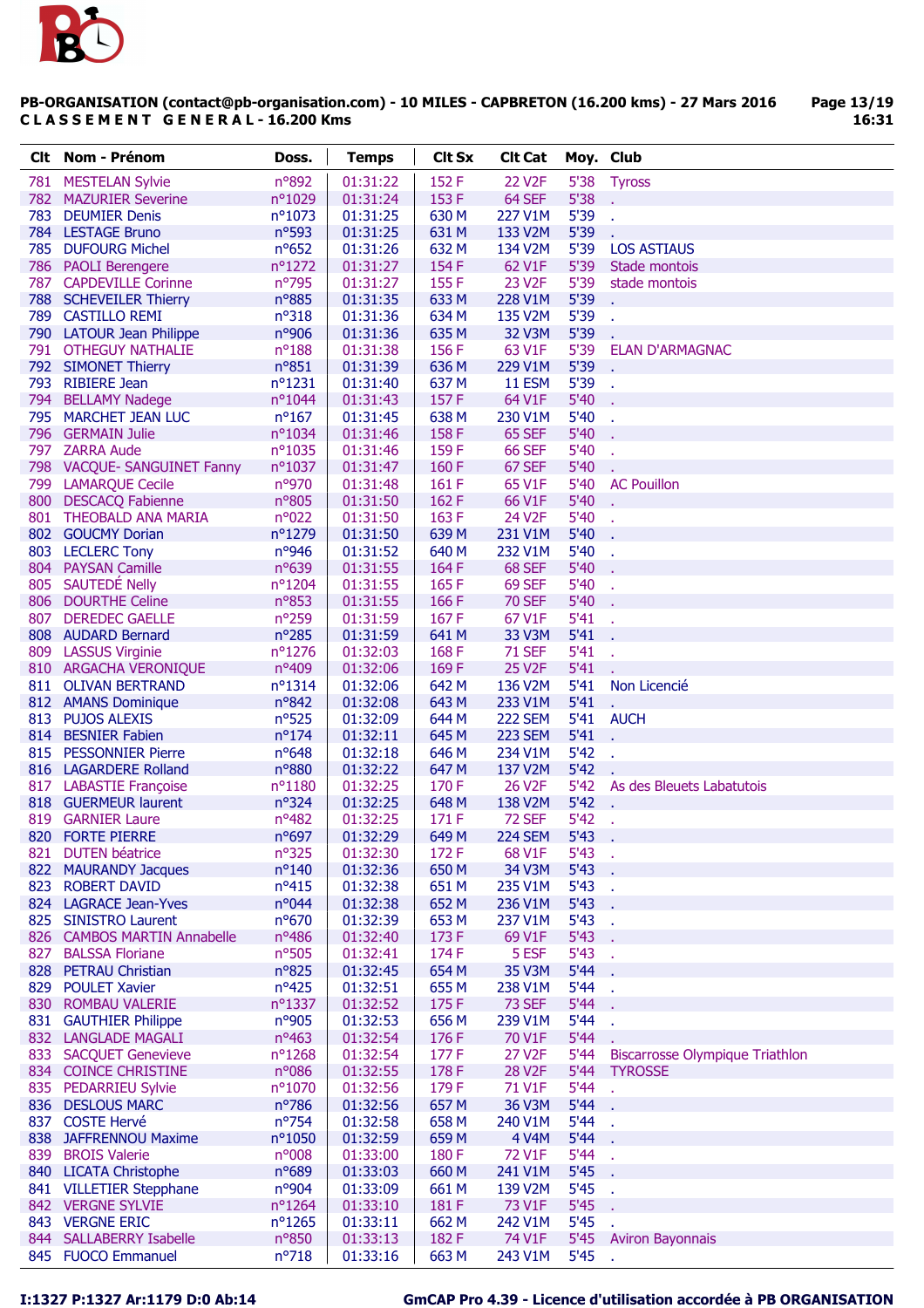PB-ORGANISATION (contact@pb-organisation.com) - 10 MILES - CAPBRETON (16.200 kms) - 27 Mars 2016

CLASSEMENT GENERAL - 16.200 Kms

| Clt | Nom - Prénom | Doss. | Temps | Clt Sx | Clt Cat | Moy. | Club |
|---|---|---|---|---|---|---|---|
| 781 | MESTELAN Sylvie | n°892 | 01:31:22 | 152 F | 22 V2F | 5'38 | Tyross |
| 782 | MAZURIER Severine | n°1029 | 01:31:24 | 153 F | 64 SEF | 5'38 | . |
| 783 | DEUMIER Denis | n°1073 | 01:31:25 | 630 M | 227 V1M | 5'39 | . |
| 784 | LESTAGE Bruno | n°593 | 01:31:25 | 631 M | 133 V2M | 5'39 | . |
| 785 | DUFOURG Michel | n°652 | 01:31:26 | 632 M | 134 V2M | 5'39 | LOS ASTIAUS |
| 786 | PAOLI Berengere | n°1272 | 01:31:27 | 154 F | 62 V1F | 5'39 | Stade montois |
| 787 | CAPDEVILLE Corinne | n°795 | 01:31:27 | 155 F | 23 V2F | 5'39 | stade montois |
| 788 | SCHEVEILER Thierry | n°885 | 01:31:35 | 633 M | 228 V1M | 5'39 | . |
| 789 | CASTILLO REMI | n°318 | 01:31:36 | 634 M | 135 V2M | 5'39 | . |
| 790 | LATOUR Jean Philippe | n°906 | 01:31:36 | 635 M | 32 V3M | 5'39 | . |
| 791 | OTHEGUY NATHALIE | n°188 | 01:31:38 | 156 F | 63 V1F | 5'39 | ELAN D'ARMAGNAC |
| 792 | SIMONET Thierry | n°851 | 01:31:39 | 636 M | 229 V1M | 5'39 | . |
| 793 | RIBIERE Jean | n°1231 | 01:31:40 | 637 M | 11 ESM | 5'39 | . |
| 794 | BELLAMY Nadege | n°1044 | 01:31:43 | 157 F | 64 V1F | 5'40 | . |
| 795 | MARCHET JEAN LUC | n°167 | 01:31:45 | 638 M | 230 V1M | 5'40 | . |
| 796 | GERMAIN Julie | n°1034 | 01:31:46 | 158 F | 65 SEF | 5'40 | . |
| 797 | ZARRA Aude | n°1035 | 01:31:46 | 159 F | 66 SEF | 5'40 | . |
| 798 | VACQUE- SANGUINET Fanny | n°1037 | 01:31:47 | 160 F | 67 SEF | 5'40 | . |
| 799 | LAMARQUE Cecile | n°970 | 01:31:48 | 161 F | 65 V1F | 5'40 | AC Pouillon |
| 800 | DESCACQ Fabienne | n°805 | 01:31:50 | 162 F | 66 V1F | 5'40 | . |
| 801 | THEOBALD ANA MARIA | n°022 | 01:31:50 | 163 F | 24 V2F | 5'40 | . |
| 802 | GOUCMY Dorian | n°1279 | 01:31:50 | 639 M | 231 V1M | 5'40 | . |
| 803 | LECLERC Tony | n°946 | 01:31:52 | 640 M | 232 V1M | 5'40 | . |
| 804 | PAYSAN Camille | n°639 | 01:31:55 | 164 F | 68 SEF | 5'40 | . |
| 805 | SAUTEDÉ Nelly | n°1204 | 01:31:55 | 165 F | 69 SEF | 5'40 | . |
| 806 | DOURTHE Celine | n°853 | 01:31:55 | 166 F | 70 SEF | 5'40 | . |
| 807 | DEREDEC GAELLE | n°259 | 01:31:59 | 167 F | 67 V1F | 5'41 | . |
| 808 | AUDARD Bernard | n°285 | 01:31:59 | 641 M | 33 V3M | 5'41 | . |
| 809 | LASSUS Virginie | n°1276 | 01:32:03 | 168 F | 71 SEF | 5'41 | . |
| 810 | ARGACHA VERONIQUE | n°409 | 01:32:06 | 169 F | 25 V2F | 5'41 | . |
| 811 | OLIVAN BERTRAND | n°1314 | 01:32:06 | 642 M | 136 V2M | 5'41 | Non Licencié |
| 812 | AMANS Dominique | n°842 | 01:32:08 | 643 M | 233 V1M | 5'41 | . |
| 813 | PUJOS ALEXIS | n°525 | 01:32:09 | 644 M | 222 SEM | 5'41 | AUCH |
| 814 | BESNIER Fabien | n°174 | 01:32:11 | 645 M | 223 SEM | 5'41 | . |
| 815 | PESSONNIER Pierre | n°648 | 01:32:18 | 646 M | 234 V1M | 5'42 | . |
| 816 | LAGARDERE Rolland | n°880 | 01:32:22 | 647 M | 137 V2M | 5'42 | . |
| 817 | LABASTIE Françoise | n°1180 | 01:32:25 | 170 F | 26 V2F | 5'42 | As des Bleuets Labatutois |
| 818 | GUERMEUR laurent | n°324 | 01:32:25 | 648 M | 138 V2M | 5'42 | . |
| 819 | GARNIER Laure | n°482 | 01:32:25 | 171 F | 72 SEF | 5'42 | . |
| 820 | FORTE PIERRE | n°697 | 01:32:29 | 649 M | 224 SEM | 5'43 | . |
| 821 | DUTEN béatrice | n°325 | 01:32:30 | 172 F | 68 V1F | 5'43 | . |
| 822 | MAURANDY Jacques | n°140 | 01:32:36 | 650 M | 34 V3M | 5'43 | . |
| 823 | ROBERT DAVID | n°415 | 01:32:38 | 651 M | 235 V1M | 5'43 | . |
| 824 | LAGRACE Jean-Yves | n°044 | 01:32:38 | 652 M | 236 V1M | 5'43 | . |
| 825 | SINISTRO Laurent | n°670 | 01:32:39 | 653 M | 237 V1M | 5'43 | . |
| 826 | CAMBOS MARTIN Annabelle | n°486 | 01:32:40 | 173 F | 69 V1F | 5'43 | . |
| 827 | BALSSA Floriane | n°505 | 01:32:41 | 174 F | 5 ESF | 5'43 | . |
| 828 | PETRAU Christian | n°825 | 01:32:45 | 654 M | 35 V3M | 5'44 | . |
| 829 | POULET Xavier | n°425 | 01:32:51 | 655 M | 238 V1M | 5'44 | . |
| 830 | ROMBAU VALERIE | n°1337 | 01:32:52 | 175 F | 73 SEF | 5'44 | . |
| 831 | GAUTHIER Philippe | n°905 | 01:32:53 | 656 M | 239 V1M | 5'44 | . |
| 832 | LANGLADE MAGALI | n°463 | 01:32:54 | 176 F | 70 V1F | 5'44 | . |
| 833 | SACQUET Genevieve | n°1268 | 01:32:54 | 177 F | 27 V2F | 5'44 | Biscarrosse Olympique Triathlon |
| 834 | COINCE CHRISTINE | n°086 | 01:32:55 | 178 F | 28 V2F | 5'44 | TYROSSE |
| 835 | PEDARRIEU Sylvie | n°1070 | 01:32:56 | 179 F | 71 V1F | 5'44 | . |
| 836 | DESLOUS MARC | n°786 | 01:32:56 | 657 M | 36 V3M | 5'44 | . |
| 837 | COSTE Hervé | n°754 | 01:32:58 | 658 M | 240 V1M | 5'44 | . |
| 838 | JAFFRENNOU Maxime | n°1050 | 01:32:59 | 659 M | 4 V4M | 5'44 | . |
| 839 | BROIS Valerie | n°008 | 01:33:00 | 180 F | 72 V1F | 5'44 | . |
| 840 | LICATA Christophe | n°689 | 01:33:03 | 660 M | 241 V1M | 5'45 | . |
| 841 | VILLETIER Stepphane | n°904 | 01:33:09 | 661 M | 139 V2M | 5'45 | . |
| 842 | VERGNE SYLVIE | n°1264 | 01:33:10 | 181 F | 73 V1F | 5'45 | . |
| 843 | VERGNE ERIC | n°1265 | 01:33:11 | 662 M | 242 V1M | 5'45 | . |
| 844 | SALLABERRY Isabelle | n°850 | 01:33:13 | 182 F | 74 V1F | 5'45 | Aviron Bayonnais |
| 845 | FUOCO Emmanuel | n°718 | 01:33:16 | 663 M | 243 V1M | 5'45 | . |

I:1327 P:1327 Ar:1179 D:0 Ab:14 — GmCAP Pro 4.39 - Licence d'utilisation accordée à PB ORGANISATION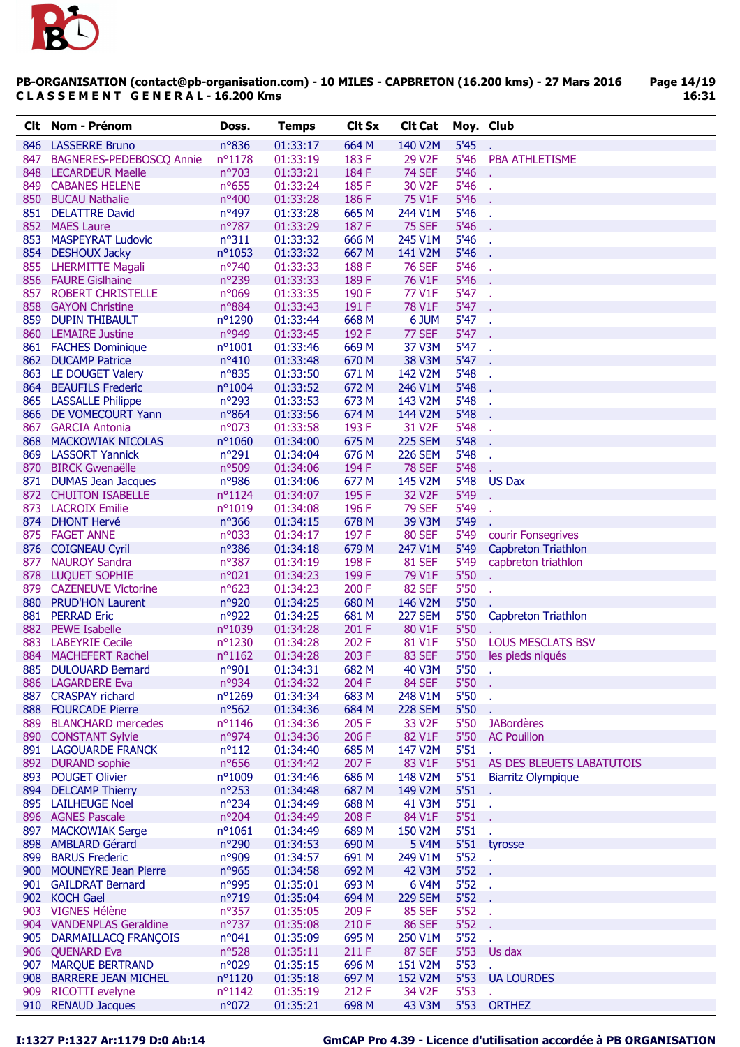PB-ORGANISATION (contact@pb-organisation.com) - 10 MILES - CAPBRETON (16.200 kms) - 27 Mars 2016
C L A S S E M E N T   G E N E R A L - 16.200 Kms

| Clt | Nom - Prénom | Doss. | Temps | Clt Sx | Clt Cat | Moy. | Club |
|---|---|---|---|---|---|---|---|
| 846 | LASSERRE Bruno | n°836 | 01:33:17 | 664 M | 140 V2M | 5'45 | . |
| 847 | BAGNERES-PEDEBOSCQ Annie | n°1178 | 01:33:19 | 183 F | 29 V2F | 5'46 | PBA ATHLETISME |
| 848 | LECARDEUR Maelle | n°703 | 01:33:21 | 184 F | 74 SEF | 5'46 | . |
| 849 | CABANES HELENE | n°655 | 01:33:24 | 185 F | 30 V2F | 5'46 | . |
| 850 | BUCAU Nathalie | n°400 | 01:33:28 | 186 F | 75 V1F | 5'46 | . |
| 851 | DELATTRE David | n°497 | 01:33:28 | 665 M | 244 V1M | 5'46 | . |
| 852 | MAES Laure | n°787 | 01:33:29 | 187 F | 75 SEF | 5'46 | . |
| 853 | MASPEYRAT Ludovic | n°311 | 01:33:32 | 666 M | 245 V1M | 5'46 | . |
| 854 | DESHOUX Jacky | n°1053 | 01:33:32 | 667 M | 141 V2M | 5'46 | . |
| 855 | LHERMITTE Magali | n°740 | 01:33:33 | 188 F | 76 SEF | 5'46 | . |
| 856 | FAURE Gislhaine | n°239 | 01:33:33 | 189 F | 76 V1F | 5'46 | . |
| 857 | ROBERT CHRISTELLE | n°069 | 01:33:35 | 190 F | 77 V1F | 5'47 | . |
| 858 | GAYON Christine | n°884 | 01:33:43 | 191 F | 78 V1F | 5'47 | . |
| 859 | DUPIN THIBAULT | n°1290 | 01:33:44 | 668 M | 6 JUM | 5'47 | . |
| 860 | LEMAIRE Justine | n°949 | 01:33:45 | 192 F | 77 SEF | 5'47 | . |
| 861 | FACHES Dominique | n°1001 | 01:33:46 | 669 M | 37 V3M | 5'47 | . |
| 862 | DUCAMP Patrice | n°410 | 01:33:48 | 670 M | 38 V3M | 5'47 | . |
| 863 | LE DOUGET Valery | n°835 | 01:33:50 | 671 M | 142 V2M | 5'48 | . |
| 864 | BEAUFILS Frederic | n°1004 | 01:33:52 | 672 M | 246 V1M | 5'48 | . |
| 865 | LASSALLE Philippe | n°293 | 01:33:53 | 673 M | 143 V2M | 5'48 | . |
| 866 | DE VOMECOURT Yann | n°864 | 01:33:56 | 674 M | 144 V2M | 5'48 | . |
| 867 | GARCIA Antonia | n°073 | 01:33:58 | 193 F | 31 V2F | 5'48 | . |
| 868 | MACKOWIAK NICOLAS | n°1060 | 01:34:00 | 675 M | 225 SEM | 5'48 | . |
| 869 | LASSORT Yannick | n°291 | 01:34:04 | 676 M | 226 SEM | 5'48 | . |
| 870 | BIRCK Gwenaëlle | n°509 | 01:34:06 | 194 F | 78 SEF | 5'48 | . |
| 871 | DUMAS Jean Jacques | n°986 | 01:34:06 | 677 M | 145 V2M | 5'48 | US Dax |
| 872 | CHUITON ISABELLE | n°1124 | 01:34:07 | 195 F | 32 V2F | 5'49 | . |
| 873 | LACROIX Emilie | n°1019 | 01:34:08 | 196 F | 79 SEF | 5'49 | . |
| 874 | DHONT Hervé | n°366 | 01:34:15 | 678 M | 39 V3M | 5'49 | . |
| 875 | FAGET ANNE | n°033 | 01:34:17 | 197 F | 80 SEF | 5'49 | courir Fonsegrives |
| 876 | COIGNEAU Cyril | n°386 | 01:34:18 | 679 M | 247 V1M | 5'49 | Capbreton Triathlon |
| 877 | NAUROY Sandra | n°387 | 01:34:19 | 198 F | 81 SEF | 5'49 | capbreton triathlon |
| 878 | LUQUET SOPHIE | n°021 | 01:34:23 | 199 F | 79 V1F | 5'50 | . |
| 879 | CAZENEUVE Victorine | n°623 | 01:34:23 | 200 F | 82 SEF | 5'50 | . |
| 880 | PRUD'HON Laurent | n°920 | 01:34:25 | 680 M | 146 V2M | 5'50 | . |
| 881 | PERRAD Eric | n°922 | 01:34:25 | 681 M | 227 SEM | 5'50 | Capbreton Triathlon |
| 882 | PEWE Isabelle | n°1039 | 01:34:28 | 201 F | 80 V1F | 5'50 | . |
| 883 | LABEYRIE Cecile | n°1230 | 01:34:28 | 202 F | 81 V1F | 5'50 | LOUS MESCLATS BSV |
| 884 | MACHEFERT Rachel | n°1162 | 01:34:28 | 203 F | 83 SEF | 5'50 | les pieds niqués |
| 885 | DULOUARD Bernard | n°901 | 01:34:31 | 682 M | 40 V3M | 5'50 | . |
| 886 | LAGARDERE Eva | n°934 | 01:34:32 | 204 F | 84 SEF | 5'50 | . |
| 887 | CRASPAY richard | n°1269 | 01:34:34 | 683 M | 248 V1M | 5'50 | . |
| 888 | FOURCADE Pierre | n°562 | 01:34:36 | 684 M | 228 SEM | 5'50 | . |
| 889 | BLANCHARD mercedes | n°1146 | 01:34:36 | 205 F | 33 V2F | 5'50 | JABordères |
| 890 | CONSTANT Sylvie | n°974 | 01:34:36 | 206 F | 82 V1F | 5'50 | AC Pouillon |
| 891 | LAGOUARDE FRANCK | n°112 | 01:34:40 | 685 M | 147 V2M | 5'51 | . |
| 892 | DURAND sophie | n°656 | 01:34:42 | 207 F | 83 V1F | 5'51 | AS DES BLEUETS LABATUTOIS |
| 893 | POUGET Olivier | n°1009 | 01:34:46 | 686 M | 148 V2M | 5'51 | Biarritz Olympique |
| 894 | DELCAMP Thierry | n°253 | 01:34:48 | 687 M | 149 V2M | 5'51 | . |
| 895 | LAILHEUGE Noel | n°234 | 01:34:49 | 688 M | 41 V3M | 5'51 | . |
| 896 | AGNES Pascale | n°204 | 01:34:49 | 208 F | 84 V1F | 5'51 | . |
| 897 | MACKOWIAK Serge | n°1061 | 01:34:49 | 689 M | 150 V2M | 5'51 | . |
| 898 | AMBLARD Gérard | n°290 | 01:34:53 | 690 M | 5 V4M | 5'51 | tyrosse |
| 899 | BARUS Frederic | n°909 | 01:34:57 | 691 M | 249 V1M | 5'52 | . |
| 900 | MOUNEYRE Jean Pierre | n°965 | 01:34:58 | 692 M | 42 V3M | 5'52 | . |
| 901 | GAILDRAT Bernard | n°995 | 01:35:01 | 693 M | 6 V4M | 5'52 | . |
| 902 | KOCH Gael | n°719 | 01:35:04 | 694 M | 229 SEM | 5'52 | . |
| 903 | VIGNES Hélène | n°357 | 01:35:05 | 209 F | 85 SEF | 5'52 | . |
| 904 | VANDENPLAS Geraldine | n°737 | 01:35:08 | 210 F | 86 SEF | 5'52 | . |
| 905 | DARMAILLACQ FRANÇOIS | n°041 | 01:35:09 | 695 M | 250 V1M | 5'52 | . |
| 906 | QUENARD Eva | n°528 | 01:35:11 | 211 F | 87 SEF | 5'53 | Us dax |
| 907 | MARQUE BERTRAND | n°029 | 01:35:15 | 696 M | 151 V2M | 5'53 | . |
| 908 | BARRERE JEAN MICHEL | n°1120 | 01:35:18 | 697 M | 152 V2M | 5'53 | UA LOURDES |
| 909 | RICOTTI evelyne | n°1142 | 01:35:19 | 212 F | 34 V2F | 5'53 | . |
| 910 | RENAUD Jacques | n°072 | 01:35:21 | 698 M | 43 V3M | 5'53 | ORTHEZ |

I:1327 P:1327 Ar:1179 D:0 Ab:14 — GmCAP Pro 4.39 - Licence d'utilisation accordée à PB ORGANISATION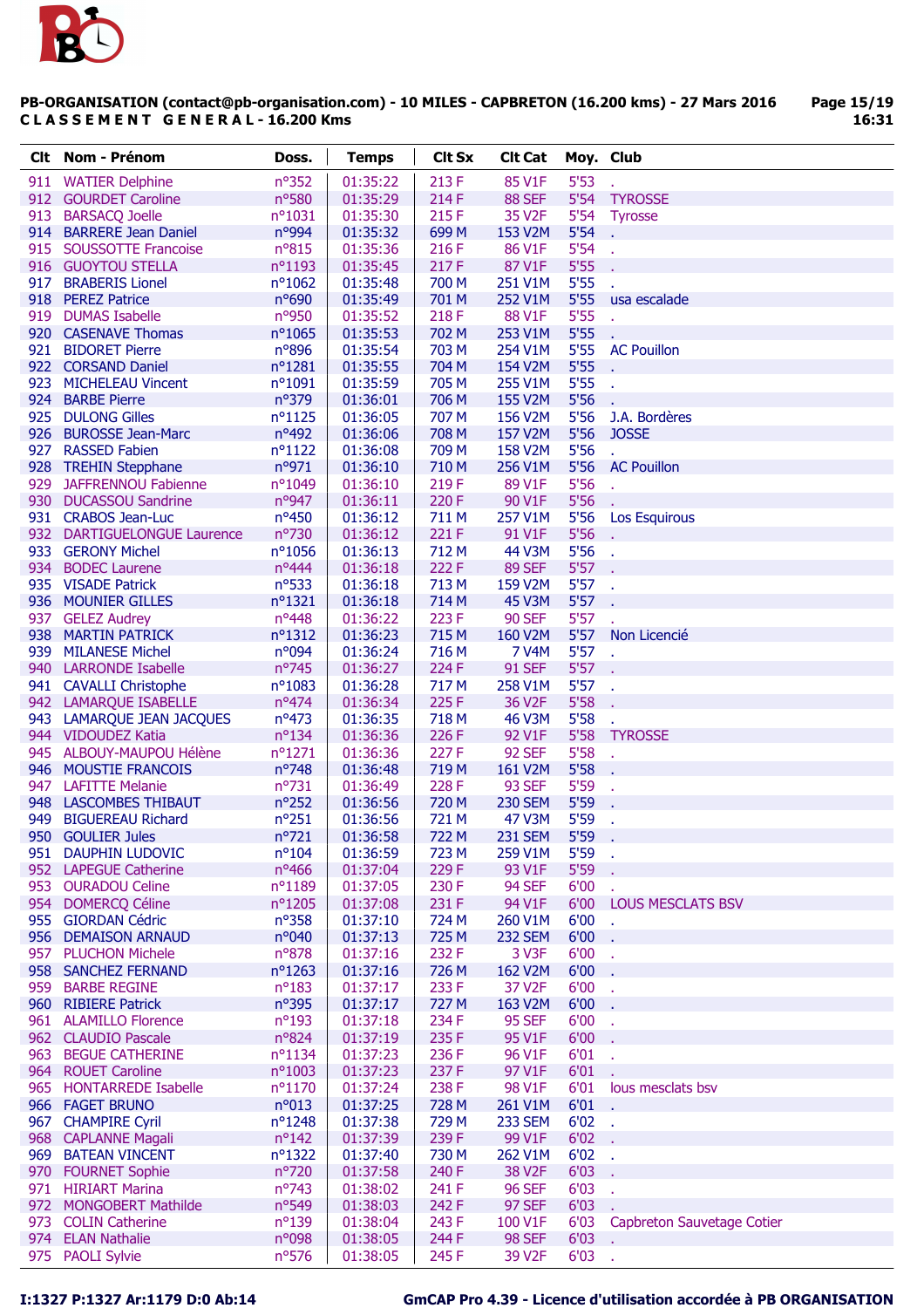**PB-ORGANISATION (contact@pb-organisation.com) - 10 MILES - CAPBRETON (16.200 kms) - 27 Mars 2016**
**C L A S S E M E N T  G E N E R A L - 16.200 Kms**

| Clt | Nom - Prénom | Doss. | Temps | Clt Sx | Clt Cat | Moy. | Club |
|---|---|---|---|---|---|---|---|
| 911 | WATIER Delphine | n°352 | 01:35:22 | 213 F | 85 V1F | 5'53 | . |
| 912 | GOURDET Caroline | n°580 | 01:35:29 | 214 F | 88 SEF | 5'54 | TYROSSE |
| 913 | BARSACQ Joelle | n°1031 | 01:35:30 | 215 F | 35 V2F | 5'54 | Tyrosse |
| 914 | BARRERE Jean Daniel | n°994 | 01:35:32 | 699 M | 153 V2M | 5'54 | . |
| 915 | SOUSSOTTE Francoise | n°815 | 01:35:36 | 216 F | 86 V1F | 5'54 | . |
| 916 | GUOYTOU STELLA | n°1193 | 01:35:45 | 217 F | 87 V1F | 5'55 | . |
| 917 | BRABERIS Lionel | n°1062 | 01:35:48 | 700 M | 251 V1M | 5'55 | . |
| 918 | PEREZ Patrice | n°690 | 01:35:49 | 701 M | 252 V1M | 5'55 | usa escalade |
| 919 | DUMAS Isabelle | n°950 | 01:35:52 | 218 F | 88 V1F | 5'55 | . |
| 920 | CASENAVE Thomas | n°1065 | 01:35:53 | 702 M | 253 V1M | 5'55 | . |
| 921 | BIDORET Pierre | n°896 | 01:35:54 | 703 M | 254 V1M | 5'55 | AC Pouillon |
| 922 | CORSAND Daniel | n°1281 | 01:35:55 | 704 M | 154 V2M | 5'55 | . |
| 923 | MICHELEAU Vincent | n°1091 | 01:35:59 | 705 M | 255 V1M | 5'55 | . |
| 924 | BARBE Pierre | n°379 | 01:36:01 | 706 M | 155 V2M | 5'56 | . |
| 925 | DULONG Gilles | n°1125 | 01:36:05 | 707 M | 156 V2M | 5'56 | J.A. Bordères |
| 926 | BUROSSE Jean-Marc | n°492 | 01:36:06 | 708 M | 157 V2M | 5'56 | JOSSE |
| 927 | RASSED Fabien | n°1122 | 01:36:08 | 709 M | 158 V2M | 5'56 | . |
| 928 | TREHIN Stepphane | n°971 | 01:36:10 | 710 M | 256 V1M | 5'56 | AC Pouillon |
| 929 | JAFFRENNOU Fabienne | n°1049 | 01:36:10 | 219 F | 89 V1F | 5'56 | . |
| 930 | DUCASSOU Sandrine | n°947 | 01:36:11 | 220 F | 90 V1F | 5'56 | . |
| 931 | CRABOS Jean-Luc | n°450 | 01:36:12 | 711 M | 257 V1M | 5'56 | Los Esquirous |
| 932 | DARTIGUELONGUE Laurence | n°730 | 01:36:12 | 221 F | 91 V1F | 5'56 | . |
| 933 | GERONY Michel | n°1056 | 01:36:13 | 712 M | 44 V3M | 5'56 | . |
| 934 | BODEC Laurene | n°444 | 01:36:18 | 222 F | 89 SEF | 5'57 | . |
| 935 | VISADE Patrick | n°533 | 01:36:18 | 713 M | 159 V2M | 5'57 | . |
| 936 | MOUNIER GILLES | n°1321 | 01:36:18 | 714 M | 45 V3M | 5'57 | . |
| 937 | GELEZ Audrey | n°448 | 01:36:22 | 223 F | 90 SEF | 5'57 | . |
| 938 | MARTIN PATRICK | n°1312 | 01:36:23 | 715 M | 160 V2M | 5'57 | Non Licencié |
| 939 | MILANESE Michel | n°094 | 01:36:24 | 716 M | 7 V4M | 5'57 | . |
| 940 | LARRONDE Isabelle | n°745 | 01:36:27 | 224 F | 91 SEF | 5'57 | . |
| 941 | CAVALLI Christophe | n°1083 | 01:36:28 | 717 M | 258 V1M | 5'57 | . |
| 942 | LAMARQUE ISABELLE | n°474 | 01:36:34 | 225 F | 36 V2F | 5'58 | . |
| 943 | LAMARQUE JEAN JACQUES | n°473 | 01:36:35 | 718 M | 46 V3M | 5'58 | . |
| 944 | VIDOUDEZ Katia | n°134 | 01:36:36 | 226 F | 92 V1F | 5'58 | TYROSSE |
| 945 | ALBOUY-MAUPOU Hélène | n°1271 | 01:36:36 | 227 F | 92 SEF | 5'58 | . |
| 946 | MOUSTIE FRANCOIS | n°748 | 01:36:48 | 719 M | 161 V2M | 5'58 | . |
| 947 | LAFITTE Melanie | n°731 | 01:36:49 | 228 F | 93 SEF | 5'59 | . |
| 948 | LASCOMBES THIBAUT | n°252 | 01:36:56 | 720 M | 230 SEM | 5'59 | . |
| 949 | BIGUEREAU Richard | n°251 | 01:36:56 | 721 M | 47 V3M | 5'59 | . |
| 950 | GOULIER Jules | n°721 | 01:36:58 | 722 M | 231 SEM | 5'59 | . |
| 951 | DAUPHIN LUDOVIC | n°104 | 01:36:59 | 723 M | 259 V1M | 5'59 | . |
| 952 | LAPEGUE Catherine | n°466 | 01:37:04 | 229 F | 93 V1F | 5'59 | . |
| 953 | OURADOU Celine | n°1189 | 01:37:05 | 230 F | 94 SEF | 6'00 | . |
| 954 | DOMERCQ Céline | n°1205 | 01:37:08 | 231 F | 94 V1F | 6'00 | LOUS MESCLATS BSV |
| 955 | GIORDAN Cédric | n°358 | 01:37:10 | 724 M | 260 V1M | 6'00 | . |
| 956 | DEMAISON ARNAUD | n°040 | 01:37:13 | 725 M | 232 SEM | 6'00 | . |
| 957 | PLUCHON Michele | n°878 | 01:37:16 | 232 F | 3 V3F | 6'00 | . |
| 958 | SANCHEZ FERNAND | n°1263 | 01:37:16 | 726 M | 162 V2M | 6'00 | . |
| 959 | BARBE REGINE | n°183 | 01:37:17 | 233 F | 37 V2F | 6'00 | . |
| 960 | RIBIERE Patrick | n°395 | 01:37:17 | 727 M | 163 V2M | 6'00 | . |
| 961 | ALAMILLO Florence | n°193 | 01:37:18 | 234 F | 95 SEF | 6'00 | . |
| 962 | CLAUDIO Pascale | n°824 | 01:37:19 | 235 F | 95 V1F | 6'00 | . |
| 963 | BEGUE CATHERINE | n°1134 | 01:37:23 | 236 F | 96 V1F | 6'01 | . |
| 964 | ROUET Caroline | n°1003 | 01:37:23 | 237 F | 97 V1F | 6'01 | . |
| 965 | HONTARREDE Isabelle | n°1170 | 01:37:24 | 238 F | 98 V1F | 6'01 | lous mesclats bsv |
| 966 | FAGET BRUNO | n°013 | 01:37:25 | 728 M | 261 V1M | 6'01 | . |
| 967 | CHAMPIRE Cyril | n°1248 | 01:37:38 | 729 M | 233 SEM | 6'02 | . |
| 968 | CAPLANNE Magali | n°142 | 01:37:39 | 239 F | 99 V1F | 6'02 | . |
| 969 | BATEAN VINCENT | n°1322 | 01:37:40 | 730 M | 262 V1M | 6'02 | . |
| 970 | FOURNET Sophie | n°720 | 01:37:58 | 240 F | 38 V2F | 6'03 | . |
| 971 | HIRIART Marina | n°743 | 01:38:02 | 241 F | 96 SEF | 6'03 | . |
| 972 | MONGOBERT Mathilde | n°549 | 01:38:03 | 242 F | 97 SEF | 6'03 | . |
| 973 | COLIN Catherine | n°139 | 01:38:04 | 243 F | 100 V1F | 6'03 | Capbreton Sauvetage Cotier |
| 974 | ELAN Nathalie | n°098 | 01:38:05 | 244 F | 98 SEF | 6'03 | . |
| 975 | PAOLI Sylvie | n°576 | 01:38:05 | 245 F | 39 V2F | 6'03 | . |

I:1327 P:1327 Ar:1179 D:0 Ab:14 — GmCAP Pro 4.39 - Licence d'utilisation accordée à PB ORGANISATION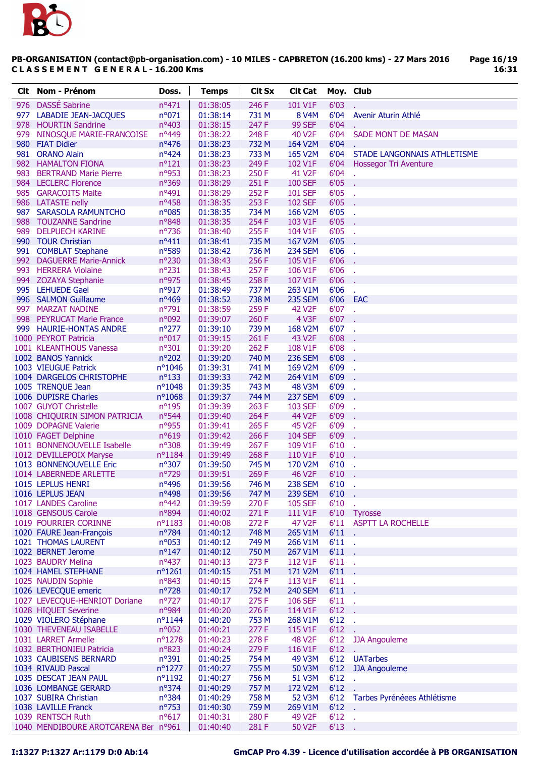PB-ORGANISATION (contact@pb-organisation.com) - 10 MILES - CAPBRETON (16.200 kms) - 27 Mars 2016

CLASSEMENT GENERAL - 16.200 Kms

| Clt | Nom - Prénom | Doss. | Temps | Clt Sx | Clt Cat | Moy. | Club |
|---|---|---|---|---|---|---|---|
| 976 | DASSÉ Sabrine | n°471 | 01:38:05 | 246 F | 101 V1F | 6'03 | . |
| 977 | LABADIE JEAN-JACQUES | n°071 | 01:38:14 | 731 M | 8 V4M | 6'04 | Avenir Aturin Athlé |
| 978 | HOURTIN Sandrine | n°403 | 01:38:15 | 247 F | 99 SEF | 6'04 | . |
| 979 | NINOSQUE MARIE-FRANCOISE | n°449 | 01:38:22 | 248 F | 40 V2F | 6'04 | SADE MONT DE MASAN |
| 980 | FIAT Didier | n°476 | 01:38:23 | 732 M | 164 V2M | 6'04 | . |
| 981 | ORANO Alain | n°424 | 01:38:23 | 733 M | 165 V2M | 6'04 | STADE LANGONNAIS ATHLETISME |
| 982 | HAMALTON FIONA | n°121 | 01:38:23 | 249 F | 102 V1F | 6'04 | Hossegor Tri Aventure |
| 983 | BERTRAND Marie Pierre | n°953 | 01:38:23 | 250 F | 41 V2F | 6'04 | . |
| 984 | LECLERC Florence | n°369 | 01:38:29 | 251 F | 100 SEF | 6'05 | . |
| 985 | GARACOITS Maite | n°491 | 01:38:29 | 252 F | 101 SEF | 6'05 | . |
| 986 | LATASTE nelly | n°458 | 01:38:35 | 253 F | 102 SEF | 6'05 | . |
| 987 | SARASOLA RAMUNTCHO | n°085 | 01:38:35 | 734 M | 166 V2M | 6'05 | . |
| 988 | TOUZANNE Sandrine | n°848 | 01:38:35 | 254 F | 103 V1F | 6'05 | . |
| 989 | DELPUECH KARINE | n°736 | 01:38:40 | 255 F | 104 V1F | 6'05 | . |
| 990 | TOUR Christian | n°411 | 01:38:41 | 735 M | 167 V2M | 6'05 | . |
| 991 | COMBLAT Stephane | n°589 | 01:38:42 | 736 M | 234 SEM | 6'06 | . |
| 992 | DAGUERRE Marie-Annick | n°230 | 01:38:43 | 256 F | 105 V1F | 6'06 | . |
| 993 | HERRERA Violaine | n°231 | 01:38:43 | 257 F | 106 V1F | 6'06 | . |
| 994 | ZOZAYA Stephanie | n°975 | 01:38:45 | 258 F | 107 V1F | 6'06 | . |
| 995 | LEHUEDE Gael | n°917 | 01:38:49 | 737 M | 263 V1M | 6'06 | . |
| 996 | SALMON Guillaume | n°469 | 01:38:52 | 738 M | 235 SEM | 6'06 | EAC |
| 997 | MARZAT NADINE | n°791 | 01:38:59 | 259 F | 42 V2F | 6'07 | . |
| 998 | PEYRUCAT Marie France | n°092 | 01:39:07 | 260 F | 4 V3F | 6'07 | . |
| 999 | HAURIE-HONTAS ANDRE | n°277 | 01:39:10 | 739 M | 168 V2M | 6'07 | . |
| 1000 | PEYROT Patricia | n°017 | 01:39:15 | 261 F | 43 V2F | 6'08 | . |
| 1001 | KLEANTHOUS Vanessa | n°301 | 01:39:20 | 262 F | 108 V1F | 6'08 | . |
| 1002 | BANOS Yannick | n°202 | 01:39:20 | 740 M | 236 SEM | 6'08 | . |
| 1003 | VIEUGUE Patrick | n°1046 | 01:39:31 | 741 M | 169 V2M | 6'09 | . |
| 1004 | DARGELOS CHRISTOPHE | n°133 | 01:39:33 | 742 M | 264 V1M | 6'09 | . |
| 1005 | TRENQUE Jean | n°1048 | 01:39:35 | 743 M | 48 V3M | 6'09 | . |
| 1006 | DUPISRE Charles | n°1068 | 01:39:37 | 744 M | 237 SEM | 6'09 | . |
| 1007 | GUYOT Christelle | n°195 | 01:39:39 | 263 F | 103 SEF | 6'09 | . |
| 1008 | CHIQUIRIN SIMON PATRICIA | n°544 | 01:39:40 | 264 F | 44 V2F | 6'09 | . |
| 1009 | DOPAGNE Valerie | n°955 | 01:39:41 | 265 F | 45 V2F | 6'09 | . |
| 1010 | FAGET Delphine | n°619 | 01:39:42 | 266 F | 104 SEF | 6'09 | . |
| 1011 | BONNENOUVELLE Isabelle | n°308 | 01:39:49 | 267 F | 109 V1F | 6'10 | . |
| 1012 | DEVILLEPOIX Maryse | n°1184 | 01:39:49 | 268 F | 110 V1F | 6'10 | . |
| 1013 | BONNENOUVELLE Eric | n°307 | 01:39:50 | 745 M | 170 V2M | 6'10 | . |
| 1014 | LABERNEDE ARLETTE | n°729 | 01:39:51 | 269 F | 46 V2F | 6'10 | . |
| 1015 | LEPLUS HENRI | n°496 | 01:39:56 | 746 M | 238 SEM | 6'10 | . |
| 1016 | LEPLUS JEAN | n°498 | 01:39:56 | 747 M | 239 SEM | 6'10 | . |
| 1017 | LANDES Caroline | n°442 | 01:39:59 | 270 F | 105 SEF | 6'10 | . |
| 1018 | GENSOUS Carole | n°894 | 01:40:02 | 271 F | 111 V1F | 6'10 | Tyrosse |
| 1019 | FOURRIER CORINNE | n°1183 | 01:40:08 | 272 F | 47 V2F | 6'11 | ASPTT LA ROCHELLE |
| 1020 | FAURE Jean-François | n°784 | 01:40:12 | 748 M | 265 V1M | 6'11 | . |
| 1021 | THOMAS LAURENT | n°053 | 01:40:12 | 749 M | 266 V1M | 6'11 | . |
| 1022 | BERNET Jerome | n°147 | 01:40:12 | 750 M | 267 V1M | 6'11 | . |
| 1023 | BAUDRY Melina | n°437 | 01:40:13 | 273 F | 112 V1F | 6'11 | . |
| 1024 | HAMEL STEPHANE | n°1261 | 01:40:15 | 751 M | 171 V2M | 6'11 | . |
| 1025 | NAUDIN Sophie | n°843 | 01:40:15 | 274 F | 113 V1F | 6'11 | . |
| 1026 | LEVECQUE emeric | n°728 | 01:40:17 | 752 M | 240 SEM | 6'11 | . |
| 1027 | LEVECQUE-HENRIOT Doriane | n°727 | 01:40:17 | 275 F | 106 SEF | 6'11 | . |
| 1028 | HIQUET Severine | n°984 | 01:40:20 | 276 F | 114 V1F | 6'12 | . |
| 1029 | VIOLERO Stéphane | n°1144 | 01:40:20 | 753 M | 268 V1M | 6'12 | . |
| 1030 | THEVENEAU ISABELLE | n°052 | 01:40:21 | 277 F | 115 V1F | 6'12 | . |
| 1031 | LARRET Armelle | n°1278 | 01:40:23 | 278 F | 48 V2F | 6'12 | JJA Angouleme |
| 1032 | BERTHONIEU Patricia | n°823 | 01:40:24 | 279 F | 116 V1F | 6'12 | . |
| 1033 | CAUBISENS BERNARD | n°391 | 01:40:25 | 754 M | 49 V3M | 6'12 | UATarbes |
| 1034 | RIVAUD Pascal | n°1277 | 01:40:27 | 755 M | 50 V3M | 6'12 | JJA Angouleme |
| 1035 | DESCAT JEAN PAUL | n°1192 | 01:40:27 | 756 M | 51 V3M | 6'12 | . |
| 1036 | LOMBANGE GERARD | n°374 | 01:40:29 | 757 M | 172 V2M | 6'12 | . |
| 1037 | SUBIRA Christian | n°384 | 01:40:29 | 758 M | 52 V3M | 6'12 | Tarbes Pyrénéees Athlétisme |
| 1038 | LAVILLE Franck | n°753 | 01:40:30 | 759 M | 269 V1M | 6'12 | . |
| 1039 | RENTSCH Ruth | n°617 | 01:40:31 | 280 F | 49 V2F | 6'12 | . |
| 1040 | MENDIBOURE AROTCARENA Ber | n°961 | 01:40:40 | 281 F | 50 V2F | 6'13 | . |

I:1327 P:1327 Ar:1179 D:0 Ab:14

GmCAP Pro 4.39 - Licence d'utilisation accordée à PB ORGANISATION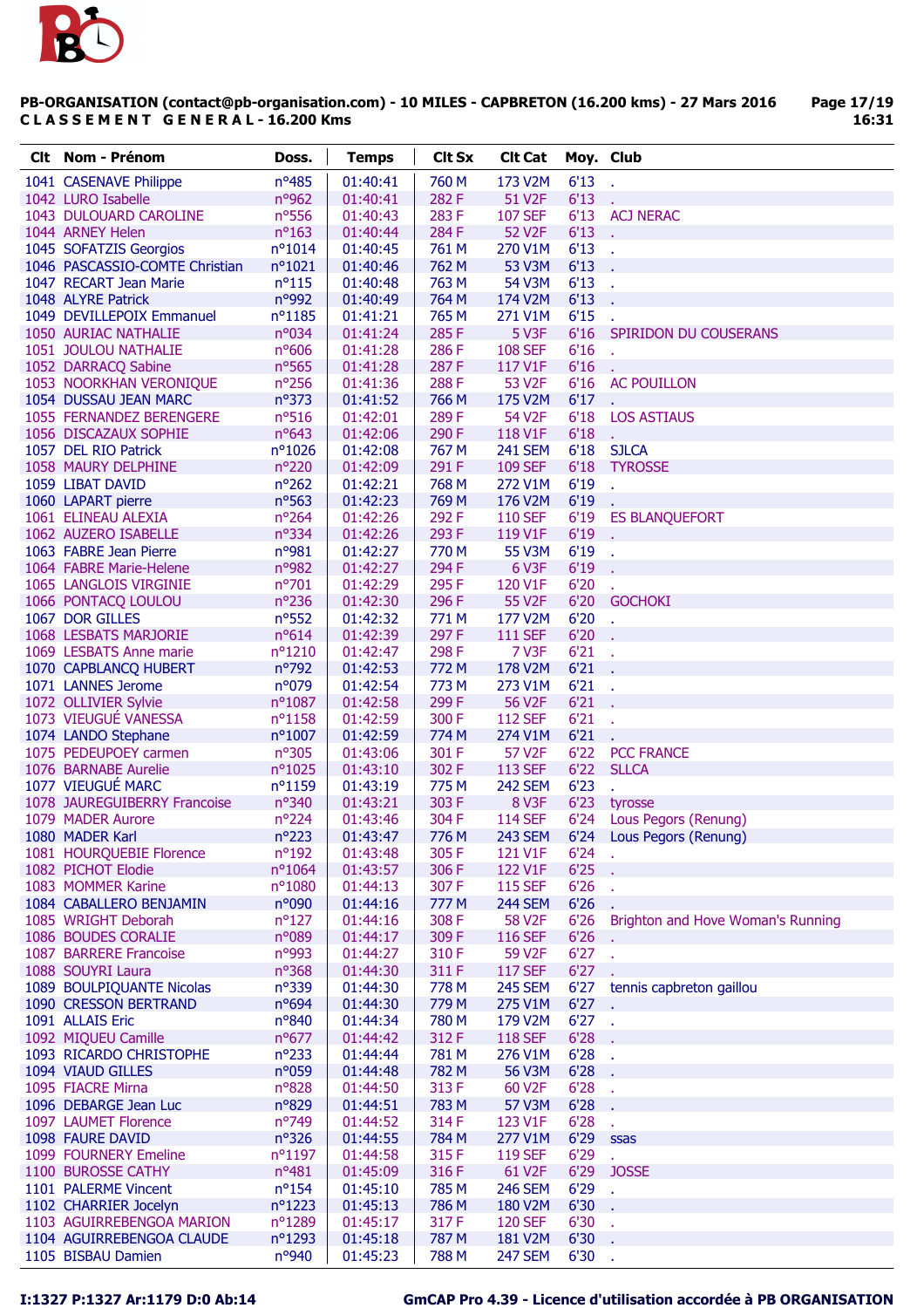**PB-ORGANISATION (contact@pb-organisation.com) - 10 MILES - CAPBRETON (16.200 kms) - 27 Mars 2016**
**C L A S S E M E N T G E N E R A L - 16.200 Kms**

| Clt | Nom - Prénom | Doss. | Temps | Clt Sx | Clt Cat | Moy. | Club |
|---|---|---|---|---|---|---|---|
| 1041 | CASENAVE Philippe | n°485 | 01:40:41 | 760 M | 173 V2M | 6'13 | . |
| 1042 | LURO Isabelle | n°962 | 01:40:41 | 282 F | 51 V2F | 6'13 | . |
| 1043 | DULOUARD CAROLINE | n°556 | 01:40:43 | 283 F | 107 SEF | 6'13 | ACJ NERAC |
| 1044 | ARNEY Helen | n°163 | 01:40:44 | 284 F | 52 V2F | 6'13 | . |
| 1045 | SOFATZIS Georgios | n°1014 | 01:40:45 | 761 M | 270 V1M | 6'13 | . |
| 1046 | PASCASSIO-COMTE Christian | n°1021 | 01:40:46 | 762 M | 53 V3M | 6'13 | . |
| 1047 | RECART Jean Marie | n°115 | 01:40:48 | 763 M | 54 V3M | 6'13 | . |
| 1048 | ALYRE Patrick | n°992 | 01:40:49 | 764 M | 174 V2M | 6'13 | . |
| 1049 | DEVILLEPOIX Emmanuel | n°1185 | 01:41:21 | 765 M | 271 V1M | 6'15 | . |
| 1050 | AURIAC NATHALIE | n°034 | 01:41:24 | 285 F | 5 V3F | 6'16 | SPIRIDON DU COUSERANS |
| 1051 | JOULOU NATHALIE | n°606 | 01:41:28 | 286 F | 108 SEF | 6'16 | . |
| 1052 | DARRACQ Sabine | n°565 | 01:41:28 | 287 F | 117 V1F | 6'16 | . |
| 1053 | NOORKHAN VERONIQUE | n°256 | 01:41:36 | 288 F | 53 V2F | 6'16 | AC POUILLON |
| 1054 | DUSSAU JEAN MARC | n°373 | 01:41:52 | 766 M | 175 V2M | 6'17 | . |
| 1055 | FERNANDEZ BERENGERE | n°516 | 01:42:01 | 289 F | 54 V2F | 6'18 | LOS ASTIAUS |
| 1056 | DISCAZAUX SOPHIE | n°643 | 01:42:06 | 290 F | 118 V1F | 6'18 | . |
| 1057 | DEL RIO Patrick | n°1026 | 01:42:08 | 767 M | 241 SEM | 6'18 | SJLCA |
| 1058 | MAURY DELPHINE | n°220 | 01:42:09 | 291 F | 109 SEF | 6'18 | TYROSSE |
| 1059 | LIBAT DAVID | n°262 | 01:42:21 | 768 M | 272 V1M | 6'19 | . |
| 1060 | LAPART pierre | n°563 | 01:42:23 | 769 M | 176 V2M | 6'19 | . |
| 1061 | ELINEAU ALEXIA | n°264 | 01:42:26 | 292 F | 110 SEF | 6'19 | ES BLANQUEFORT |
| 1062 | AUZERO ISABELLE | n°334 | 01:42:26 | 293 F | 119 V1F | 6'19 | . |
| 1063 | FABRE Jean Pierre | n°981 | 01:42:27 | 770 M | 55 V3M | 6'19 | . |
| 1064 | FABRE Marie-Helene | n°982 | 01:42:27 | 294 F | 6 V3F | 6'19 | . |
| 1065 | LANGLOIS VIRGINIE | n°701 | 01:42:29 | 295 F | 120 V1F | 6'20 | . |
| 1066 | PONTACQ LOULOU | n°236 | 01:42:30 | 296 F | 55 V2F | 6'20 | GOCHOKI |
| 1067 | DOR GILLES | n°552 | 01:42:32 | 771 M | 177 V2M | 6'20 | . |
| 1068 | LESBATS MARJORIE | n°614 | 01:42:39 | 297 F | 111 SEF | 6'20 | . |
| 1069 | LESBATS Anne marie | n°1210 | 01:42:47 | 298 F | 7 V3F | 6'21 | . |
| 1070 | CAPBLANCQ HUBERT | n°792 | 01:42:53 | 772 M | 178 V2M | 6'21 | . |
| 1071 | LANNES Jerome | n°079 | 01:42:54 | 773 M | 273 V1M | 6'21 | . |
| 1072 | OLLIVIER Sylvie | n°1087 | 01:42:58 | 299 F | 56 V2F | 6'21 | . |
| 1073 | VIEUGUÉ VANESSA | n°1158 | 01:42:59 | 300 F | 112 SEF | 6'21 | . |
| 1074 | LANDO Stephane | n°1007 | 01:42:59 | 774 M | 274 V1M | 6'21 | . |
| 1075 | PEDEUPOEY carmen | n°305 | 01:43:06 | 301 F | 57 V2F | 6'22 | PCC FRANCE |
| 1076 | BARNABE Aurelie | n°1025 | 01:43:10 | 302 F | 113 SEF | 6'22 | SLLCA |
| 1077 | VIEUGUÉ MARC | n°1159 | 01:43:19 | 775 M | 242 SEM | 6'23 | . |
| 1078 | JAUREGUIBERRY Francoise | n°340 | 01:43:21 | 303 F | 8 V3F | 6'23 | tyrosse |
| 1079 | MADER Aurore | n°224 | 01:43:46 | 304 F | 114 SEF | 6'24 | Lous Pegors (Renung) |
| 1080 | MADER Karl | n°223 | 01:43:47 | 776 M | 243 SEM | 6'24 | Lous Pegors (Renung) |
| 1081 | HOURQUEBIE Florence | n°192 | 01:43:48 | 305 F | 121 V1F | 6'24 | . |
| 1082 | PICHOT Elodie | n°1064 | 01:43:57 | 306 F | 122 V1F | 6'25 | . |
| 1083 | MOMMER Karine | n°1080 | 01:44:13 | 307 F | 115 SEF | 6'26 | . |
| 1084 | CABALLERO BENJAMIN | n°090 | 01:44:16 | 777 M | 244 SEM | 6'26 | . |
| 1085 | WRIGHT Deborah | n°127 | 01:44:16 | 308 F | 58 V2F | 6'26 | Brighton and Hove Woman's Running |
| 1086 | BOUDES CORALIE | n°089 | 01:44:17 | 309 F | 116 SEF | 6'26 | . |
| 1087 | BARRERE Francoise | n°993 | 01:44:27 | 310 F | 59 V2F | 6'27 | . |
| 1088 | SOUYRI Laura | n°368 | 01:44:30 | 311 F | 117 SEF | 6'27 | . |
| 1089 | BOULPIQUANTE Nicolas | n°339 | 01:44:30 | 778 M | 245 SEM | 6'27 | tennis capbreton gaillou |
| 1090 | CRESSON BERTRAND | n°694 | 01:44:30 | 779 M | 275 V1M | 6'27 | . |
| 1091 | ALLAIS Eric | n°840 | 01:44:34 | 780 M | 179 V2M | 6'27 | . |
| 1092 | MIQUEU Camille | n°677 | 01:44:42 | 312 F | 118 SEF | 6'28 | . |
| 1093 | RICARDO CHRISTOPHE | n°233 | 01:44:44 | 781 M | 276 V1M | 6'28 | . |
| 1094 | VIAUD GILLES | n°059 | 01:44:48 | 782 M | 56 V3M | 6'28 | . |
| 1095 | FIACRE Mirna | n°828 | 01:44:50 | 313 F | 60 V2F | 6'28 | . |
| 1096 | DEBARGE Jean Luc | n°829 | 01:44:51 | 783 M | 57 V3M | 6'28 | . |
| 1097 | LAUMET Florence | n°749 | 01:44:52 | 314 F | 123 V1F | 6'28 | . |
| 1098 | FAURE DAVID | n°326 | 01:44:55 | 784 M | 277 V1M | 6'29 | ssas |
| 1099 | FOURNERY Emeline | n°1197 | 01:44:58 | 315 F | 119 SEF | 6'29 | . |
| 1100 | BUROSSE CATHY | n°481 | 01:45:09 | 316 F | 61 V2F | 6'29 | JOSSE |
| 1101 | PALERME Vincent | n°154 | 01:45:10 | 785 M | 246 SEM | 6'29 | . |
| 1102 | CHARRIER Jocelyn | n°1223 | 01:45:13 | 786 M | 180 V2M | 6'30 | . |
| 1103 | AGUIRREBENGOA MARION | n°1289 | 01:45:17 | 317 F | 120 SEF | 6'30 | . |
| 1104 | AGUIRREBENGOA CLAUDE | n°1293 | 01:45:18 | 787 M | 181 V2M | 6'30 | . |
| 1105 | BISBAU Damien | n°940 | 01:45:23 | 788 M | 247 SEM | 6'30 | . |

I:1327 P:1327 Ar:1179 D:0 Ab:14 — GmCAP Pro 4.39 - Licence d'utilisation accordée à PB ORGANISATION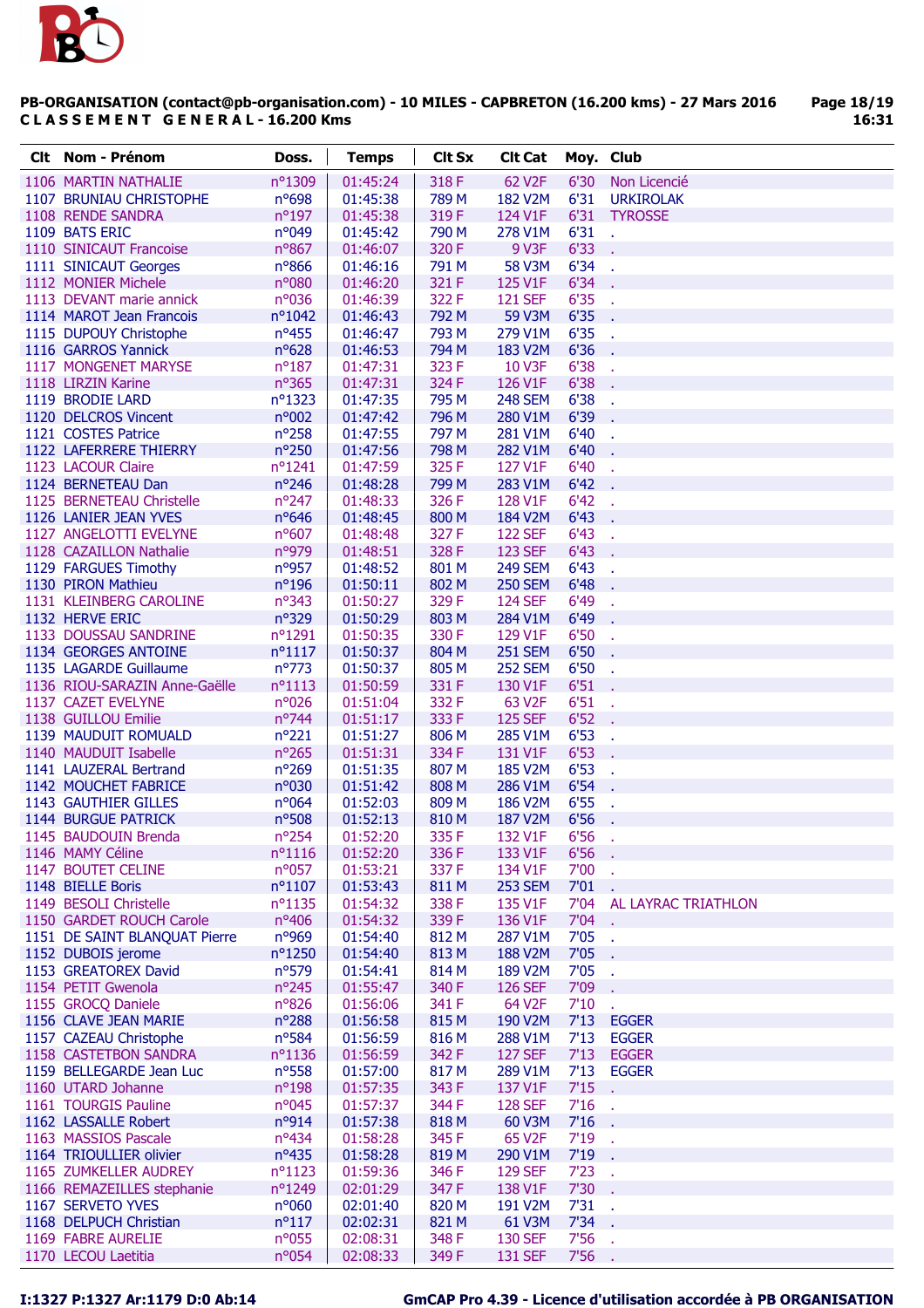**PB-ORGANISATION (contact@pb-organisation.com) - 10 MILES - CAPBRETON (16.200 kms) - 27 Mars 2016**
**C L A S S E M E N T   G E N E R A L - 16.200 Kms**

| Clt | Nom - Prénom | Doss. | Temps | Clt Sx | Clt Cat | Moy. | Club |
|---|---|---|---|---|---|---|---|
| 1106 | MARTIN NATHALIE | n°1309 | 01:45:24 | 318 F | 62 V2F | 6'30 | Non Licencié |
| 1107 | BRUNIAU CHRISTOPHE | n°698 | 01:45:38 | 789 M | 182 V2M | 6'31 | URKIROLAK |
| 1108 | RENDE SANDRA | n°197 | 01:45:38 | 319 F | 124 V1F | 6'31 | TYROSSE |
| 1109 | BATS ERIC | n°049 | 01:45:42 | 790 M | 278 V1M | 6'31 | . |
| 1110 | SINICAUT Francoise | n°867 | 01:46:07 | 320 F | 9 V3F | 6'33 | . |
| 1111 | SINICAUT Georges | n°866 | 01:46:16 | 791 M | 58 V3M | 6'34 | . |
| 1112 | MONIER Michele | n°080 | 01:46:20 | 321 F | 125 V1F | 6'34 | . |
| 1113 | DEVANT marie annick | n°036 | 01:46:39 | 322 F | 121 SEF | 6'35 | . |
| 1114 | MAROT Jean Francois | n°1042 | 01:46:43 | 792 M | 59 V3M | 6'35 | . |
| 1115 | DUPOUY Christophe | n°455 | 01:46:47 | 793 M | 279 V1M | 6'35 | . |
| 1116 | GARROS Yannick | n°628 | 01:46:53 | 794 M | 183 V2M | 6'36 | . |
| 1117 | MONGENET MARYSE | n°187 | 01:47:31 | 323 F | 10 V3F | 6'38 | . |
| 1118 | LIRZIN Karine | n°365 | 01:47:31 | 324 F | 126 V1F | 6'38 | . |
| 1119 | BRODIE LARD | n°1323 | 01:47:35 | 795 M | 248 SEM | 6'38 | . |
| 1120 | DELCROS Vincent | n°002 | 01:47:42 | 796 M | 280 V1M | 6'39 | . |
| 1121 | COSTES Patrice | n°258 | 01:47:55 | 797 M | 281 V1M | 6'40 | . |
| 1122 | LAFERRERE THIERRY | n°250 | 01:47:56 | 798 M | 282 V1M | 6'40 | . |
| 1123 | LACOUR Claire | n°1241 | 01:47:59 | 325 F | 127 V1F | 6'40 | . |
| 1124 | BERNETEAU Dan | n°246 | 01:48:28 | 799 M | 283 V1M | 6'42 | . |
| 1125 | BERNETEAU Christelle | n°247 | 01:48:33 | 326 F | 128 V1F | 6'42 | . |
| 1126 | LANIER JEAN YVES | n°646 | 01:48:45 | 800 M | 184 V2M | 6'43 | . |
| 1127 | ANGELOTTI EVELYNE | n°607 | 01:48:48 | 327 F | 122 SEF | 6'43 | . |
| 1128 | CAZAILLON Nathalie | n°979 | 01:48:51 | 328 F | 123 SEF | 6'43 | . |
| 1129 | FARGUES Timothy | n°957 | 01:48:52 | 801 M | 249 SEM | 6'43 | . |
| 1130 | PIRON Mathieu | n°196 | 01:50:11 | 802 M | 250 SEM | 6'48 | . |
| 1131 | KLEINBERG CAROLINE | n°343 | 01:50:27 | 329 F | 124 SEF | 6'49 | . |
| 1132 | HERVE ERIC | n°329 | 01:50:29 | 803 M | 284 V1M | 6'49 | . |
| 1133 | DOUSSAU SANDRINE | n°1291 | 01:50:35 | 330 F | 129 V1F | 6'50 | . |
| 1134 | GEORGES ANTOINE | n°1117 | 01:50:37 | 804 M | 251 SEM | 6'50 | . |
| 1135 | LAGARDE Guillaume | n°773 | 01:50:37 | 805 M | 252 SEM | 6'50 | . |
| 1136 | RIOU-SARAZIN Anne-Gaëlle | n°1113 | 01:50:59 | 331 F | 130 V1F | 6'51 | . |
| 1137 | CAZET EVELYNE | n°026 | 01:51:04 | 332 F | 63 V2F | 6'51 | . |
| 1138 | GUILLOU Emilie | n°744 | 01:51:17 | 333 F | 125 SEF | 6'52 | . |
| 1139 | MAUDUIT ROMUALD | n°221 | 01:51:27 | 806 M | 285 V1M | 6'53 | . |
| 1140 | MAUDUIT Isabelle | n°265 | 01:51:31 | 334 F | 131 V1F | 6'53 | . |
| 1141 | LAUZERAL Bertrand | n°269 | 01:51:35 | 807 M | 185 V2M | 6'53 | . |
| 1142 | MOUCHET FABRICE | n°030 | 01:51:42 | 808 M | 286 V1M | 6'54 | . |
| 1143 | GAUTHIER GILLES | n°064 | 01:52:03 | 809 M | 186 V2M | 6'55 | . |
| 1144 | BURGUE PATRICK | n°508 | 01:52:13 | 810 M | 187 V2M | 6'56 | . |
| 1145 | BAUDOUIN Brenda | n°254 | 01:52:20 | 335 F | 132 V1F | 6'56 | . |
| 1146 | MAMY Céline | n°1116 | 01:52:20 | 336 F | 133 V1F | 6'56 | . |
| 1147 | BOUTET CELINE | n°057 | 01:53:21 | 337 F | 134 V1F | 7'00 | . |
| 1148 | BIELLE Boris | n°1107 | 01:53:43 | 811 M | 253 SEM | 7'01 | . |
| 1149 | BESOLI Christelle | n°1135 | 01:54:32 | 338 F | 135 V1F | 7'04 | AL LAYRAC TRIATHLON |
| 1150 | GARDET ROUCH Carole | n°406 | 01:54:32 | 339 F | 136 V1F | 7'04 | . |
| 1151 | DE SAINT BLANQUAT Pierre | n°969 | 01:54:40 | 812 M | 287 V1M | 7'05 | . |
| 1152 | DUBOIS jerome | n°1250 | 01:54:40 | 813 M | 188 V2M | 7'05 | . |
| 1153 | GREATOREX David | n°579 | 01:54:41 | 814 M | 189 V2M | 7'05 | . |
| 1154 | PETIT Gwenola | n°245 | 01:55:47 | 340 F | 126 SEF | 7'09 | . |
| 1155 | GROCQ Daniele | n°826 | 01:56:06 | 341 F | 64 V2F | 7'10 | . |
| 1156 | CLAVE JEAN MARIE | n°288 | 01:56:58 | 815 M | 190 V2M | 7'13 | EGGER |
| 1157 | CAZEAU Christophe | n°584 | 01:56:59 | 816 M | 288 V1M | 7'13 | EGGER |
| 1158 | CASTETBON SANDRA | n°1136 | 01:56:59 | 342 F | 127 SEF | 7'13 | EGGER |
| 1159 | BELLEGARDE Jean Luc | n°558 | 01:57:00 | 817 M | 289 V1M | 7'13 | EGGER |
| 1160 | UTARD Johanne | n°198 | 01:57:35 | 343 F | 137 V1F | 7'15 | . |
| 1161 | TOURGIS Pauline | n°045 | 01:57:37 | 344 F | 128 SEF | 7'16 | . |
| 1162 | LASSALLE Robert | n°914 | 01:57:38 | 818 M | 60 V3M | 7'16 | . |
| 1163 | MASSIOS Pascale | n°434 | 01:58:28 | 345 F | 65 V2F | 7'19 | . |
| 1164 | TRIOULLIER olivier | n°435 | 01:58:28 | 819 M | 290 V1M | 7'19 | . |
| 1165 | ZUMKELLER AUDREY | n°1123 | 01:59:36 | 346 F | 129 SEF | 7'23 | . |
| 1166 | REMAZEILLES stephanie | n°1249 | 02:01:29 | 347 F | 138 V1F | 7'30 | . |
| 1167 | SERVETO YVES | n°060 | 02:01:40 | 820 M | 191 V2M | 7'31 | . |
| 1168 | DELPUCH Christian | n°117 | 02:02:31 | 821 M | 61 V3M | 7'34 | . |
| 1169 | FABRE AURELIE | n°055 | 02:08:31 | 348 F | 130 SEF | 7'56 | . |
| 1170 | LECOU Laetitia | n°054 | 02:08:33 | 349 F | 131 SEF | 7'56 | . |

I:1327 P:1327 Ar:1179 D:0 Ab:14

GmCAP Pro 4.39 - Licence d'utilisation accordée à PB ORGANISATION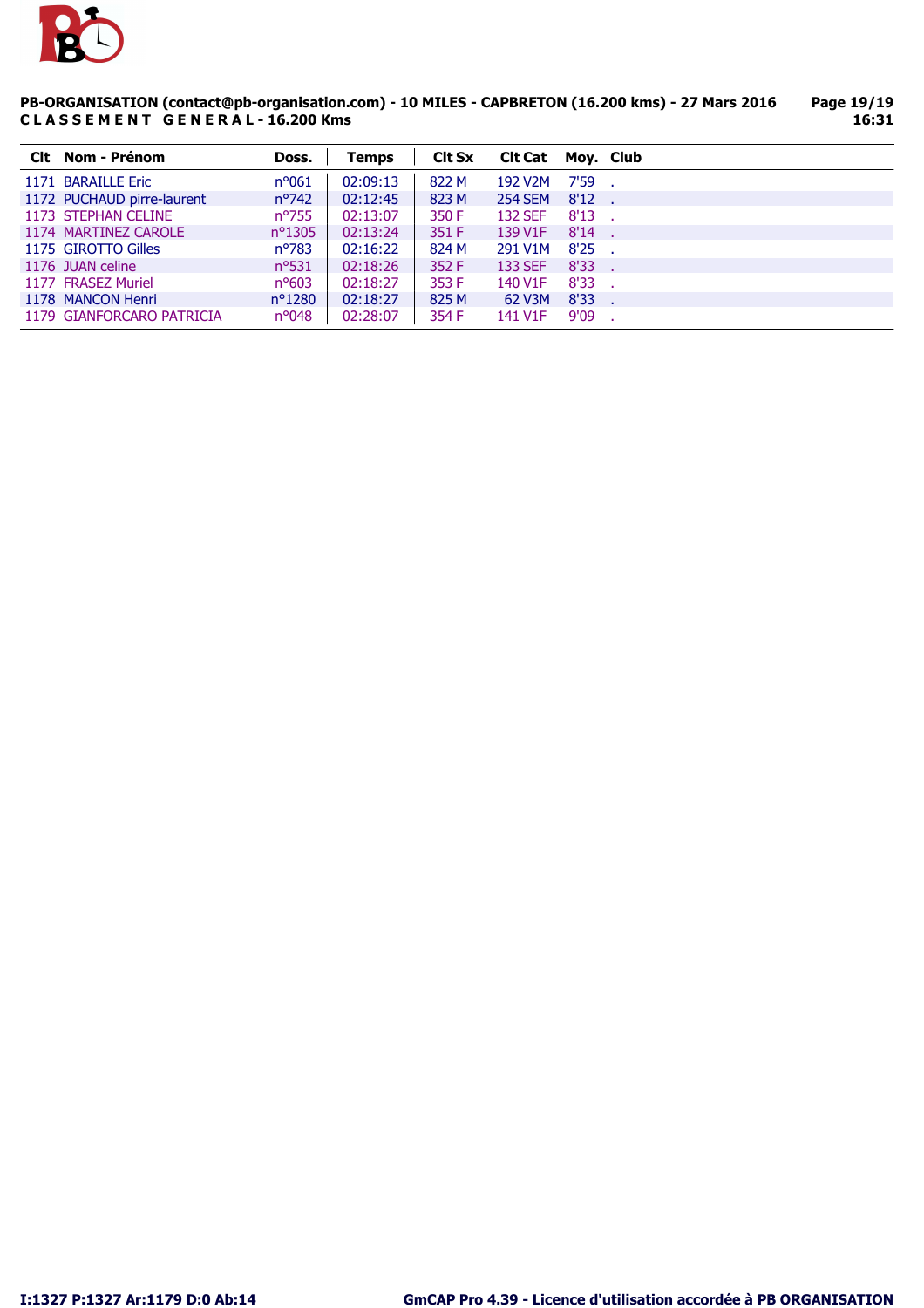**PB-ORGANISATION (contact@pb-organisation.com) - 10 MILES - CAPBRETON (16.200 kms) - 27 Mars 2016**
**C L A S S E M E N T   G E N E R A L - 16.200 Kms**

16:31

| Clt | Nom - Prénom | Doss. | Temps | Clt Sx | Clt Cat | Moy. | Club |
|---|---|---|---|---|---|---|---|
| 1171 | BARAILLE Eric | n°061 | 02:09:13 | 822 M | 192 V2M | 7'59 | . |
| 1172 | PUCHAUD pirre-laurent | n°742 | 02:12:45 | 823 M | 254 SEM | 8'12 | . |
| 1173 | STEPHAN CELINE | n°755 | 02:13:07 | 350 F | 132 SEF | 8'13 | . |
| 1174 | MARTINEZ CAROLE | n°1305 | 02:13:24 | 351 F | 139 V1F | 8'14 | . |
| 1175 | GIROTTO Gilles | n°783 | 02:16:22 | 824 M | 291 V1M | 8'25 | . |
| 1176 | JUAN celine | n°531 | 02:18:26 | 352 F | 133 SEF | 8'33 | . |
| 1177 | FRASEZ Muriel | n°603 | 02:18:27 | 353 F | 140 V1F | 8'33 | . |
| 1178 | MANCON Henri | n°1280 | 02:18:27 | 825 M | 62 V3M | 8'33 | . |
| 1179 | GIANFORCARO PATRICIA | n°048 | 02:28:07 | 354 F | 141 V1F | 9'09 | . |

I:1327 P:1327 Ar:1179 D:0 Ab:14

GmCAP Pro 4.39 - Licence d'utilisation accordée à PB ORGANISATION